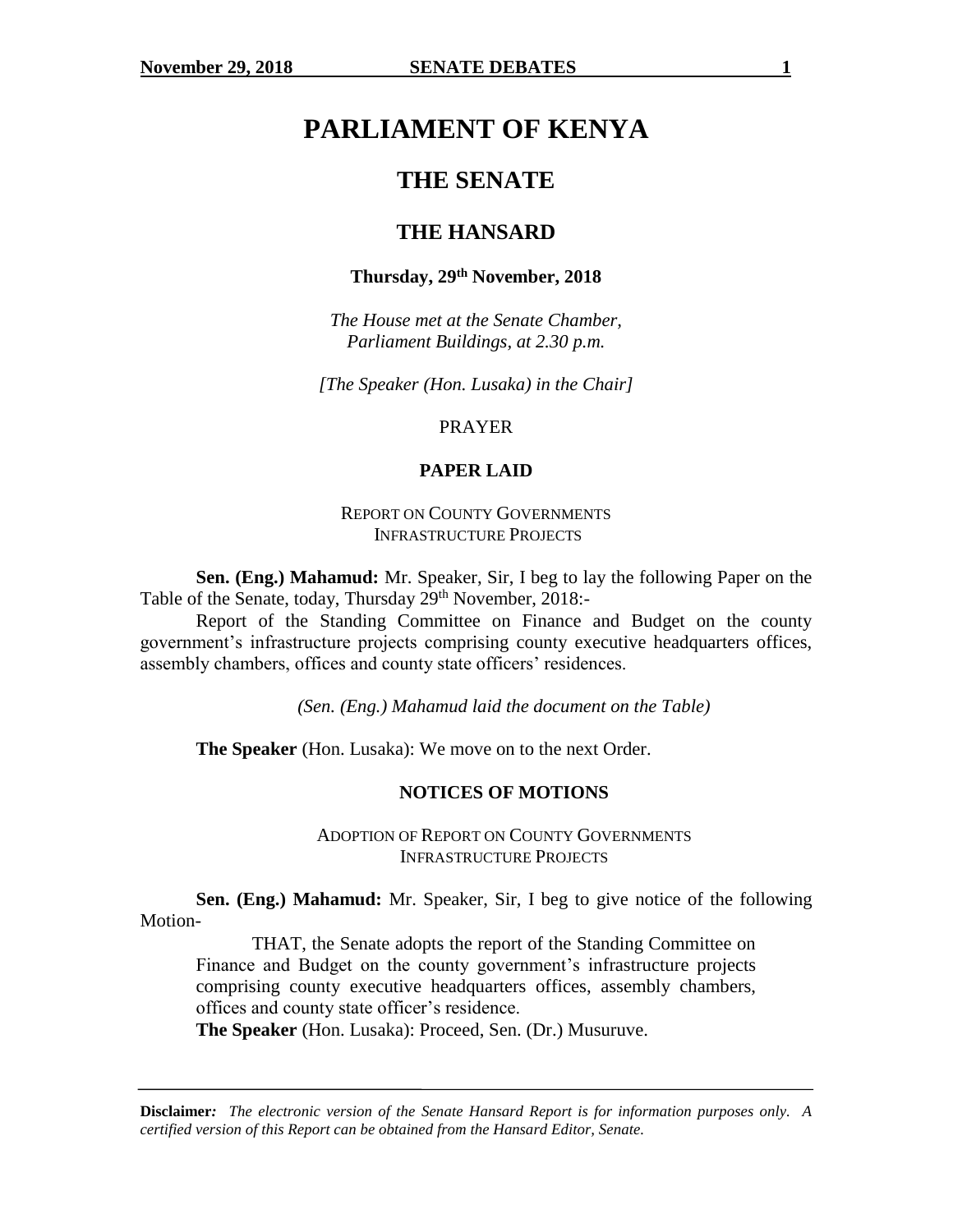# PARLIAMENT OF KENYA

## THE SENATE

## THE HANSARD

**Thursday, 29th November, 2018**

*The House met at the Senate Chamber, Parliament Buildings, at 2.30 p.m.*

*[The Speaker (Hon. Lusaka) in the Chair]*

PRAYER

### PAPER LAID

REPORT ON COUNTY GOVERNMENTS INFRASTRUCTURE PROJECTS

**Sen. (Eng.) Mahamud:** Mr. Speaker, Sir, I beg to lay the following Paper on the Table of the Senate, today, Thursday 29th November, 2018:-

Report of the Standing Committee on Finance and Budget on the county government's infrastructure projects comprising county executive headquarters offices, assembly chambers, offices and county state officers' residences.

*(Sen. (Eng.) Mahamud laid the document on the Table)*

**The Speaker** (Hon. Lusaka): We move on to the next Order.

### NOTICES OF MOTIONS

ADOPTION OF REPORT ON COUNTY GOVERNMENTS INFRASTRUCTURE PROJECTS

**Sen. (Eng.) Mahamud:** Mr. Speaker, Sir, I beg to give notice of the following Motion-

THAT, the Senate adopts the report of the Standing Committee on Finance and Budget on the county government's infrastructure projects comprising county executive headquarters offices, assembly chambers, offices and county state officer's residence.

**The Speaker** (Hon. Lusaka): Proceed, Sen. (Dr.) Musuruve.

**Disclaimer:** *The electronic version of the Senate Hansard Report is for information purposes only. A certified version of this Report can be obtained from the Hansard Editor, Senate.*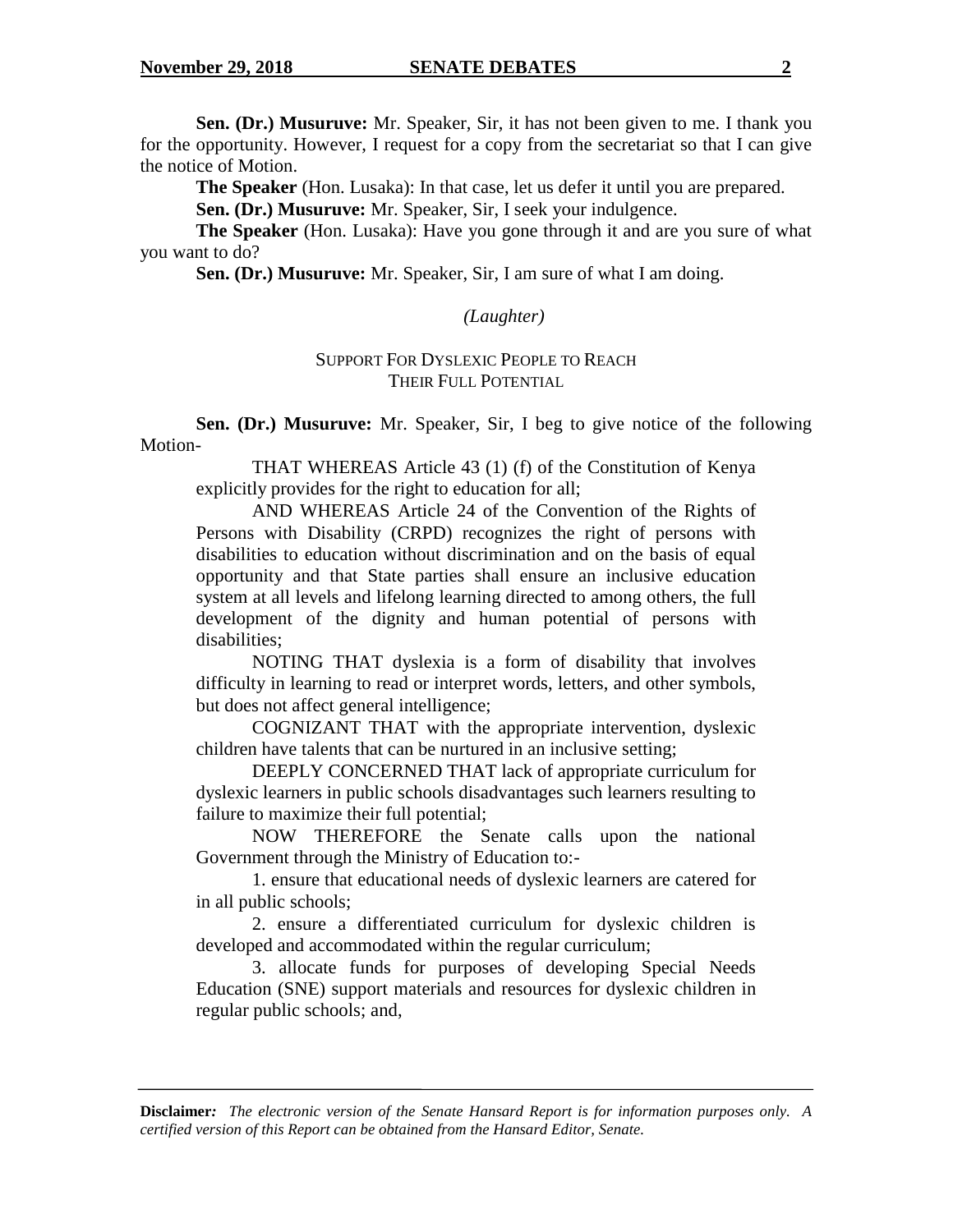**Sen. (Dr.) Musuruve:** Mr. Speaker, Sir, it has not been given to me. I thank you for the opportunity. However, I request for a copy from the secretariat so that I can give the notice of Motion.

**The Speaker** (Hon. Lusaka): In that case, let us defer it until you are prepared.

**Sen. (Dr.) Musuruve:** Mr. Speaker, Sir, I seek your indulgence.

**The Speaker** (Hon. Lusaka): Have you gone through it and are you sure of what you want to do?

**Sen. (Dr.) Musuruve:** Mr. Speaker, Sir, I am sure of what I am doing.

*(Laughter)*

SUPPORT FOR DYSLEXIC PEOPLE TO REACH THEIR FULL POTENTIAL

**Sen. (Dr.) Musuruve:** Mr. Speaker, Sir, I beg to give notice of the following Motion-

> THAT WHEREAS Article 43 (1) (f) of the Constitution of Kenya explicitly provides for the right to education for all;
>
> AND WHEREAS Article 24 of the Convention of the Rights of Persons with Disability (CRPD) recognizes the right of persons with disabilities to education without discrimination and on the basis of equal opportunity and that State parties shall ensure an inclusive education system at all levels and lifelong learning directed to among others, the full development of the dignity and human potential of persons with disabilities;
>
> NOTING THAT dyslexia is a form of disability that involves difficulty in learning to read or interpret words, letters, and other symbols, but does not affect general intelligence;
>
> COGNIZANT THAT with the appropriate intervention, dyslexic children have talents that can be nurtured in an inclusive setting;
>
> DEEPLY CONCERNED THAT lack of appropriate curriculum for dyslexic learners in public schools disadvantages such learners resulting to failure to maximize their full potential;
>
> NOW THEREFORE the Senate calls upon the national Government through the Ministry of Education to:-
>
> 1. ensure that educational needs of dyslexic learners are catered for in all public schools;
>
> 2. ensure a differentiated curriculum for dyslexic children is developed and accommodated within the regular curriculum;
>
> 3. allocate funds for purposes of developing Special Needs Education (SNE) support materials and resources for dyslexic children in regular public schools; and,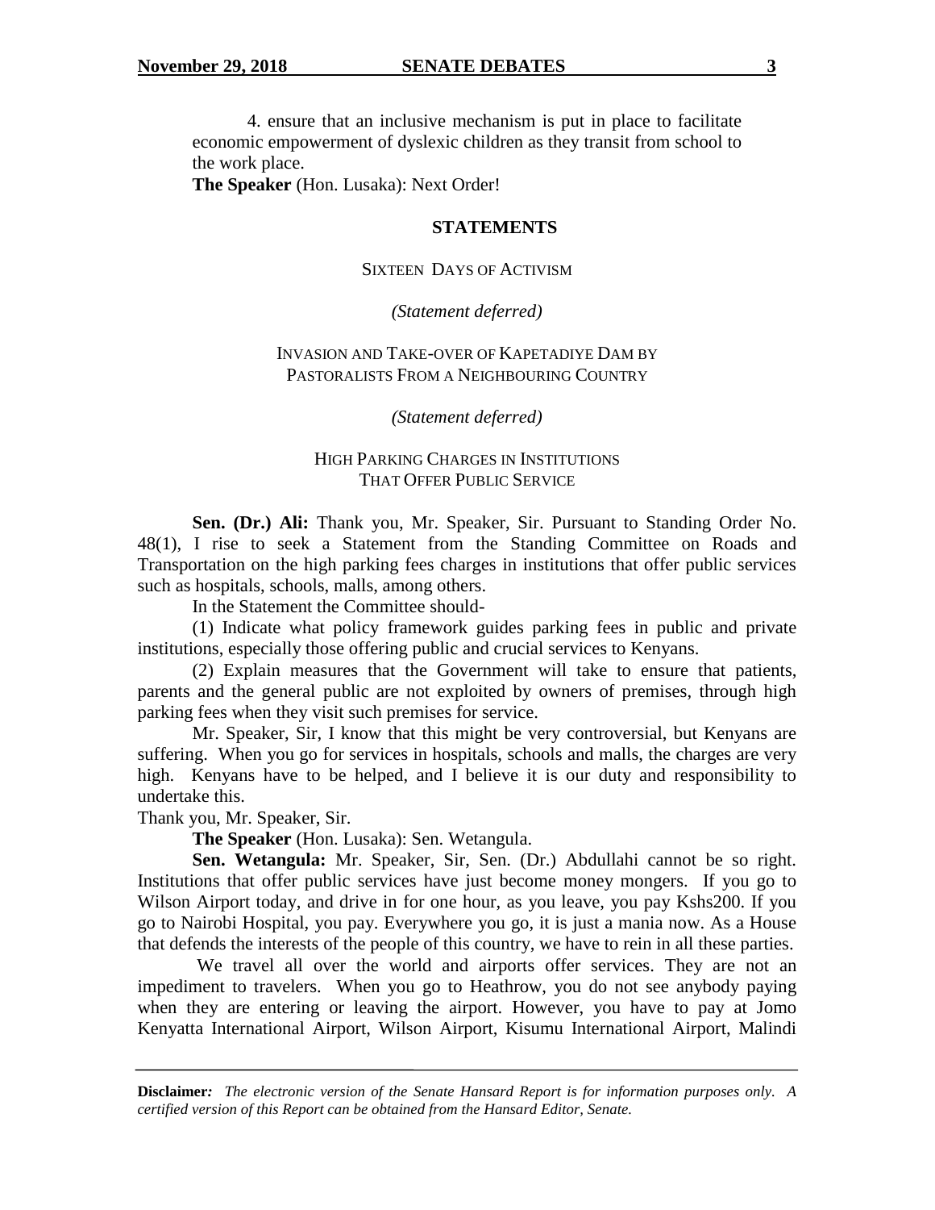4. ensure that an inclusive mechanism is put in place to facilitate economic empowerment of dyslexic children as they transit from school to the work place.

**The Speaker** (Hon. Lusaka): Next Order!

## STATEMENTS

### SIXTEEN DAYS OF ACTIVISM

*(Statement deferred)*

### INVASION AND TAKE-OVER OF KAPETADIYE DAM BY PASTORALISTS FROM A NEIGHBOURING COUNTRY

*(Statement deferred)*

### HIGH PARKING CHARGES IN INSTITUTIONS THAT OFFER PUBLIC SERVICE

**Sen. (Dr.) Ali:** Thank you, Mr. Speaker, Sir. Pursuant to Standing Order No. 48(1), I rise to seek a Statement from the Standing Committee on Roads and Transportation on the high parking fees charges in institutions that offer public services such as hospitals, schools, malls, among others.

In the Statement the Committee should-

(1) Indicate what policy framework guides parking fees in public and private institutions, especially those offering public and crucial services to Kenyans.

(2) Explain measures that the Government will take to ensure that patients, parents and the general public are not exploited by owners of premises, through high parking fees when they visit such premises for service.

Mr. Speaker, Sir, I know that this might be very controversial, but Kenyans are suffering. When you go for services in hospitals, schools and malls, the charges are very high. Kenyans have to be helped, and I believe it is our duty and responsibility to undertake this.

Thank you, Mr. Speaker, Sir.

**The Speaker** (Hon. Lusaka): Sen. Wetangula.

**Sen. Wetangula:** Mr. Speaker, Sir, Sen. (Dr.) Abdullahi cannot be so right. Institutions that offer public services have just become money mongers. If you go to Wilson Airport today, and drive in for one hour, as you leave, you pay Kshs200. If you go to Nairobi Hospital, you pay. Everywhere you go, it is just a mania now. As a House that defends the interests of the people of this country, we have to rein in all these parties.

We travel all over the world and airports offer services. They are not an impediment to travelers. When you go to Heathrow, you do not see anybody paying when they are entering or leaving the airport. However, you have to pay at Jomo Kenyatta International Airport, Wilson Airport, Kisumu International Airport, Malindi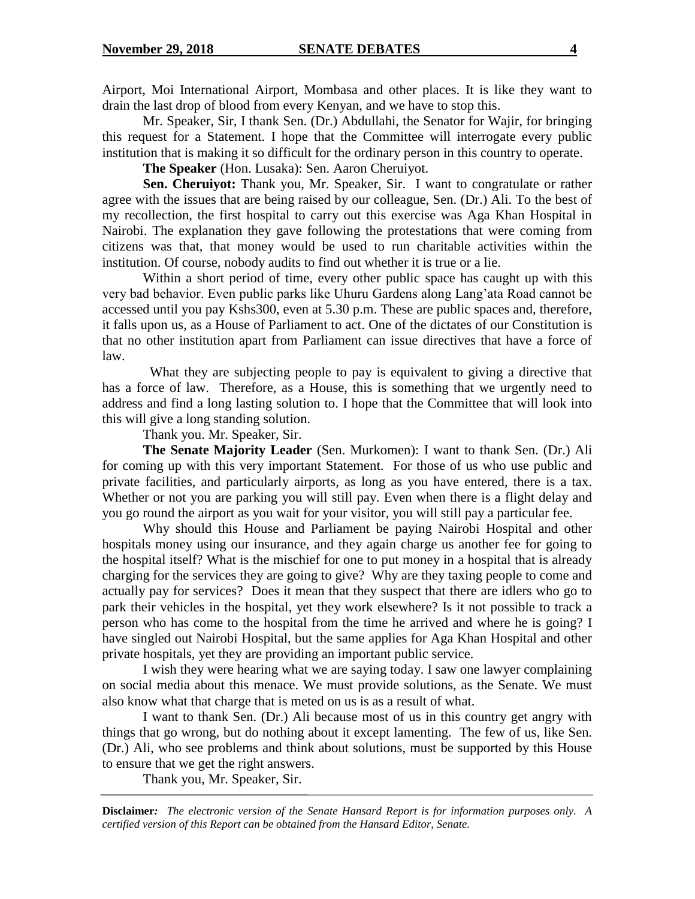Airport, Moi International Airport, Mombasa and other places. It is like they want to drain the last drop of blood from every Kenyan, and we have to stop this.

Mr. Speaker, Sir, I thank Sen. (Dr.) Abdullahi, the Senator for Wajir, for bringing this request for a Statement. I hope that the Committee will interrogate every public institution that is making it so difficult for the ordinary person in this country to operate.

**The Speaker** (Hon. Lusaka): Sen. Aaron Cheruiyot.

**Sen. Cheruiyot:** Thank you, Mr. Speaker, Sir. I want to congratulate or rather agree with the issues that are being raised by our colleague, Sen. (Dr.) Ali. To the best of my recollection, the first hospital to carry out this exercise was Aga Khan Hospital in Nairobi. The explanation they gave following the protestations that were coming from citizens was that, that money would be used to run charitable activities within the institution. Of course, nobody audits to find out whether it is true or a lie.

Within a short period of time, every other public space has caught up with this very bad behavior. Even public parks like Uhuru Gardens along Lang'ata Road cannot be accessed until you pay Kshs300, even at 5.30 p.m. These are public spaces and, therefore, it falls upon us, as a House of Parliament to act. One of the dictates of our Constitution is that no other institution apart from Parliament can issue directives that have a force of law.

What they are subjecting people to pay is equivalent to giving a directive that has a force of law. Therefore, as a House, this is something that we urgently need to address and find a long lasting solution to. I hope that the Committee that will look into this will give a long standing solution.

Thank you. Mr. Speaker, Sir.

**The Senate Majority Leader** (Sen. Murkomen): I want to thank Sen. (Dr.) Ali for coming up with this very important Statement. For those of us who use public and private facilities, and particularly airports, as long as you have entered, there is a tax. Whether or not you are parking you will still pay. Even when there is a flight delay and you go round the airport as you wait for your visitor, you will still pay a particular fee.

Why should this House and Parliament be paying Nairobi Hospital and other hospitals money using our insurance, and they again charge us another fee for going to the hospital itself? What is the mischief for one to put money in a hospital that is already charging for the services they are going to give? Why are they taxing people to come and actually pay for services? Does it mean that they suspect that there are idlers who go to park their vehicles in the hospital, yet they work elsewhere? Is it not possible to track a person who has come to the hospital from the time he arrived and where he is going? I have singled out Nairobi Hospital, but the same applies for Aga Khan Hospital and other private hospitals, yet they are providing an important public service.

I wish they were hearing what we are saying today. I saw one lawyer complaining on social media about this menace. We must provide solutions, as the Senate. We must also know what that charge that is meted on us is as a result of what.

I want to thank Sen. (Dr.) Ali because most of us in this country get angry with things that go wrong, but do nothing about it except lamenting. The few of us, like Sen. (Dr.) Ali, who see problems and think about solutions, must be supported by this House to ensure that we get the right answers.

Thank you, Mr. Speaker, Sir.

**Disclaimer***:* *The electronic version of the Senate Hansard Report is for information purposes only. A certified version of this Report can be obtained from the Hansard Editor, Senate.*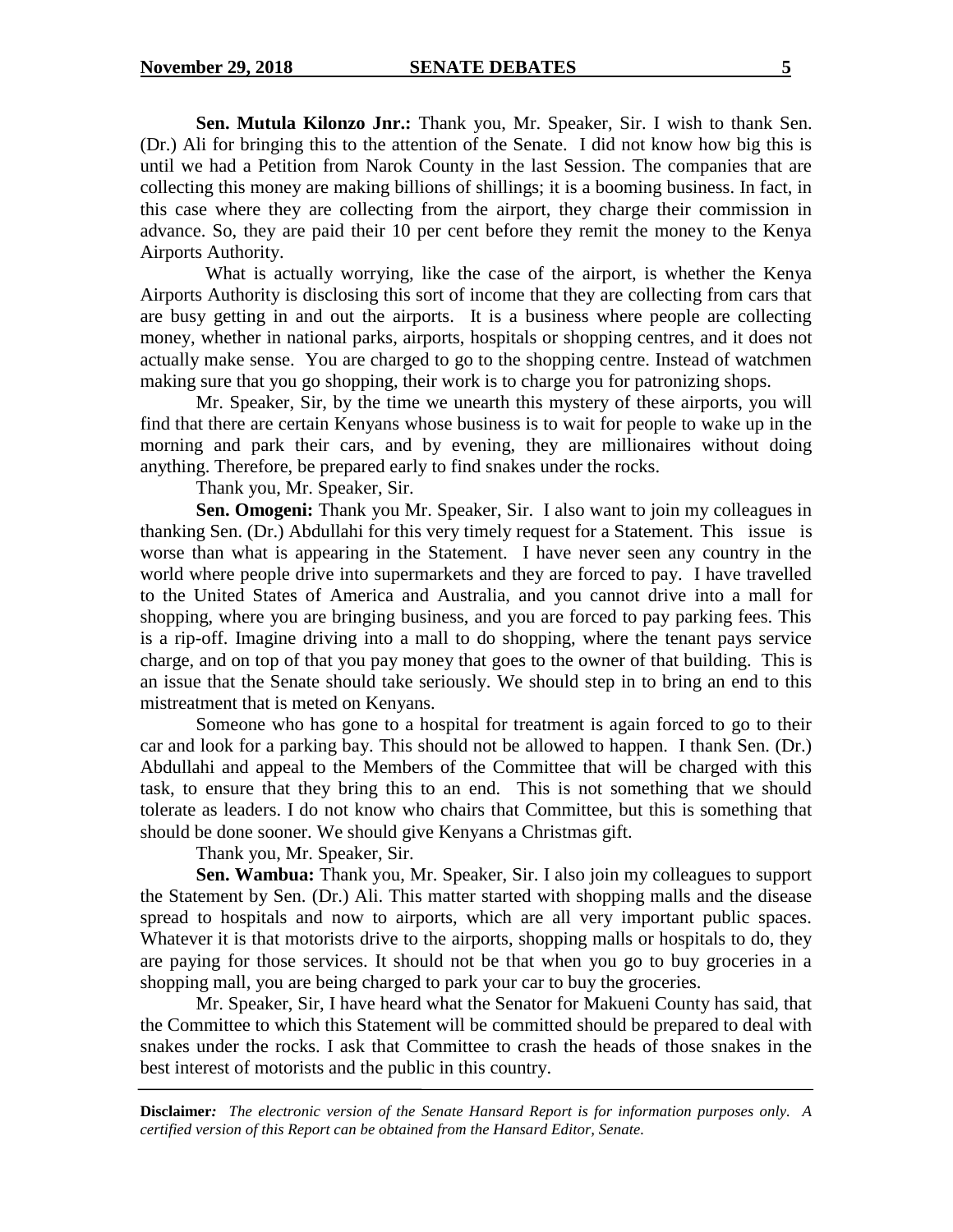**Sen. Mutula Kilonzo Jnr.:** Thank you, Mr. Speaker, Sir. I wish to thank Sen. (Dr.) Ali for bringing this to the attention of the Senate. I did not know how big this is until we had a Petition from Narok County in the last Session. The companies that are collecting this money are making billions of shillings; it is a booming business. In fact, in this case where they are collecting from the airport, they charge their commission in advance. So, they are paid their 10 per cent before they remit the money to the Kenya Airports Authority.

What is actually worrying, like the case of the airport, is whether the Kenya Airports Authority is disclosing this sort of income that they are collecting from cars that are busy getting in and out the airports. It is a business where people are collecting money, whether in national parks, airports, hospitals or shopping centres, and it does not actually make sense. You are charged to go to the shopping centre. Instead of watchmen making sure that you go shopping, their work is to charge you for patronizing shops.

Mr. Speaker, Sir, by the time we unearth this mystery of these airports, you will find that there are certain Kenyans whose business is to wait for people to wake up in the morning and park their cars, and by evening, they are millionaires without doing anything. Therefore, be prepared early to find snakes under the rocks.

Thank you, Mr. Speaker, Sir.

**Sen. Omogeni:** Thank you Mr. Speaker, Sir. I also want to join my colleagues in thanking Sen. (Dr.) Abdullahi for this very timely request for a Statement. This issue is worse than what is appearing in the Statement. I have never seen any country in the world where people drive into supermarkets and they are forced to pay. I have travelled to the United States of America and Australia, and you cannot drive into a mall for shopping, where you are bringing business, and you are forced to pay parking fees. This is a rip-off. Imagine driving into a mall to do shopping, where the tenant pays service charge, and on top of that you pay money that goes to the owner of that building. This is an issue that the Senate should take seriously. We should step in to bring an end to this mistreatment that is meted on Kenyans.

Someone who has gone to a hospital for treatment is again forced to go to their car and look for a parking bay. This should not be allowed to happen. I thank Sen. (Dr.) Abdullahi and appeal to the Members of the Committee that will be charged with this task, to ensure that they bring this to an end. This is not something that we should tolerate as leaders. I do not know who chairs that Committee, but this is something that should be done sooner. We should give Kenyans a Christmas gift.

Thank you, Mr. Speaker, Sir.

**Sen. Wambua:** Thank you, Mr. Speaker, Sir. I also join my colleagues to support the Statement by Sen. (Dr.) Ali. This matter started with shopping malls and the disease spread to hospitals and now to airports, which are all very important public spaces. Whatever it is that motorists drive to the airports, shopping malls or hospitals to do, they are paying for those services. It should not be that when you go to buy groceries in a shopping mall, you are being charged to park your car to buy the groceries.

Mr. Speaker, Sir, I have heard what the Senator for Makueni County has said, that the Committee to which this Statement will be committed should be prepared to deal with snakes under the rocks. I ask that Committee to crash the heads of those snakes in the best interest of motorists and the public in this country.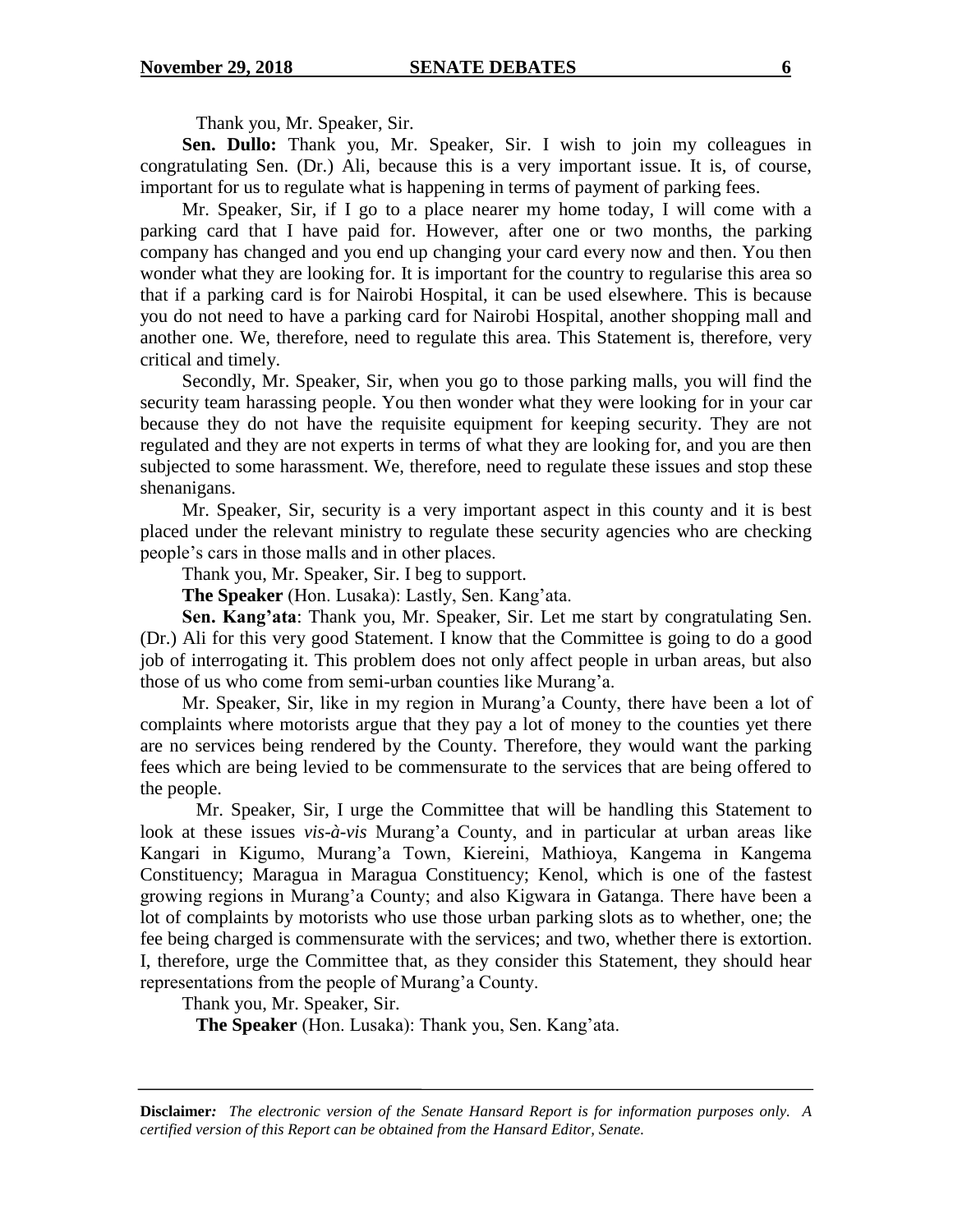Thank you, Mr. Speaker, Sir.

**Sen. Dullo:** Thank you, Mr. Speaker, Sir. I wish to join my colleagues in congratulating Sen. (Dr.) Ali, because this is a very important issue. It is, of course, important for us to regulate what is happening in terms of payment of parking fees.

Mr. Speaker, Sir, if I go to a place nearer my home today, I will come with a parking card that I have paid for. However, after one or two months, the parking company has changed and you end up changing your card every now and then. You then wonder what they are looking for. It is important for the country to regularise this area so that if a parking card is for Nairobi Hospital, it can be used elsewhere. This is because you do not need to have a parking card for Nairobi Hospital, another shopping mall and another one. We, therefore, need to regulate this area. This Statement is, therefore, very critical and timely.

Secondly, Mr. Speaker, Sir, when you go to those parking malls, you will find the security team harassing people. You then wonder what they were looking for in your car because they do not have the requisite equipment for keeping security. They are not regulated and they are not experts in terms of what they are looking for, and you are then subjected to some harassment. We, therefore, need to regulate these issues and stop these shenanigans.

Mr. Speaker, Sir, security is a very important aspect in this county and it is best placed under the relevant ministry to regulate these security agencies who are checking people's cars in those malls and in other places.

Thank you, Mr. Speaker, Sir. I beg to support.

**The Speaker** (Hon. Lusaka): Lastly, Sen. Kang'ata.

**Sen. Kang'ata**: Thank you, Mr. Speaker, Sir. Let me start by congratulating Sen. (Dr.) Ali for this very good Statement. I know that the Committee is going to do a good job of interrogating it. This problem does not only affect people in urban areas, but also those of us who come from semi-urban counties like Murang'a.

Mr. Speaker, Sir, like in my region in Murang'a County, there have been a lot of complaints where motorists argue that they pay a lot of money to the counties yet there are no services being rendered by the County. Therefore, they would want the parking fees which are being levied to be commensurate to the services that are being offered to the people.

Mr. Speaker, Sir, I urge the Committee that will be handling this Statement to look at these issues *vis-à-vis* Murang'a County, and in particular at urban areas like Kangari in Kigumo, Murang'a Town, Kiereini, Mathioya, Kangema in Kangema Constituency; Maragua in Maragua Constituency; Kenol, which is one of the fastest growing regions in Murang'a County; and also Kigwara in Gatanga. There have been a lot of complaints by motorists who use those urban parking slots as to whether, one; the fee being charged is commensurate with the services; and two, whether there is extortion. I, therefore, urge the Committee that, as they consider this Statement, they should hear representations from the people of Murang'a County.

Thank you, Mr. Speaker, Sir.

**The Speaker** (Hon. Lusaka): Thank you, Sen. Kang'ata.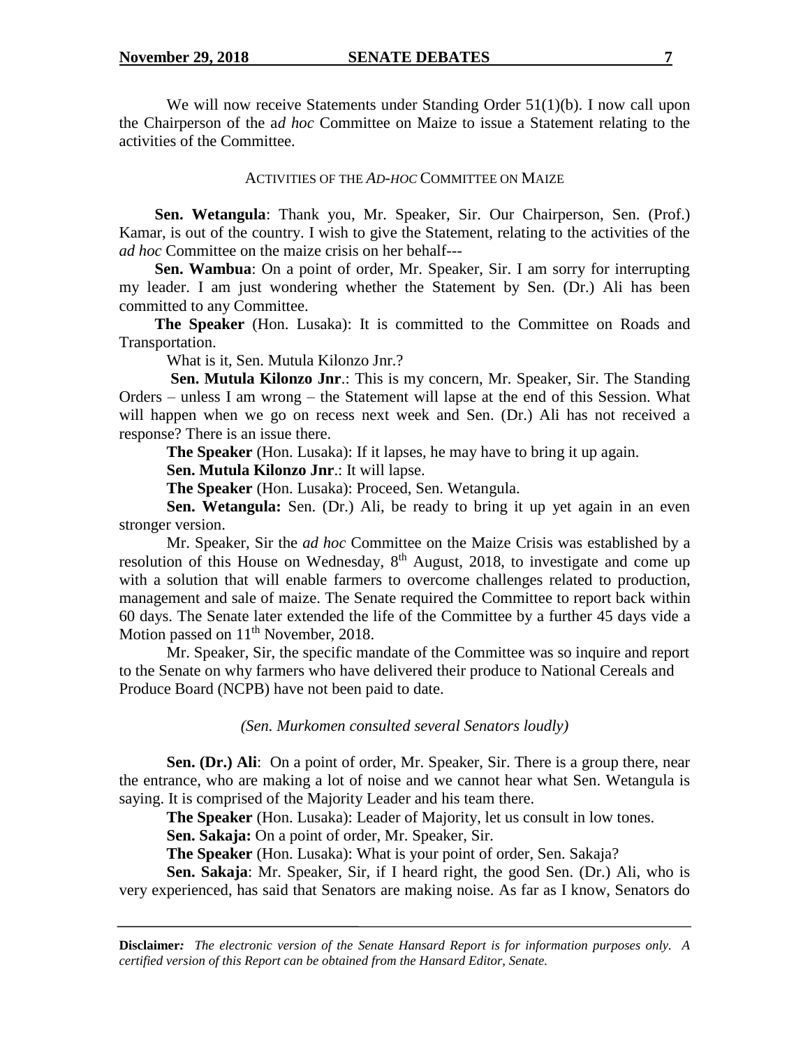We will now receive Statements under Standing Order 51(1)(b). I now call upon the Chairperson of the a*d hoc* Committee on Maize to issue a Statement relating to the activities of the Committee.

### ACTIVITIES OF THE *AD-HOC* COMMITTEE ON MAIZE

**Sen. Wetangula**: Thank you, Mr. Speaker, Sir. Our Chairperson, Sen. (Prof.) Kamar, is out of the country. I wish to give the Statement, relating to the activities of the *ad hoc* Committee on the maize crisis on her behalf---

**Sen. Wambua**: On a point of order, Mr. Speaker, Sir. I am sorry for interrupting my leader. I am just wondering whether the Statement by Sen. (Dr.) Ali has been committed to any Committee.

**The Speaker** (Hon. Lusaka): It is committed to the Committee on Roads and Transportation.

What is it, Sen. Mutula Kilonzo Jnr.?

**Sen. Mutula Kilonzo Jnr**.: This is my concern, Mr. Speaker, Sir. The Standing Orders – unless I am wrong – the Statement will lapse at the end of this Session. What will happen when we go on recess next week and Sen. (Dr.) Ali has not received a response? There is an issue there.

**The Speaker** (Hon. Lusaka): If it lapses, he may have to bring it up again.

**Sen. Mutula Kilonzo Jnr**.: It will lapse.

**The Speaker** (Hon. Lusaka): Proceed, Sen. Wetangula.

**Sen. Wetangula:** Sen. (Dr.) Ali, be ready to bring it up yet again in an even stronger version.

Mr. Speaker, Sir the *ad hoc* Committee on the Maize Crisis was established by a resolution of this House on Wednesday, 8th August, 2018, to investigate and come up with a solution that will enable farmers to overcome challenges related to production, management and sale of maize. The Senate required the Committee to report back within 60 days. The Senate later extended the life of the Committee by a further 45 days vide a Motion passed on 11th November, 2018.

Mr. Speaker, Sir, the specific mandate of the Committee was so inquire and report to the Senate on why farmers who have delivered their produce to National Cereals and Produce Board (NCPB) have not been paid to date.

*(Sen. Murkomen consulted several Senators loudly)*

**Sen. (Dr.) Ali**: On a point of order, Mr. Speaker, Sir. There is a group there, near the entrance, who are making a lot of noise and we cannot hear what Sen. Wetangula is saying. It is comprised of the Majority Leader and his team there.

**The Speaker** (Hon. Lusaka): Leader of Majority, let us consult in low tones.

**Sen. Sakaja:** On a point of order, Mr. Speaker, Sir.

**The Speaker** (Hon. Lusaka): What is your point of order, Sen. Sakaja?

**Sen. Sakaja**: Mr. Speaker, Sir, if I heard right, the good Sen. (Dr.) Ali, who is very experienced, has said that Senators are making noise. As far as I know, Senators do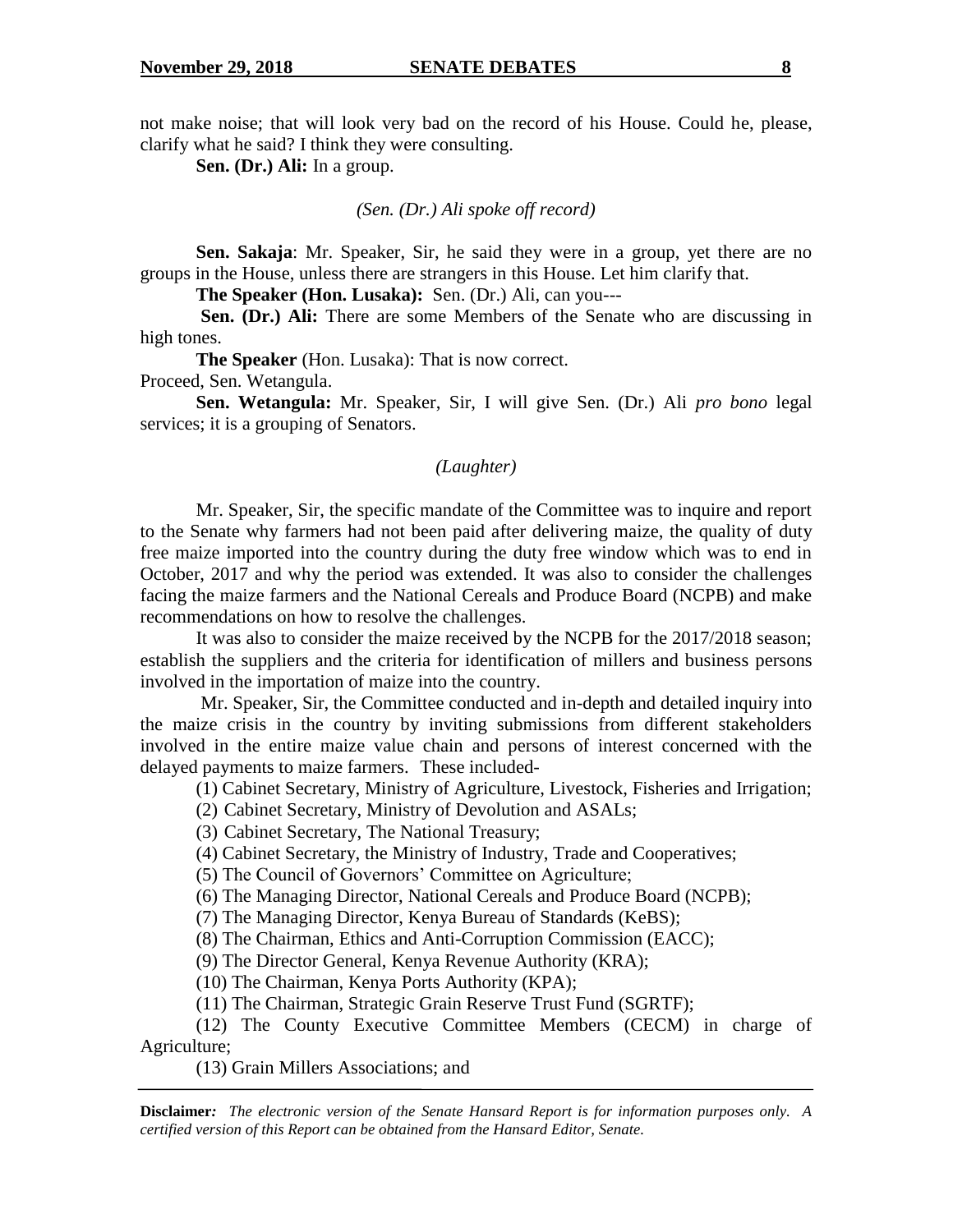not make noise; that will look very bad on the record of his House. Could he, please, clarify what he said? I think they were consulting.

**Sen. (Dr.) Ali:** In a group.

*(Sen. (Dr.) Ali spoke off record)*

**Sen. Sakaja**: Mr. Speaker, Sir, he said they were in a group, yet there are no groups in the House, unless there are strangers in this House. Let him clarify that.

**The Speaker (Hon. Lusaka):** Sen. (Dr.) Ali, can you---

**Sen. (Dr.) Ali:** There are some Members of the Senate who are discussing in high tones.

**The Speaker** (Hon. Lusaka): That is now correct.

Proceed, Sen. Wetangula.

**Sen. Wetangula:** Mr. Speaker, Sir, I will give Sen. (Dr.) Ali *pro bono* legal services; it is a grouping of Senators.

*(Laughter)*

Mr. Speaker, Sir, the specific mandate of the Committee was to inquire and report to the Senate why farmers had not been paid after delivering maize, the quality of duty free maize imported into the country during the duty free window which was to end in October, 2017 and why the period was extended. It was also to consider the challenges facing the maize farmers and the National Cereals and Produce Board (NCPB) and make recommendations on how to resolve the challenges.

It was also to consider the maize received by the NCPB for the 2017/2018 season; establish the suppliers and the criteria for identification of millers and business persons involved in the importation of maize into the country.

Mr. Speaker, Sir, the Committee conducted and in-depth and detailed inquiry into the maize crisis in the country by inviting submissions from different stakeholders involved in the entire maize value chain and persons of interest concerned with the delayed payments to maize farmers. These included-

(1) Cabinet Secretary, Ministry of Agriculture, Livestock, Fisheries and Irrigation;

(2) Cabinet Secretary, Ministry of Devolution and ASALs;

(3) Cabinet Secretary, The National Treasury;

(4) Cabinet Secretary, the Ministry of Industry, Trade and Cooperatives;

(5) The Council of Governors' Committee on Agriculture;

(6) The Managing Director, National Cereals and Produce Board (NCPB);

(7) The Managing Director, Kenya Bureau of Standards (KeBS);

(8) The Chairman, Ethics and Anti-Corruption Commission (EACC);

(9) The Director General, Kenya Revenue Authority (KRA);

(10) The Chairman, Kenya Ports Authority (KPA);

(11) The Chairman, Strategic Grain Reserve Trust Fund (SGRTF);

(12) The County Executive Committee Members (CECM) in charge of Agriculture;

(13) Grain Millers Associations; and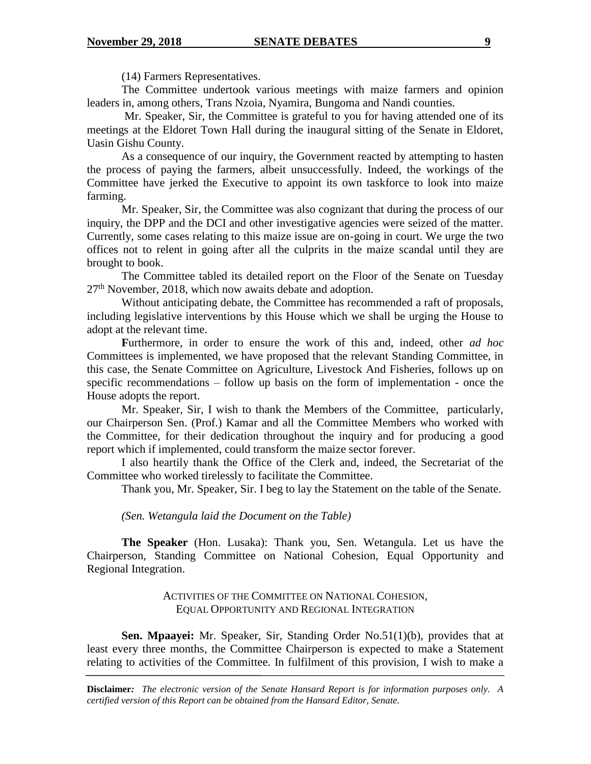(14) Farmers Representatives.

The Committee undertook various meetings with maize farmers and opinion leaders in, among others, Trans Nzoia, Nyamira, Bungoma and Nandi counties.

Mr. Speaker, Sir, the Committee is grateful to you for having attended one of its meetings at the Eldoret Town Hall during the inaugural sitting of the Senate in Eldoret, Uasin Gishu County.

As a consequence of our inquiry, the Government reacted by attempting to hasten the process of paying the farmers, albeit unsuccessfully. Indeed, the workings of the Committee have jerked the Executive to appoint its own taskforce to look into maize farming.

Mr. Speaker, Sir, the Committee was also cognizant that during the process of our inquiry, the DPP and the DCI and other investigative agencies were seized of the matter. Currently, some cases relating to this maize issue are on-going in court. We urge the two offices not to relent in going after all the culprits in the maize scandal until they are brought to book.

The Committee tabled its detailed report on the Floor of the Senate on Tuesday 27th November, 2018, which now awaits debate and adoption.

Without anticipating debate, the Committee has recommended a raft of proposals, including legislative interventions by this House which we shall be urging the House to adopt at the relevant time.

**F**urthermore, in order to ensure the work of this and, indeed, other *ad hoc* Committees is implemented, we have proposed that the relevant Standing Committee, in this case, the Senate Committee on Agriculture, Livestock And Fisheries, follows up on specific recommendations – follow up basis on the form of implementation - once the House adopts the report.

Mr. Speaker, Sir, I wish to thank the Members of the Committee, particularly, our Chairperson Sen. (Prof.) Kamar and all the Committee Members who worked with the Committee, for their dedication throughout the inquiry and for producing a good report which if implemented, could transform the maize sector forever.

I also heartily thank the Office of the Clerk and, indeed, the Secretariat of the Committee who worked tirelessly to facilitate the Committee.

Thank you, Mr. Speaker, Sir. I beg to lay the Statement on the table of the Senate.

*(Sen. Wetangula laid the Document on the Table)*

**The Speaker** (Hon. Lusaka): Thank you, Sen. Wetangula. Let us have the Chairperson, Standing Committee on National Cohesion, Equal Opportunity and Regional Integration.

ACTIVITIES OF THE COMMITTEE ON NATIONAL COHESION, EQUAL OPPORTUNITY AND REGIONAL INTEGRATION

**Sen. Mpaayei:** Mr. Speaker, Sir, Standing Order No.51(1)(b), provides that at least every three months, the Committee Chairperson is expected to make a Statement relating to activities of the Committee. In fulfilment of this provision, I wish to make a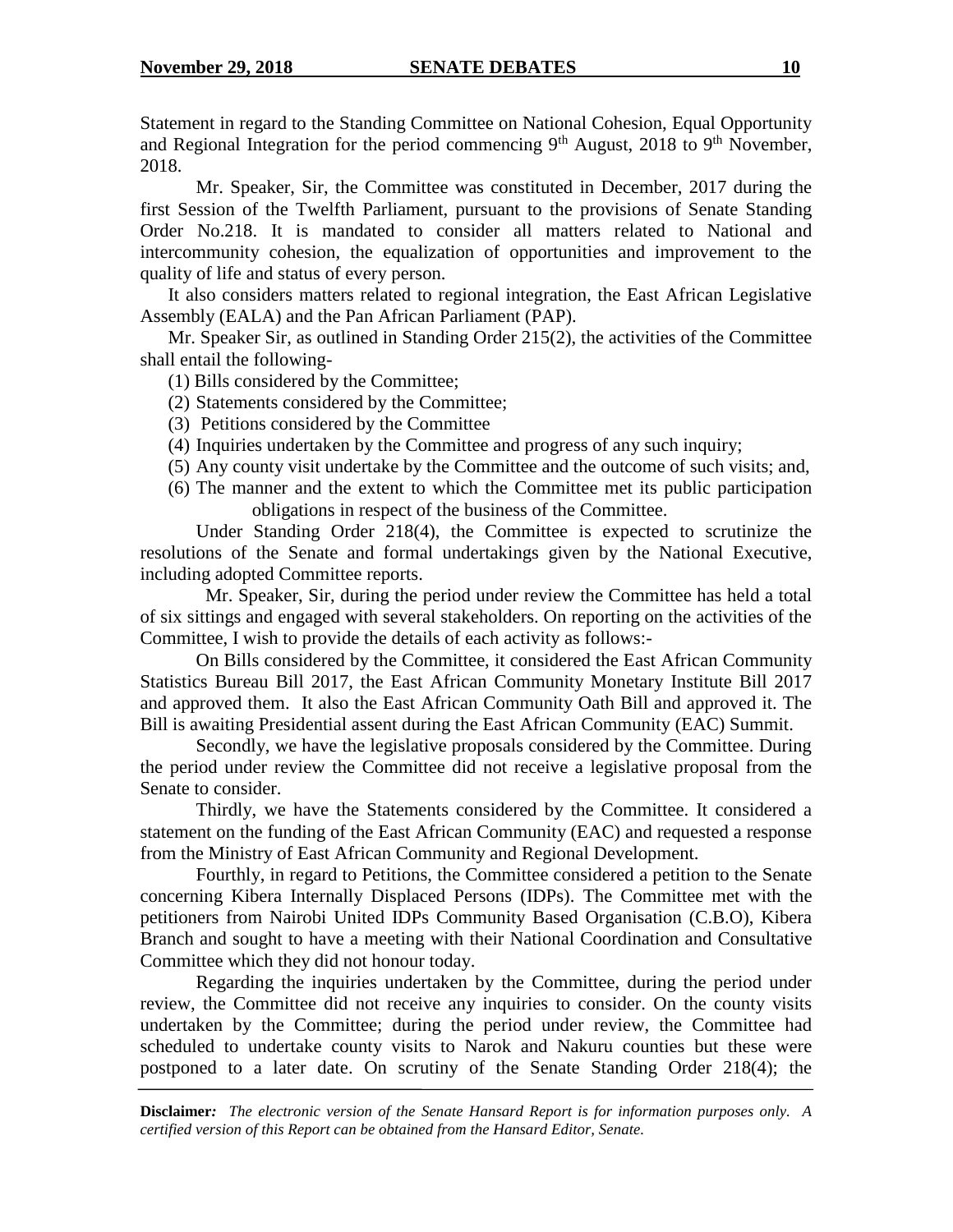Statement in regard to the Standing Committee on National Cohesion, Equal Opportunity and Regional Integration for the period commencing 9th August, 2018 to 9th November, 2018.

Mr. Speaker, Sir, the Committee was constituted in December, 2017 during the first Session of the Twelfth Parliament, pursuant to the provisions of Senate Standing Order No.218. It is mandated to consider all matters related to National and intercommunity cohesion, the equalization of opportunities and improvement to the quality of life and status of every person.

It also considers matters related to regional integration, the East African Legislative Assembly (EALA) and the Pan African Parliament (PAP).

Mr. Speaker Sir, as outlined in Standing Order 215(2), the activities of the Committee shall entail the following-

(1) Bills considered by the Committee;
(2) Statements considered by the Committee;
(3) Petitions considered by the Committee
(4) Inquiries undertaken by the Committee and progress of any such inquiry;
(5) Any county visit undertake by the Committee and the outcome of such visits; and,
(6) The manner and the extent to which the Committee met its public participation obligations in respect of the business of the Committee.

Under Standing Order 218(4), the Committee is expected to scrutinize the resolutions of the Senate and formal undertakings given by the National Executive, including adopted Committee reports.

Mr. Speaker, Sir, during the period under review the Committee has held a total of six sittings and engaged with several stakeholders. On reporting on the activities of the Committee, I wish to provide the details of each activity as follows:-

On Bills considered by the Committee, it considered the East African Community Statistics Bureau Bill 2017, the East African Community Monetary Institute Bill 2017 and approved them. It also the East African Community Oath Bill and approved it. The Bill is awaiting Presidential assent during the East African Community (EAC) Summit.

Secondly, we have the legislative proposals considered by the Committee. During the period under review the Committee did not receive a legislative proposal from the Senate to consider.

Thirdly, we have the Statements considered by the Committee. It considered a statement on the funding of the East African Community (EAC) and requested a response from the Ministry of East African Community and Regional Development.

Fourthly, in regard to Petitions, the Committee considered a petition to the Senate concerning Kibera Internally Displaced Persons (IDPs). The Committee met with the petitioners from Nairobi United IDPs Community Based Organisation (C.B.O), Kibera Branch and sought to have a meeting with their National Coordination and Consultative Committee which they did not honour today.

Regarding the inquiries undertaken by the Committee, during the period under review, the Committee did not receive any inquiries to consider. On the county visits undertaken by the Committee; during the period under review, the Committee had scheduled to undertake county visits to Narok and Nakuru counties but these were postponed to a later date. On scrutiny of the Senate Standing Order 218(4); the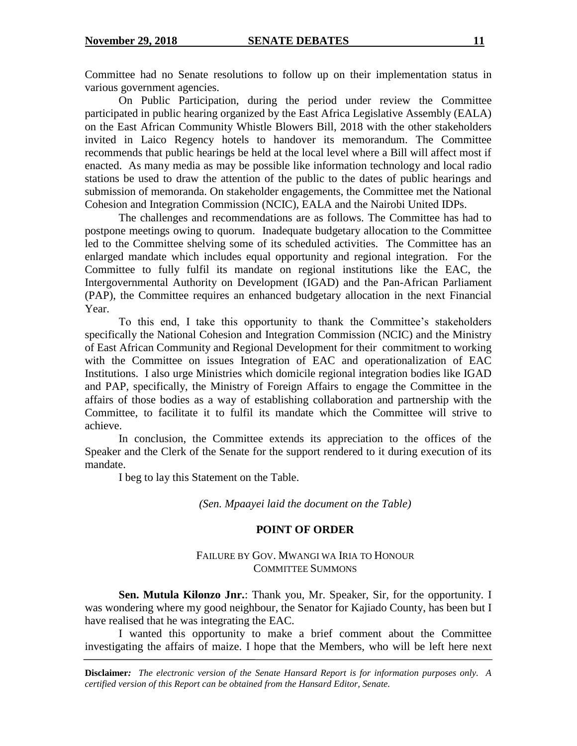Committee had no Senate resolutions to follow up on their implementation status in various government agencies.

On Public Participation, during the period under review the Committee participated in public hearing organized by the East Africa Legislative Assembly (EALA) on the East African Community Whistle Blowers Bill, 2018 with the other stakeholders invited in Laico Regency hotels to handover its memorandum. The Committee recommends that public hearings be held at the local level where a Bill will affect most if enacted. As many media as may be possible like information technology and local radio stations be used to draw the attention of the public to the dates of public hearings and submission of memoranda. On stakeholder engagements, the Committee met the National Cohesion and Integration Commission (NCIC), EALA and the Nairobi United IDPs.

The challenges and recommendations are as follows. The Committee has had to postpone meetings owing to quorum. Inadequate budgetary allocation to the Committee led to the Committee shelving some of its scheduled activities. The Committee has an enlarged mandate which includes equal opportunity and regional integration. For the Committee to fully fulfil its mandate on regional institutions like the EAC, the Intergovernmental Authority on Development (IGAD) and the Pan-African Parliament (PAP), the Committee requires an enhanced budgetary allocation in the next Financial Year.

To this end, I take this opportunity to thank the Committee's stakeholders specifically the National Cohesion and Integration Commission (NCIC) and the Ministry of East African Community and Regional Development for their commitment to working with the Committee on issues Integration of EAC and operationalization of EAC Institutions. I also urge Ministries which domicile regional integration bodies like IGAD and PAP, specifically, the Ministry of Foreign Affairs to engage the Committee in the affairs of those bodies as a way of establishing collaboration and partnership with the Committee, to facilitate it to fulfil its mandate which the Committee will strive to achieve.

In conclusion, the Committee extends its appreciation to the offices of the Speaker and the Clerk of the Senate for the support rendered to it during execution of its mandate.

I beg to lay this Statement on the Table.

*(Sen. Mpaayei laid the document on the Table)*

## POINT OF ORDER

### FAILURE BY GOV. MWANGI WA IRIA TO HONOUR COMMITTEE SUMMONS

**Sen. Mutula Kilonzo Jnr.**: Thank you, Mr. Speaker, Sir, for the opportunity. I was wondering where my good neighbour, the Senator for Kajiado County, has been but I have realised that he was integrating the EAC.

I wanted this opportunity to make a brief comment about the Committee investigating the affairs of maize. I hope that the Members, who will be left here next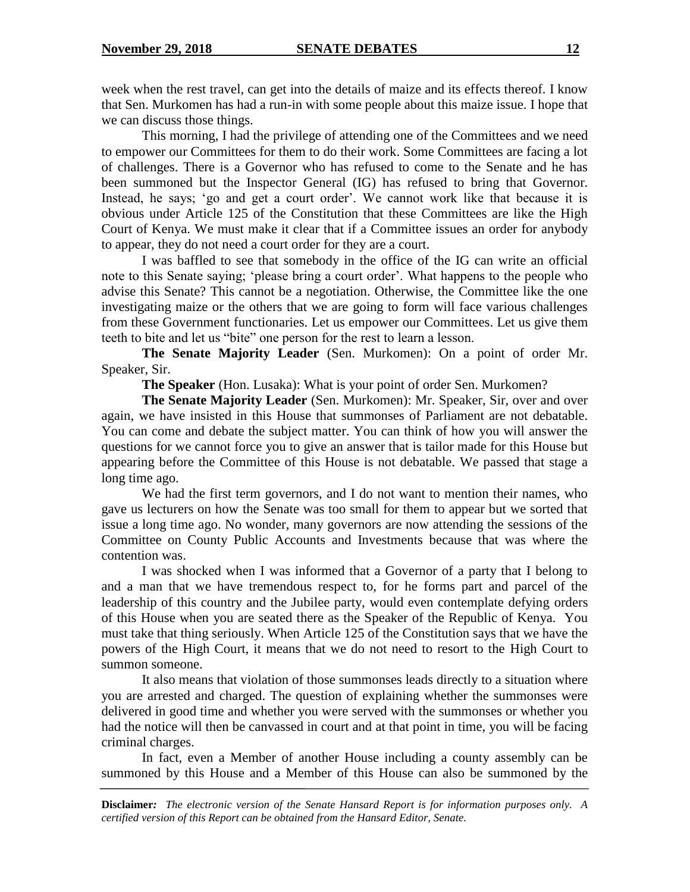week when the rest travel, can get into the details of maize and its effects thereof. I know that Sen. Murkomen has had a run-in with some people about this maize issue. I hope that we can discuss those things.

This morning, I had the privilege of attending one of the Committees and we need to empower our Committees for them to do their work. Some Committees are facing a lot of challenges. There is a Governor who has refused to come to the Senate and he has been summoned but the Inspector General (IG) has refused to bring that Governor. Instead, he says; 'go and get a court order'. We cannot work like that because it is obvious under Article 125 of the Constitution that these Committees are like the High Court of Kenya. We must make it clear that if a Committee issues an order for anybody to appear, they do not need a court order for they are a court.

I was baffled to see that somebody in the office of the IG can write an official note to this Senate saying; 'please bring a court order'. What happens to the people who advise this Senate? This cannot be a negotiation. Otherwise, the Committee like the one investigating maize or the others that we are going to form will face various challenges from these Government functionaries. Let us empower our Committees. Let us give them teeth to bite and let us "bite" one person for the rest to learn a lesson.

**The Senate Majority Leader** (Sen. Murkomen): On a point of order Mr. Speaker, Sir.

**The Speaker** (Hon. Lusaka): What is your point of order Sen. Murkomen?

**The Senate Majority Leader** (Sen. Murkomen): Mr. Speaker, Sir, over and over again, we have insisted in this House that summonses of Parliament are not debatable. You can come and debate the subject matter. You can think of how you will answer the questions for we cannot force you to give an answer that is tailor made for this House but appearing before the Committee of this House is not debatable. We passed that stage a long time ago.

We had the first term governors, and I do not want to mention their names, who gave us lecturers on how the Senate was too small for them to appear but we sorted that issue a long time ago. No wonder, many governors are now attending the sessions of the Committee on County Public Accounts and Investments because that was where the contention was.

I was shocked when I was informed that a Governor of a party that I belong to and a man that we have tremendous respect to, for he forms part and parcel of the leadership of this country and the Jubilee party, would even contemplate defying orders of this House when you are seated there as the Speaker of the Republic of Kenya. You must take that thing seriously. When Article 125 of the Constitution says that we have the powers of the High Court, it means that we do not need to resort to the High Court to summon someone.

It also means that violation of those summonses leads directly to a situation where you are arrested and charged. The question of explaining whether the summonses were delivered in good time and whether you were served with the summonses or whether you had the notice will then be canvassed in court and at that point in time, you will be facing criminal charges.

In fact, even a Member of another House including a county assembly can be summoned by this House and a Member of this House can also be summoned by the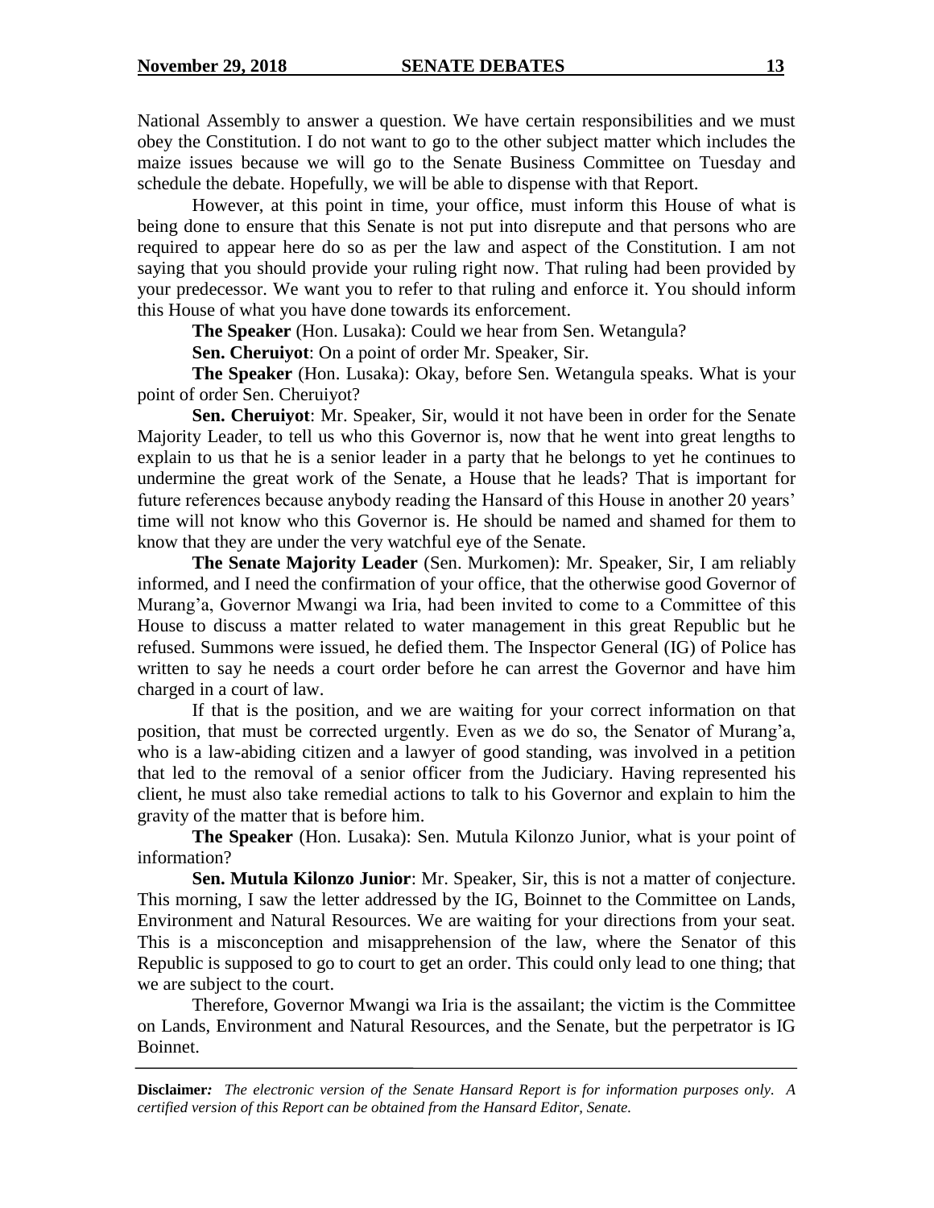National Assembly to answer a question. We have certain responsibilities and we must obey the Constitution. I do not want to go to the other subject matter which includes the maize issues because we will go to the Senate Business Committee on Tuesday and schedule the debate. Hopefully, we will be able to dispense with that Report.

However, at this point in time, your office, must inform this House of what is being done to ensure that this Senate is not put into disrepute and that persons who are required to appear here do so as per the law and aspect of the Constitution. I am not saying that you should provide your ruling right now. That ruling had been provided by your predecessor. We want you to refer to that ruling and enforce it. You should inform this House of what you have done towards its enforcement.

**The Speaker** (Hon. Lusaka): Could we hear from Sen. Wetangula?

**Sen. Cheruiyot**: On a point of order Mr. Speaker, Sir.

**The Speaker** (Hon. Lusaka): Okay, before Sen. Wetangula speaks. What is your point of order Sen. Cheruiyot?

**Sen. Cheruiyot**: Mr. Speaker, Sir, would it not have been in order for the Senate Majority Leader, to tell us who this Governor is, now that he went into great lengths to explain to us that he is a senior leader in a party that he belongs to yet he continues to undermine the great work of the Senate, a House that he leads? That is important for future references because anybody reading the Hansard of this House in another 20 years' time will not know who this Governor is. He should be named and shamed for them to know that they are under the very watchful eye of the Senate.

**The Senate Majority Leader** (Sen. Murkomen): Mr. Speaker, Sir, I am reliably informed, and I need the confirmation of your office, that the otherwise good Governor of Murang'a, Governor Mwangi wa Iria, had been invited to come to a Committee of this House to discuss a matter related to water management in this great Republic but he refused. Summons were issued, he defied them. The Inspector General (IG) of Police has written to say he needs a court order before he can arrest the Governor and have him charged in a court of law.

If that is the position, and we are waiting for your correct information on that position, that must be corrected urgently. Even as we do so, the Senator of Murang'a, who is a law-abiding citizen and a lawyer of good standing, was involved in a petition that led to the removal of a senior officer from the Judiciary. Having represented his client, he must also take remedial actions to talk to his Governor and explain to him the gravity of the matter that is before him.

**The Speaker** (Hon. Lusaka): Sen. Mutula Kilonzo Junior, what is your point of information?

**Sen. Mutula Kilonzo Junior**: Mr. Speaker, Sir, this is not a matter of conjecture. This morning, I saw the letter addressed by the IG, Boinnet to the Committee on Lands, Environment and Natural Resources. We are waiting for your directions from your seat. This is a misconception and misapprehension of the law, where the Senator of this Republic is supposed to go to court to get an order. This could only lead to one thing; that we are subject to the court.

Therefore, Governor Mwangi wa Iria is the assailant; the victim is the Committee on Lands, Environment and Natural Resources, and the Senate, but the perpetrator is IG Boinnet.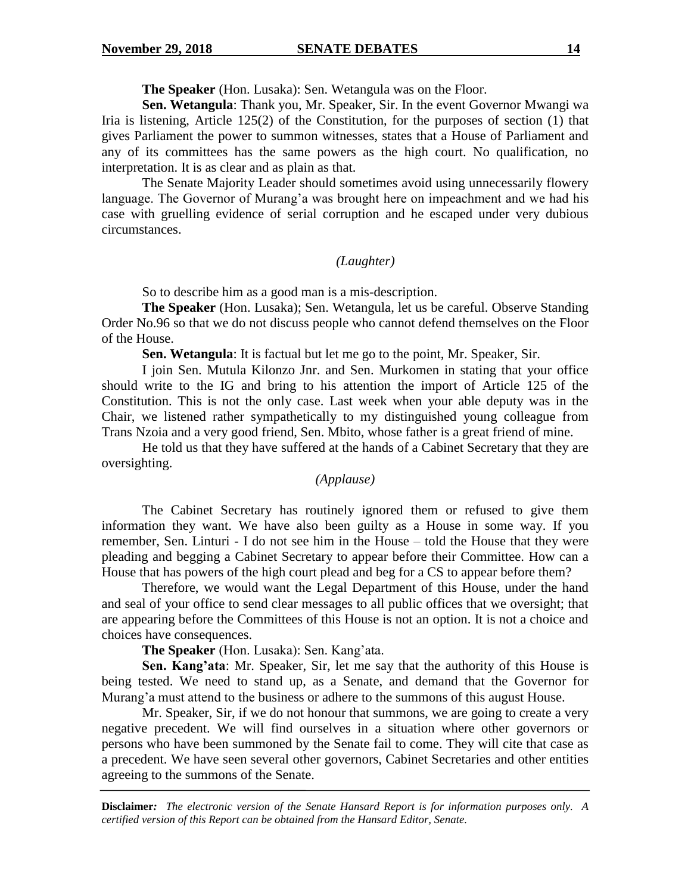**The Speaker** (Hon. Lusaka): Sen. Wetangula was on the Floor.

**Sen. Wetangula**: Thank you, Mr. Speaker, Sir. In the event Governor Mwangi wa Iria is listening, Article 125(2) of the Constitution, for the purposes of section (1) that gives Parliament the power to summon witnesses, states that a House of Parliament and any of its committees has the same powers as the high court. No qualification, no interpretation. It is as clear and as plain as that.

The Senate Majority Leader should sometimes avoid using unnecessarily flowery language. The Governor of Murang'a was brought here on impeachment and we had his case with gruelling evidence of serial corruption and he escaped under very dubious circumstances.

*(Laughter)*

So to describe him as a good man is a mis-description.

**The Speaker** (Hon. Lusaka); Sen. Wetangula, let us be careful. Observe Standing Order No.96 so that we do not discuss people who cannot defend themselves on the Floor of the House.

**Sen. Wetangula**: It is factual but let me go to the point, Mr. Speaker, Sir.

I join Sen. Mutula Kilonzo Jnr. and Sen. Murkomen in stating that your office should write to the IG and bring to his attention the import of Article 125 of the Constitution. This is not the only case. Last week when your able deputy was in the Chair, we listened rather sympathetically to my distinguished young colleague from Trans Nzoia and a very good friend, Sen. Mbito, whose father is a great friend of mine.

He told us that they have suffered at the hands of a Cabinet Secretary that they are oversighting.

*(Applause)*

The Cabinet Secretary has routinely ignored them or refused to give them information they want. We have also been guilty as a House in some way. If you remember, Sen. Linturi - I do not see him in the House – told the House that they were pleading and begging a Cabinet Secretary to appear before their Committee. How can a House that has powers of the high court plead and beg for a CS to appear before them?

Therefore, we would want the Legal Department of this House, under the hand and seal of your office to send clear messages to all public offices that we oversight; that are appearing before the Committees of this House is not an option. It is not a choice and choices have consequences.

**The Speaker** (Hon. Lusaka): Sen. Kang'ata.

**Sen. Kang'ata**: Mr. Speaker, Sir, let me say that the authority of this House is being tested. We need to stand up, as a Senate, and demand that the Governor for Murang'a must attend to the business or adhere to the summons of this august House.

Mr. Speaker, Sir, if we do not honour that summons, we are going to create a very negative precedent. We will find ourselves in a situation where other governors or persons who have been summoned by the Senate fail to come. They will cite that case as a precedent. We have seen several other governors, Cabinet Secretaries and other entities agreeing to the summons of the Senate.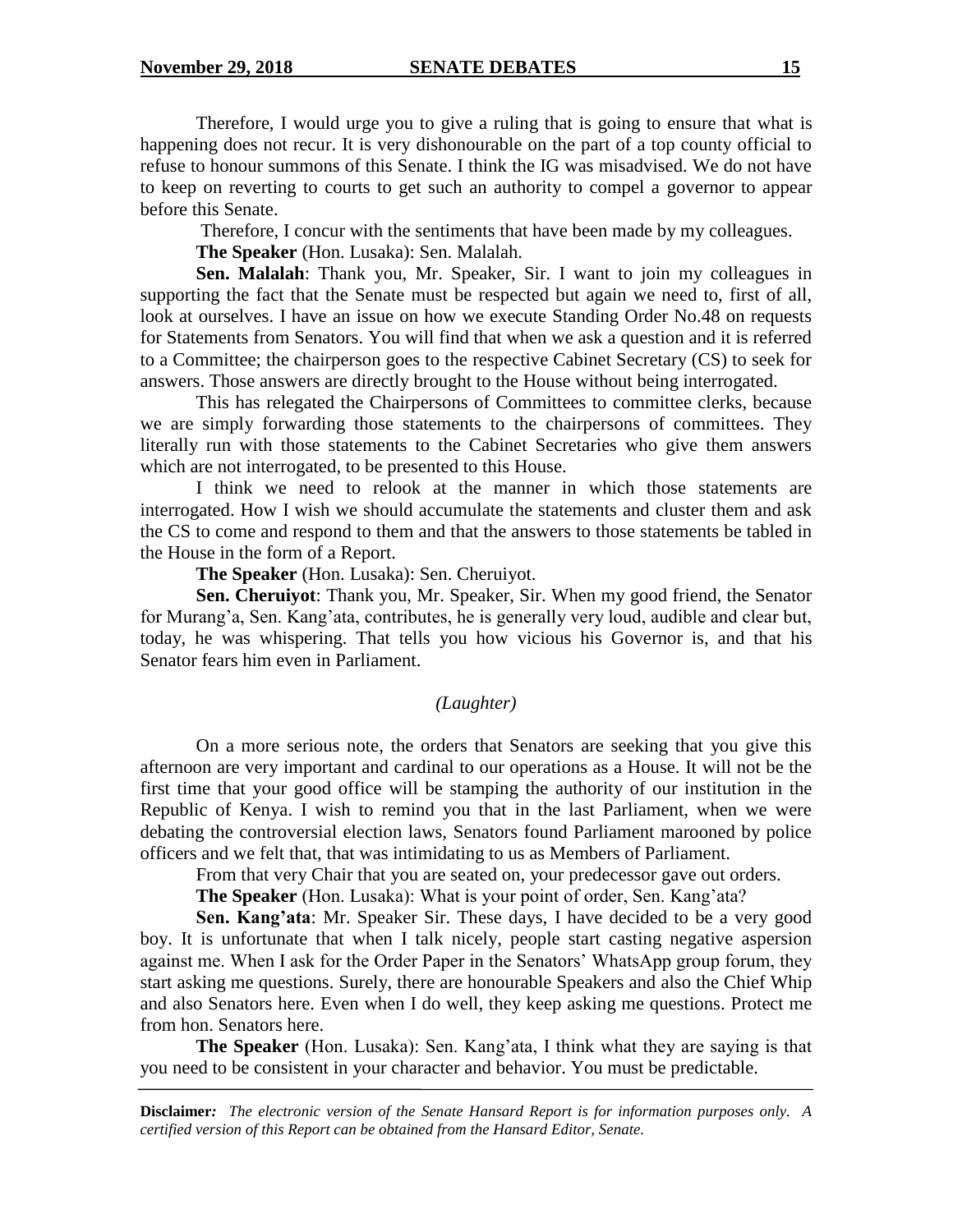Therefore, I would urge you to give a ruling that is going to ensure that what is happening does not recur. It is very dishonourable on the part of a top county official to refuse to honour summons of this Senate. I think the IG was misadvised. We do not have to keep on reverting to courts to get such an authority to compel a governor to appear before this Senate.

Therefore, I concur with the sentiments that have been made by my colleagues.

**The Speaker** (Hon. Lusaka): Sen. Malalah.

**Sen. Malalah**: Thank you, Mr. Speaker, Sir. I want to join my colleagues in supporting the fact that the Senate must be respected but again we need to, first of all, look at ourselves. I have an issue on how we execute Standing Order No.48 on requests for Statements from Senators. You will find that when we ask a question and it is referred to a Committee; the chairperson goes to the respective Cabinet Secretary (CS) to seek for answers. Those answers are directly brought to the House without being interrogated.

This has relegated the Chairpersons of Committees to committee clerks, because we are simply forwarding those statements to the chairpersons of committees. They literally run with those statements to the Cabinet Secretaries who give them answers which are not interrogated, to be presented to this House.

I think we need to relook at the manner in which those statements are interrogated. How I wish we should accumulate the statements and cluster them and ask the CS to come and respond to them and that the answers to those statements be tabled in the House in the form of a Report.

**The Speaker** (Hon. Lusaka): Sen. Cheruiyot.

**Sen. Cheruiyot**: Thank you, Mr. Speaker, Sir. When my good friend, the Senator for Murang'a, Sen. Kang'ata, contributes, he is generally very loud, audible and clear but, today, he was whispering. That tells you how vicious his Governor is, and that his Senator fears him even in Parliament.

*(Laughter)*

On a more serious note, the orders that Senators are seeking that you give this afternoon are very important and cardinal to our operations as a House. It will not be the first time that your good office will be stamping the authority of our institution in the Republic of Kenya. I wish to remind you that in the last Parliament, when we were debating the controversial election laws, Senators found Parliament marooned by police officers and we felt that, that was intimidating to us as Members of Parliament.

From that very Chair that you are seated on, your predecessor gave out orders.

**The Speaker** (Hon. Lusaka): What is your point of order, Sen. Kang'ata?

**Sen. Kang'ata**: Mr. Speaker Sir. These days, I have decided to be a very good boy. It is unfortunate that when I talk nicely, people start casting negative aspersion against me. When I ask for the Order Paper in the Senators' WhatsApp group forum, they start asking me questions. Surely, there are honourable Speakers and also the Chief Whip and also Senators here. Even when I do well, they keep asking me questions. Protect me from hon. Senators here.

**The Speaker** (Hon. Lusaka): Sen. Kang'ata, I think what they are saying is that you need to be consistent in your character and behavior. You must be predictable.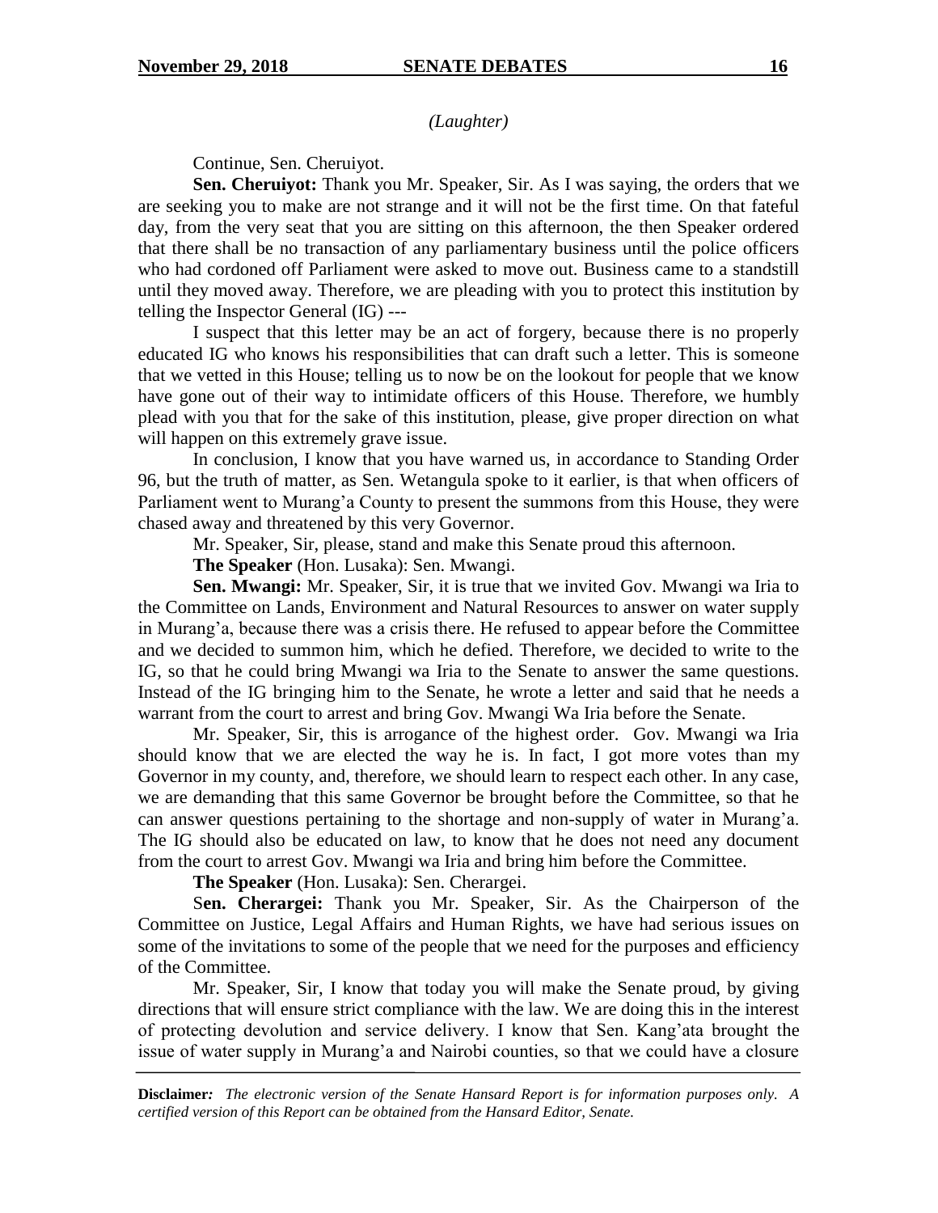*(Laughter)*

Continue, Sen. Cheruiyot.

**Sen. Cheruiyot:** Thank you Mr. Speaker, Sir. As I was saying, the orders that we are seeking you to make are not strange and it will not be the first time. On that fateful day, from the very seat that you are sitting on this afternoon, the then Speaker ordered that there shall be no transaction of any parliamentary business until the police officers who had cordoned off Parliament were asked to move out. Business came to a standstill until they moved away. Therefore, we are pleading with you to protect this institution by telling the Inspector General (IG) ---

I suspect that this letter may be an act of forgery, because there is no properly educated IG who knows his responsibilities that can draft such a letter. This is someone that we vetted in this House; telling us to now be on the lookout for people that we know have gone out of their way to intimidate officers of this House. Therefore, we humbly plead with you that for the sake of this institution, please, give proper direction on what will happen on this extremely grave issue.

In conclusion, I know that you have warned us, in accordance to Standing Order 96, but the truth of matter, as Sen. Wetangula spoke to it earlier, is that when officers of Parliament went to Murang'a County to present the summons from this House, they were chased away and threatened by this very Governor.

Mr. Speaker, Sir, please, stand and make this Senate proud this afternoon.

**The Speaker** (Hon. Lusaka): Sen. Mwangi.

**Sen. Mwangi:** Mr. Speaker, Sir, it is true that we invited Gov. Mwangi wa Iria to the Committee on Lands, Environment and Natural Resources to answer on water supply in Murang'a, because there was a crisis there. He refused to appear before the Committee and we decided to summon him, which he defied. Therefore, we decided to write to the IG, so that he could bring Mwangi wa Iria to the Senate to answer the same questions. Instead of the IG bringing him to the Senate, he wrote a letter and said that he needs a warrant from the court to arrest and bring Gov. Mwangi Wa Iria before the Senate.

Mr. Speaker, Sir, this is arrogance of the highest order. Gov. Mwangi wa Iria should know that we are elected the way he is. In fact, I got more votes than my Governor in my county, and, therefore, we should learn to respect each other. In any case, we are demanding that this same Governor be brought before the Committee, so that he can answer questions pertaining to the shortage and non-supply of water in Murang'a. The IG should also be educated on law, to know that he does not need any document from the court to arrest Gov. Mwangi wa Iria and bring him before the Committee.

**The Speaker** (Hon. Lusaka): Sen. Cherargei.

**Sen. Cherargei:** Thank you Mr. Speaker, Sir. As the Chairperson of the Committee on Justice, Legal Affairs and Human Rights, we have had serious issues on some of the invitations to some of the people that we need for the purposes and efficiency of the Committee.

Mr. Speaker, Sir, I know that today you will make the Senate proud, by giving directions that will ensure strict compliance with the law. We are doing this in the interest of protecting devolution and service delivery. I know that Sen. Kang'ata brought the issue of water supply in Murang'a and Nairobi counties, so that we could have a closure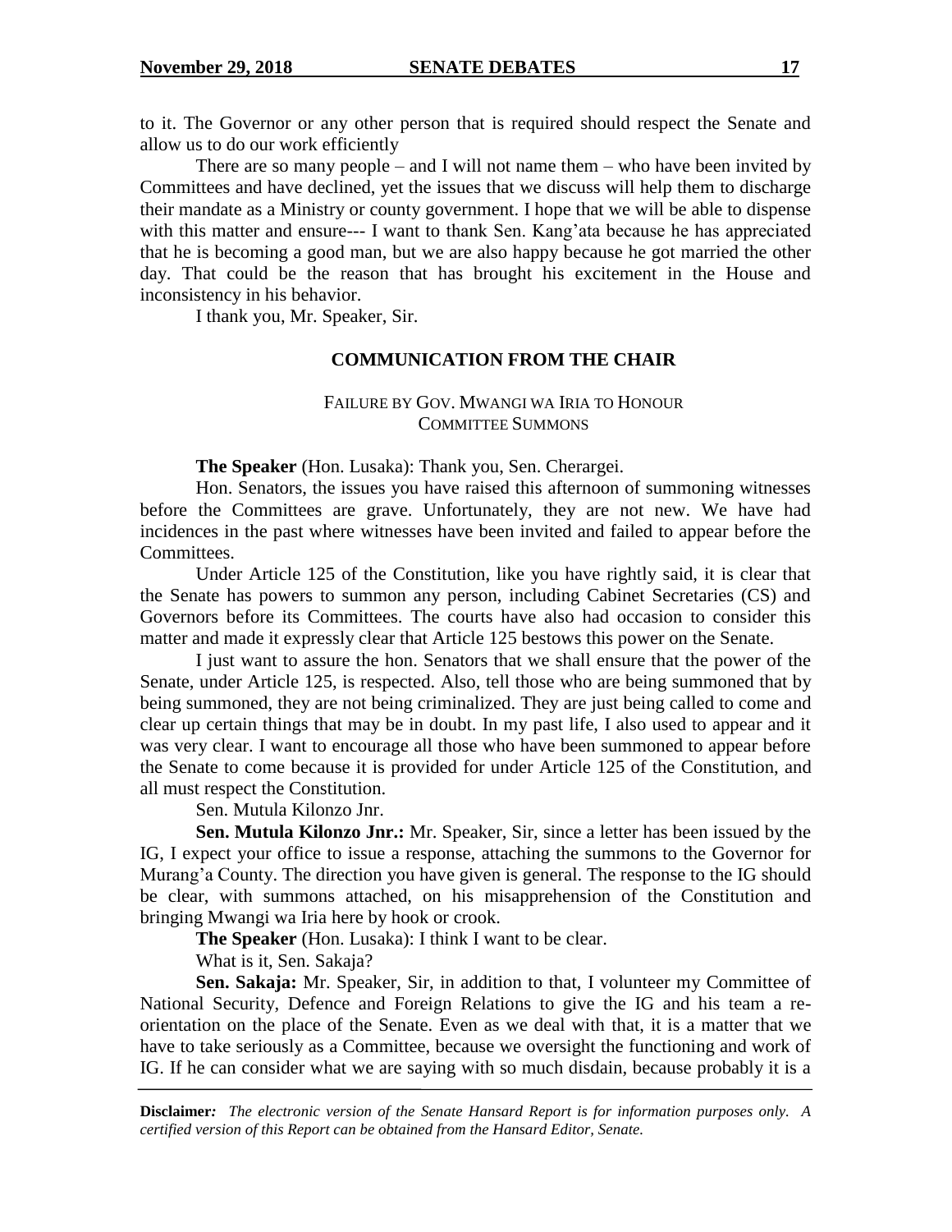to it. The Governor or any other person that is required should respect the Senate and allow us to do our work efficiently

There are so many people – and I will not name them – who have been invited by Committees and have declined, yet the issues that we discuss will help them to discharge their mandate as a Ministry or county government. I hope that we will be able to dispense with this matter and ensure--- I want to thank Sen. Kang'ata because he has appreciated that he is becoming a good man, but we are also happy because he got married the other day. That could be the reason that has brought his excitement in the House and inconsistency in his behavior.

I thank you, Mr. Speaker, Sir.

## COMMUNICATION FROM THE CHAIR

### FAILURE BY GOV. MWANGI WA IRIA TO HONOUR COMMITTEE SUMMONS

**The Speaker** (Hon. Lusaka): Thank you, Sen. Cherargei.

Hon. Senators, the issues you have raised this afternoon of summoning witnesses before the Committees are grave. Unfortunately, they are not new. We have had incidences in the past where witnesses have been invited and failed to appear before the Committees.

Under Article 125 of the Constitution, like you have rightly said, it is clear that the Senate has powers to summon any person, including Cabinet Secretaries (CS) and Governors before its Committees. The courts have also had occasion to consider this matter and made it expressly clear that Article 125 bestows this power on the Senate.

I just want to assure the hon. Senators that we shall ensure that the power of the Senate, under Article 125, is respected. Also, tell those who are being summoned that by being summoned, they are not being criminalized. They are just being called to come and clear up certain things that may be in doubt. In my past life, I also used to appear and it was very clear. I want to encourage all those who have been summoned to appear before the Senate to come because it is provided for under Article 125 of the Constitution, and all must respect the Constitution.

Sen. Mutula Kilonzo Jnr.

**Sen. Mutula Kilonzo Jnr.:** Mr. Speaker, Sir, since a letter has been issued by the IG, I expect your office to issue a response, attaching the summons to the Governor for Murang'a County. The direction you have given is general. The response to the IG should be clear, with summons attached, on his misapprehension of the Constitution and bringing Mwangi wa Iria here by hook or crook.

**The Speaker** (Hon. Lusaka): I think I want to be clear.

What is it, Sen. Sakaja?

**Sen. Sakaja:** Mr. Speaker, Sir, in addition to that, I volunteer my Committee of National Security, Defence and Foreign Relations to give the IG and his team a re-orientation on the place of the Senate. Even as we deal with that, it is a matter that we have to take seriously as a Committee, because we oversight the functioning and work of IG. If he can consider what we are saying with so much disdain, because probably it is a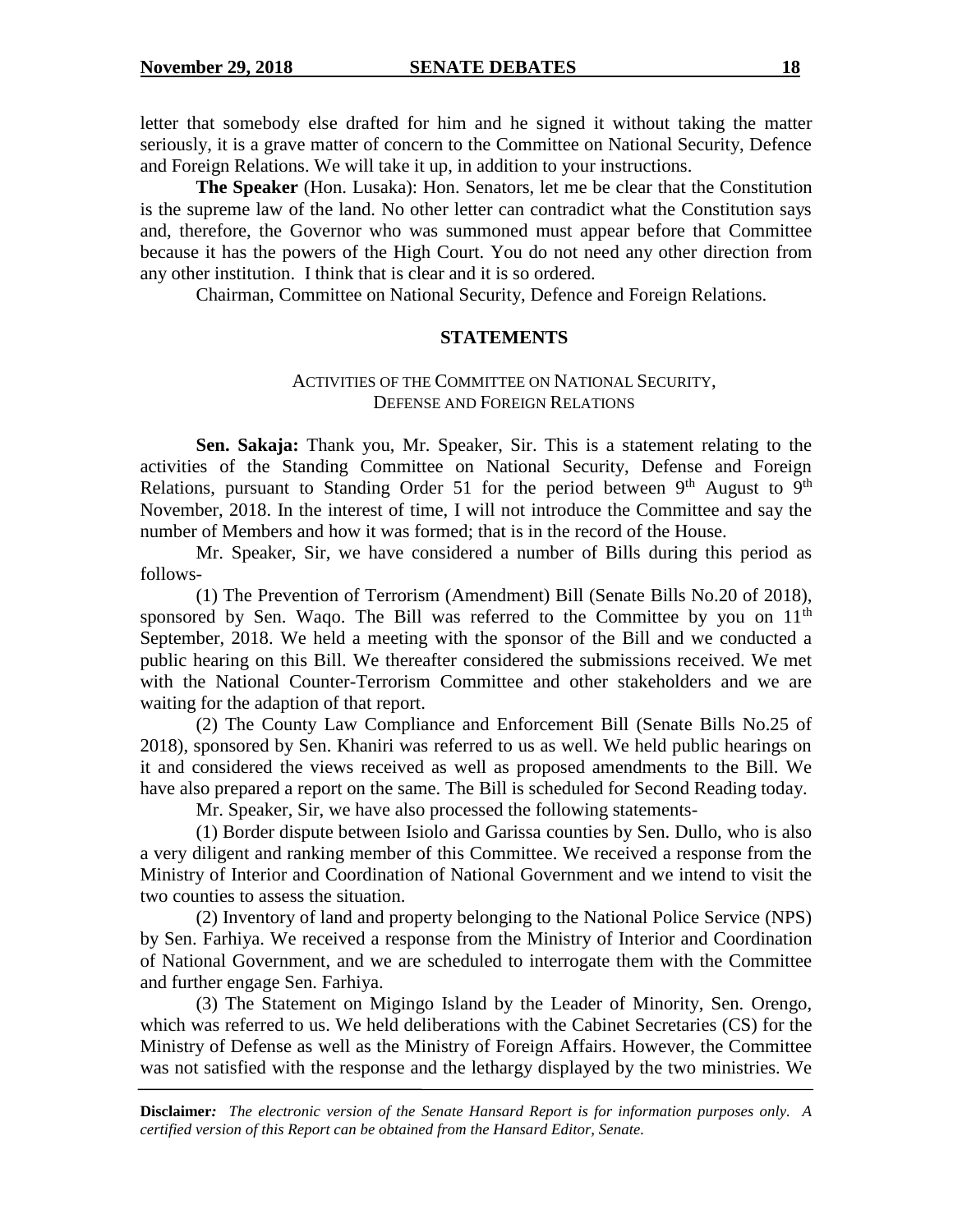letter that somebody else drafted for him and he signed it without taking the matter seriously, it is a grave matter of concern to the Committee on National Security, Defence and Foreign Relations. We will take it up, in addition to your instructions.

**The Speaker** (Hon. Lusaka): Hon. Senators, let me be clear that the Constitution is the supreme law of the land. No other letter can contradict what the Constitution says and, therefore, the Governor who was summoned must appear before that Committee because it has the powers of the High Court. You do not need any other direction from any other institution. I think that is clear and it is so ordered.

Chairman, Committee on National Security, Defence and Foreign Relations.

## STATEMENTS

### ACTIVITIES OF THE COMMITTEE ON NATIONAL SECURITY, DEFENSE AND FOREIGN RELATIONS

**Sen. Sakaja:** Thank you, Mr. Speaker, Sir. This is a statement relating to the activities of the Standing Committee on National Security, Defense and Foreign Relations, pursuant to Standing Order 51 for the period between 9th August to 9th November, 2018. In the interest of time, I will not introduce the Committee and say the number of Members and how it was formed; that is in the record of the House.

Mr. Speaker, Sir, we have considered a number of Bills during this period as follows-

(1) The Prevention of Terrorism (Amendment) Bill (Senate Bills No.20 of 2018), sponsored by Sen. Waqo. The Bill was referred to the Committee by you on 11th September, 2018. We held a meeting with the sponsor of the Bill and we conducted a public hearing on this Bill. We thereafter considered the submissions received. We met with the National Counter-Terrorism Committee and other stakeholders and we are waiting for the adaption of that report.

(2) The County Law Compliance and Enforcement Bill (Senate Bills No.25 of 2018), sponsored by Sen. Khaniri was referred to us as well. We held public hearings on it and considered the views received as well as proposed amendments to the Bill. We have also prepared a report on the same. The Bill is scheduled for Second Reading today.

Mr. Speaker, Sir, we have also processed the following statements-

(1) Border dispute between Isiolo and Garissa counties by Sen. Dullo, who is also a very diligent and ranking member of this Committee. We received a response from the Ministry of Interior and Coordination of National Government and we intend to visit the two counties to assess the situation.

(2) Inventory of land and property belonging to the National Police Service (NPS) by Sen. Farhiya. We received a response from the Ministry of Interior and Coordination of National Government, and we are scheduled to interrogate them with the Committee and further engage Sen. Farhiya.

(3) The Statement on Migingo Island by the Leader of Minority, Sen. Orengo, which was referred to us. We held deliberations with the Cabinet Secretaries (CS) for the Ministry of Defense as well as the Ministry of Foreign Affairs. However, the Committee was not satisfied with the response and the lethargy displayed by the two ministries. We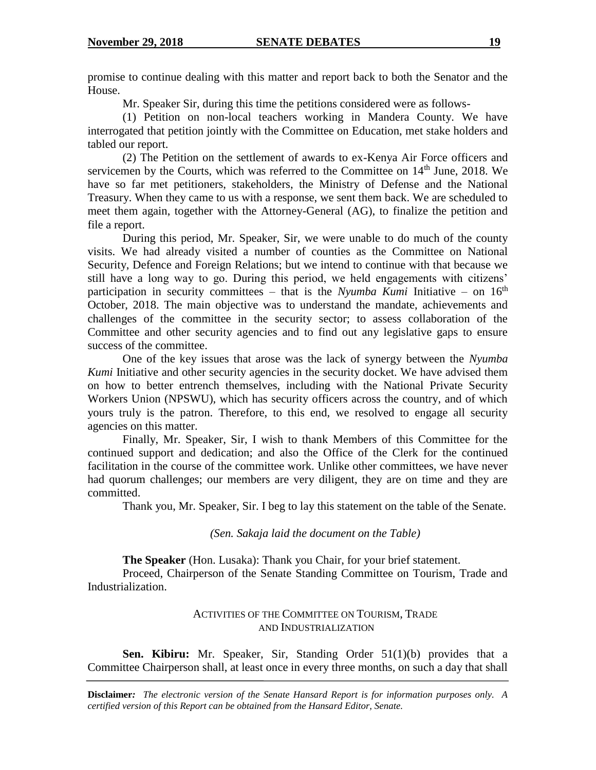promise to continue dealing with this matter and report back to both the Senator and the House.

Mr. Speaker Sir, during this time the petitions considered were as follows-

(1) Petition on non-local teachers working in Mandera County. We have interrogated that petition jointly with the Committee on Education, met stake holders and tabled our report.

(2) The Petition on the settlement of awards to ex-Kenya Air Force officers and servicemen by the Courts, which was referred to the Committee on 14th June, 2018. We have so far met petitioners, stakeholders, the Ministry of Defense and the National Treasury. When they came to us with a response, we sent them back. We are scheduled to meet them again, together with the Attorney-General (AG), to finalize the petition and file a report.

During this period, Mr. Speaker, Sir, we were unable to do much of the county visits. We had already visited a number of counties as the Committee on National Security, Defence and Foreign Relations; but we intend to continue with that because we still have a long way to go. During this period, we held engagements with citizens' participation in security committees – that is the *Nyumba Kumi* Initiative – on 16th October, 2018. The main objective was to understand the mandate, achievements and challenges of the committee in the security sector; to assess collaboration of the Committee and other security agencies and to find out any legislative gaps to ensure success of the committee.

One of the key issues that arose was the lack of synergy between the *Nyumba Kumi* Initiative and other security agencies in the security docket. We have advised them on how to better entrench themselves, including with the National Private Security Workers Union (NPSWU), which has security officers across the country, and of which yours truly is the patron. Therefore, to this end, we resolved to engage all security agencies on this matter.

Finally, Mr. Speaker, Sir, I wish to thank Members of this Committee for the continued support and dedication; and also the Office of the Clerk for the continued facilitation in the course of the committee work. Unlike other committees, we have never had quorum challenges; our members are very diligent, they are on time and they are committed.

Thank you, Mr. Speaker, Sir. I beg to lay this statement on the table of the Senate.

*(Sen. Sakaja laid the document on the Table)*

**The Speaker** (Hon. Lusaka): Thank you Chair, for your brief statement.

Proceed, Chairperson of the Senate Standing Committee on Tourism, Trade and Industrialization.

### ACTIVITIES OF THE COMMITTEE ON TOURISM, TRADE AND INDUSTRIALIZATION

**Sen. Kibiru:** Mr. Speaker, Sir, Standing Order 51(1)(b) provides that a Committee Chairperson shall, at least once in every three months, on such a day that shall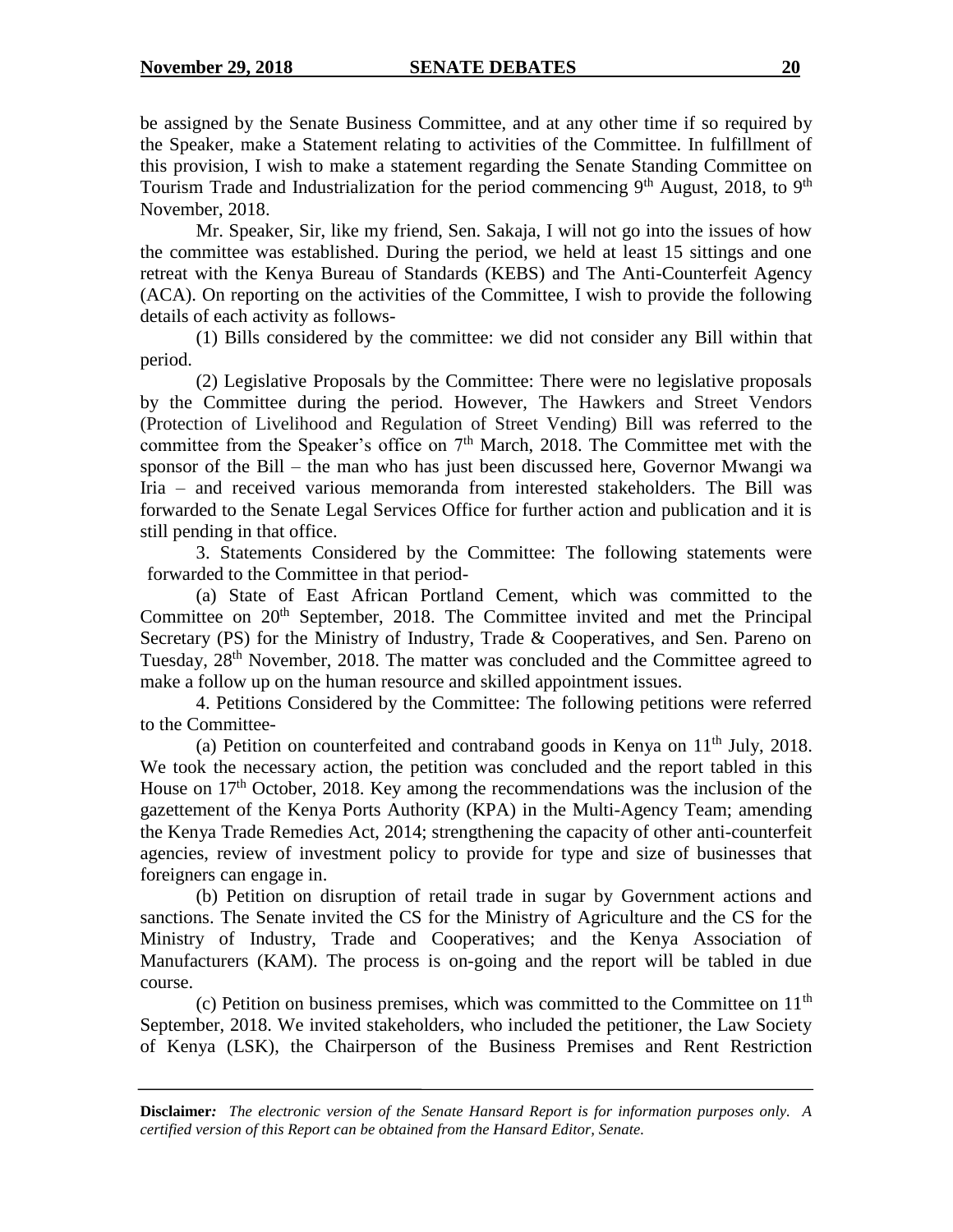be assigned by the Senate Business Committee, and at any other time if so required by the Speaker, make a Statement relating to activities of the Committee. In fulfillment of this provision, I wish to make a statement regarding the Senate Standing Committee on Tourism Trade and Industrialization for the period commencing 9th August, 2018, to 9th November, 2018.

Mr. Speaker, Sir, like my friend, Sen. Sakaja, I will not go into the issues of how the committee was established. During the period, we held at least 15 sittings and one retreat with the Kenya Bureau of Standards (KEBS) and The Anti-Counterfeit Agency (ACA). On reporting on the activities of the Committee, I wish to provide the following details of each activity as follows-

(1) Bills considered by the committee: we did not consider any Bill within that period.

(2) Legislative Proposals by the Committee: There were no legislative proposals by the Committee during the period. However, The Hawkers and Street Vendors (Protection of Livelihood and Regulation of Street Vending) Bill was referred to the committee from the Speaker's office on 7th March, 2018. The Committee met with the sponsor of the Bill – the man who has just been discussed here, Governor Mwangi wa Iria – and received various memoranda from interested stakeholders. The Bill was forwarded to the Senate Legal Services Office for further action and publication and it is still pending in that office.

3. Statements Considered by the Committee: The following statements were forwarded to the Committee in that period-

(a) State of East African Portland Cement, which was committed to the Committee on 20th September, 2018. The Committee invited and met the Principal Secretary (PS) for the Ministry of Industry, Trade & Cooperatives, and Sen. Pareno on Tuesday, 28th November, 2018. The matter was concluded and the Committee agreed to make a follow up on the human resource and skilled appointment issues.

4. Petitions Considered by the Committee: The following petitions were referred to the Committee-

(a) Petition on counterfeited and contraband goods in Kenya on 11th July, 2018. We took the necessary action, the petition was concluded and the report tabled in this House on 17th October, 2018. Key among the recommendations was the inclusion of the gazettement of the Kenya Ports Authority (KPA) in the Multi-Agency Team; amending the Kenya Trade Remedies Act, 2014; strengthening the capacity of other anti-counterfeit agencies, review of investment policy to provide for type and size of businesses that foreigners can engage in.

(b) Petition on disruption of retail trade in sugar by Government actions and sanctions. The Senate invited the CS for the Ministry of Agriculture and the CS for the Ministry of Industry, Trade and Cooperatives; and the Kenya Association of Manufacturers (KAM). The process is on-going and the report will be tabled in due course.

(c) Petition on business premises, which was committed to the Committee on 11th September, 2018. We invited stakeholders, who included the petitioner, the Law Society of Kenya (LSK), the Chairperson of the Business Premises and Rent Restriction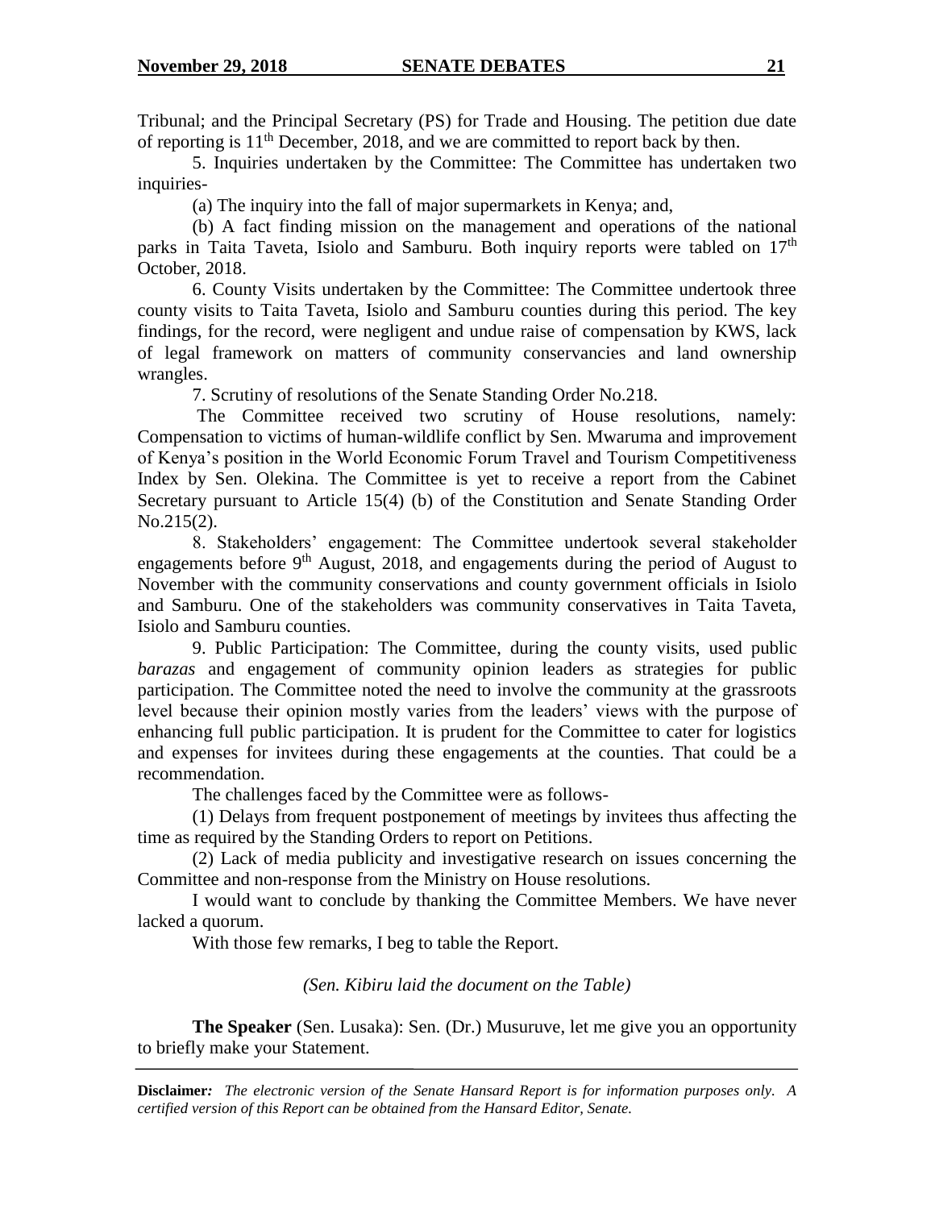Tribunal; and the Principal Secretary (PS) for Trade and Housing. The petition due date of reporting is 11th December, 2018, and we are committed to report back by then.

5. Inquiries undertaken by the Committee: The Committee has undertaken two inquiries-

(a) The inquiry into the fall of major supermarkets in Kenya; and,

(b) A fact finding mission on the management and operations of the national parks in Taita Taveta, Isiolo and Samburu. Both inquiry reports were tabled on 17th October, 2018.

6. County Visits undertaken by the Committee: The Committee undertook three county visits to Taita Taveta, Isiolo and Samburu counties during this period. The key findings, for the record, were negligent and undue raise of compensation by KWS, lack of legal framework on matters of community conservancies and land ownership wrangles.

7. Scrutiny of resolutions of the Senate Standing Order No.218.

The Committee received two scrutiny of House resolutions, namely: Compensation to victims of human-wildlife conflict by Sen. Mwaruma and improvement of Kenya's position in the World Economic Forum Travel and Tourism Competitiveness Index by Sen. Olekina. The Committee is yet to receive a report from the Cabinet Secretary pursuant to Article 15(4) (b) of the Constitution and Senate Standing Order No.215(2).

8. Stakeholders' engagement: The Committee undertook several stakeholder engagements before 9th August, 2018, and engagements during the period of August to November with the community conservations and county government officials in Isiolo and Samburu. One of the stakeholders was community conservatives in Taita Taveta, Isiolo and Samburu counties.

9. Public Participation: The Committee, during the county visits, used public *barazas* and engagement of community opinion leaders as strategies for public participation. The Committee noted the need to involve the community at the grassroots level because their opinion mostly varies from the leaders' views with the purpose of enhancing full public participation. It is prudent for the Committee to cater for logistics and expenses for invitees during these engagements at the counties. That could be a recommendation.

The challenges faced by the Committee were as follows-

(1) Delays from frequent postponement of meetings by invitees thus affecting the time as required by the Standing Orders to report on Petitions.

(2) Lack of media publicity and investigative research on issues concerning the Committee and non-response from the Ministry on House resolutions.

I would want to conclude by thanking the Committee Members. We have never lacked a quorum.

With those few remarks, I beg to table the Report.

*(Sen. Kibiru laid the document on the Table)*

**The Speaker** (Sen. Lusaka): Sen. (Dr.) Musuruve, let me give you an opportunity to briefly make your Statement.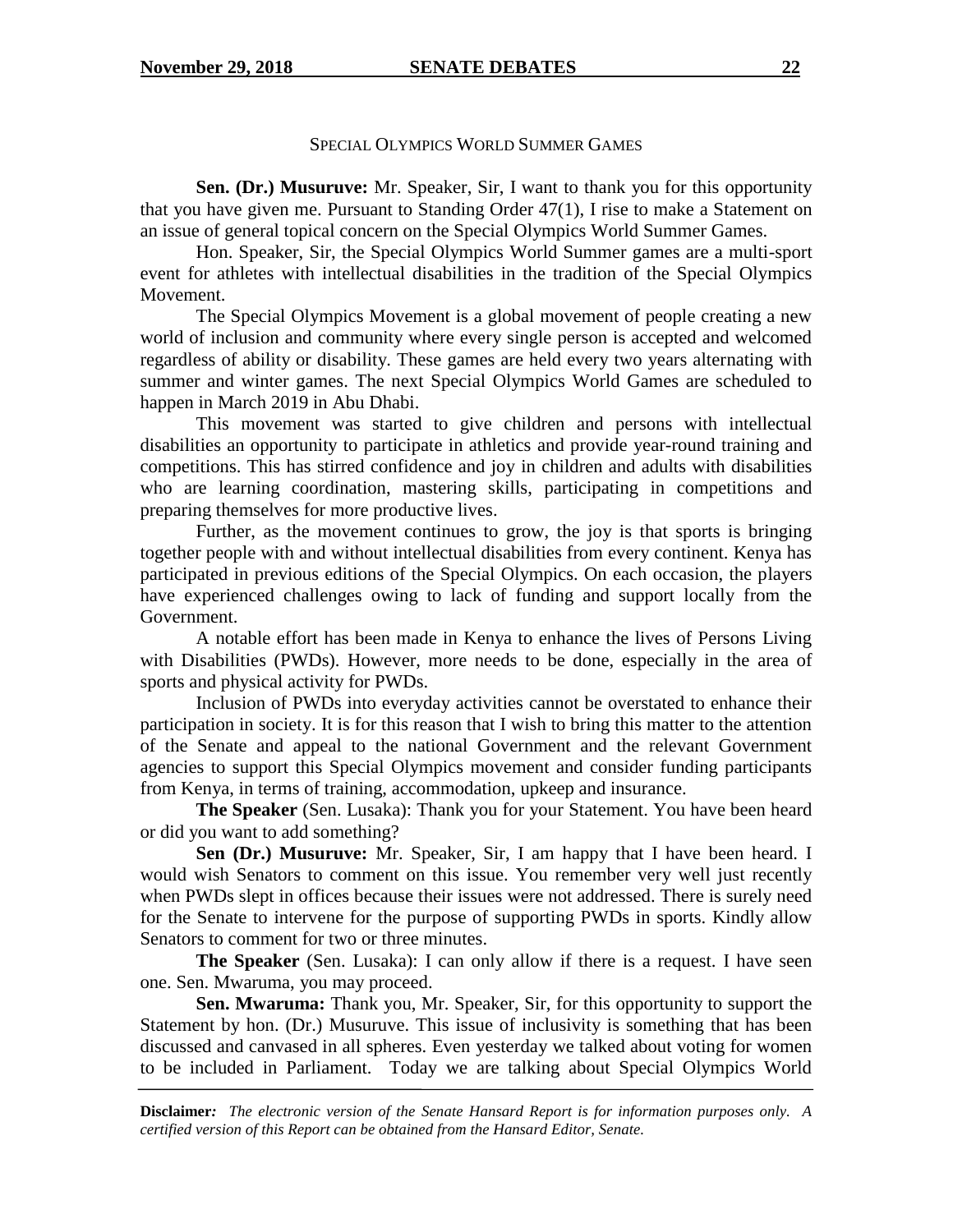## SPECIAL OLYMPICS WORLD SUMMER GAMES

**Sen. (Dr.) Musuruve:** Mr. Speaker, Sir, I want to thank you for this opportunity that you have given me. Pursuant to Standing Order 47(1), I rise to make a Statement on an issue of general topical concern on the Special Olympics World Summer Games.

Hon. Speaker, Sir, the Special Olympics World Summer games are a multi-sport event for athletes with intellectual disabilities in the tradition of the Special Olympics Movement.

The Special Olympics Movement is a global movement of people creating a new world of inclusion and community where every single person is accepted and welcomed regardless of ability or disability. These games are held every two years alternating with summer and winter games. The next Special Olympics World Games are scheduled to happen in March 2019 in Abu Dhabi.

This movement was started to give children and persons with intellectual disabilities an opportunity to participate in athletics and provide year-round training and competitions. This has stirred confidence and joy in children and adults with disabilities who are learning coordination, mastering skills, participating in competitions and preparing themselves for more productive lives.

Further, as the movement continues to grow, the joy is that sports is bringing together people with and without intellectual disabilities from every continent. Kenya has participated in previous editions of the Special Olympics. On each occasion, the players have experienced challenges owing to lack of funding and support locally from the Government.

A notable effort has been made in Kenya to enhance the lives of Persons Living with Disabilities (PWDs). However, more needs to be done, especially in the area of sports and physical activity for PWDs.

Inclusion of PWDs into everyday activities cannot be overstated to enhance their participation in society. It is for this reason that I wish to bring this matter to the attention of the Senate and appeal to the national Government and the relevant Government agencies to support this Special Olympics movement and consider funding participants from Kenya, in terms of training, accommodation, upkeep and insurance.

**The Speaker** (Sen. Lusaka): Thank you for your Statement. You have been heard or did you want to add something?

**Sen (Dr.) Musuruve:** Mr. Speaker, Sir, I am happy that I have been heard. I would wish Senators to comment on this issue. You remember very well just recently when PWDs slept in offices because their issues were not addressed. There is surely need for the Senate to intervene for the purpose of supporting PWDs in sports. Kindly allow Senators to comment for two or three minutes.

**The Speaker** (Sen. Lusaka): I can only allow if there is a request. I have seen one. Sen. Mwaruma, you may proceed.

**Sen. Mwaruma:** Thank you, Mr. Speaker, Sir, for this opportunity to support the Statement by hon. (Dr.) Musuruve. This issue of inclusivity is something that has been discussed and canvased in all spheres. Even yesterday we talked about voting for women to be included in Parliament. Today we are talking about Special Olympics World

**Disclaimer***: The electronic version of the Senate Hansard Report is for information purposes only. A certified version of this Report can be obtained from the Hansard Editor, Senate.*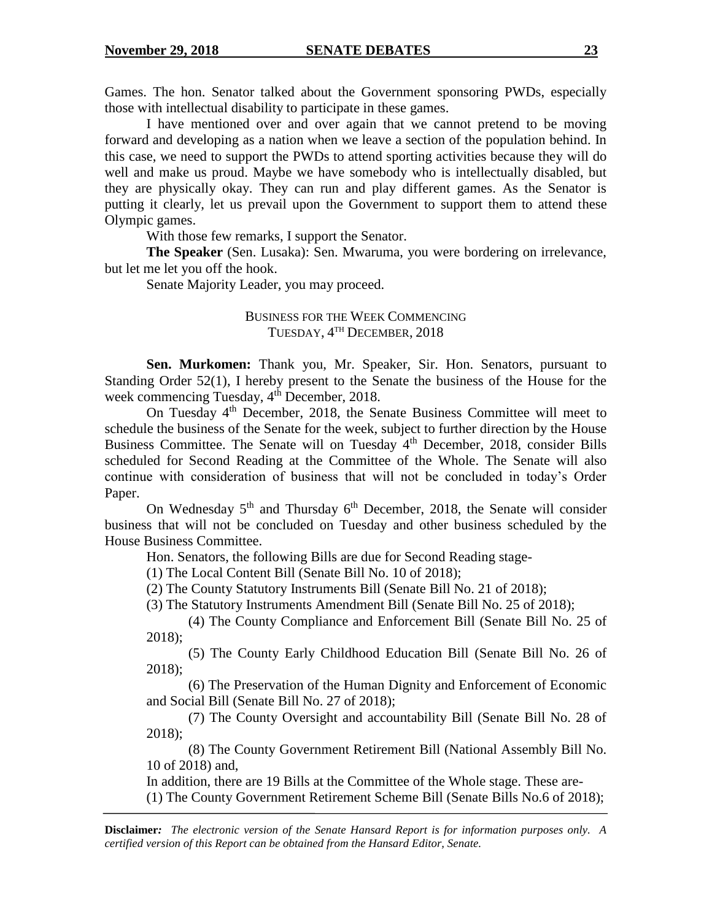Games. The hon. Senator talked about the Government sponsoring PWDs, especially those with intellectual disability to participate in these games.

I have mentioned over and over again that we cannot pretend to be moving forward and developing as a nation when we leave a section of the population behind. In this case, we need to support the PWDs to attend sporting activities because they will do well and make us proud. Maybe we have somebody who is intellectually disabled, but they are physically okay. They can run and play different games. As the Senator is putting it clearly, let us prevail upon the Government to support them to attend these Olympic games.

With those few remarks, I support the Senator.

**The Speaker** (Sen. Lusaka): Sen. Mwaruma, you were bordering on irrelevance, but let me let you off the hook.

Senate Majority Leader, you may proceed.

## BUSINESS FOR THE WEEK COMMENCING TUESDAY, 4TH DECEMBER, 2018

**Sen. Murkomen:** Thank you, Mr. Speaker, Sir. Hon. Senators, pursuant to Standing Order 52(1), I hereby present to the Senate the business of the House for the week commencing Tuesday, 4th December, 2018.

On Tuesday 4th December, 2018, the Senate Business Committee will meet to schedule the business of the Senate for the week, subject to further direction by the House Business Committee. The Senate will on Tuesday 4th December, 2018, consider Bills scheduled for Second Reading at the Committee of the Whole. The Senate will also continue with consideration of business that will not be concluded in today's Order Paper.

On Wednesday 5th and Thursday 6th December, 2018, the Senate will consider business that will not be concluded on Tuesday and other business scheduled by the House Business Committee.

Hon. Senators, the following Bills are due for Second Reading stage-

(1) The Local Content Bill (Senate Bill No. 10 of 2018);

(2) The County Statutory Instruments Bill (Senate Bill No. 21 of 2018);

(3) The Statutory Instruments Amendment Bill (Senate Bill No. 25 of 2018);

(4) The County Compliance and Enforcement Bill (Senate Bill No. 25 of 2018);

(5) The County Early Childhood Education Bill (Senate Bill No. 26 of 2018);

(6) The Preservation of the Human Dignity and Enforcement of Economic and Social Bill (Senate Bill No. 27 of 2018);

(7) The County Oversight and accountability Bill (Senate Bill No. 28 of 2018);

(8) The County Government Retirement Bill (National Assembly Bill No. 10 of 2018) and,

In addition, there are 19 Bills at the Committee of the Whole stage. These are-

(1) The County Government Retirement Scheme Bill (Senate Bills No.6 of 2018);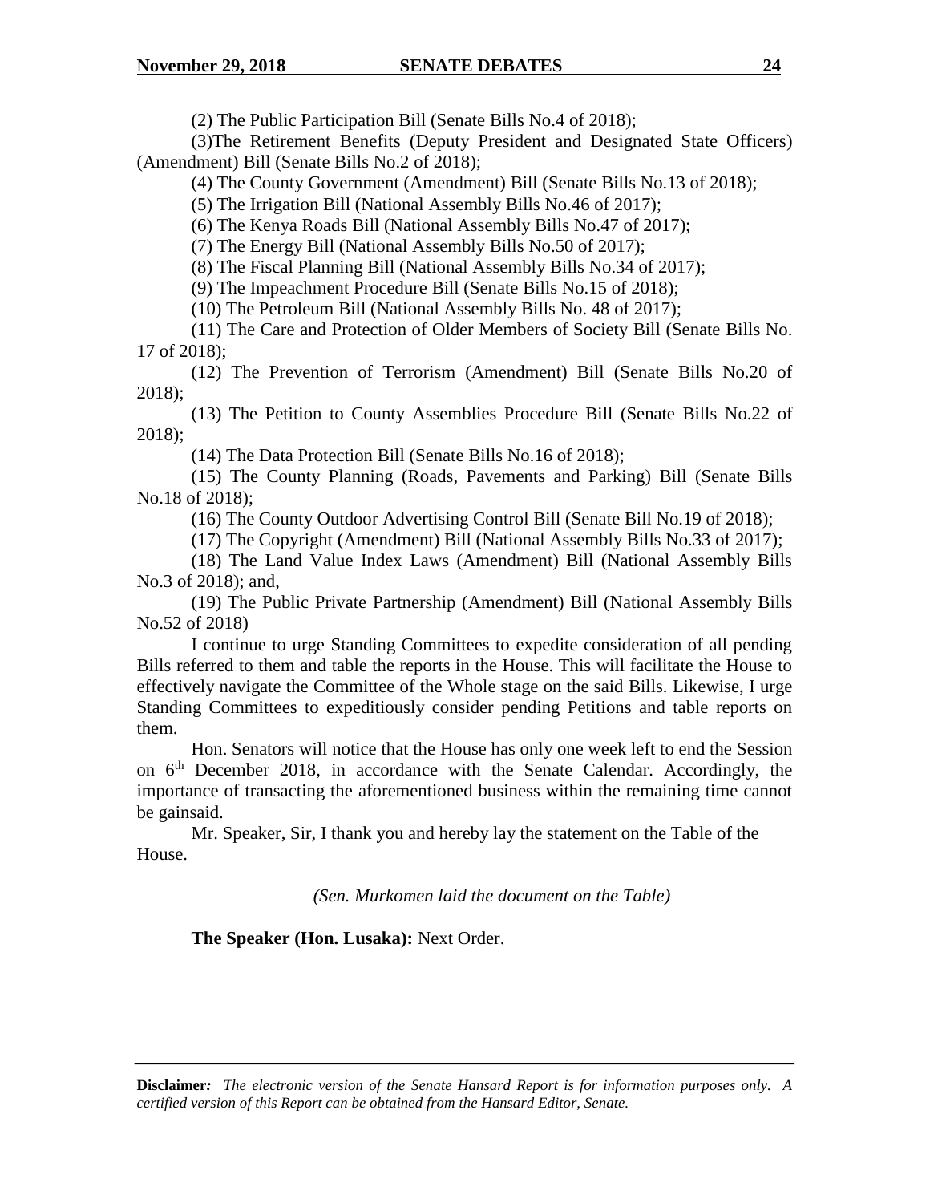(2) The Public Participation Bill (Senate Bills No.4 of 2018);

(3)The Retirement Benefits (Deputy President and Designated State Officers) (Amendment) Bill (Senate Bills No.2 of 2018);

(4) The County Government (Amendment) Bill (Senate Bills No.13 of 2018);

(5) The Irrigation Bill (National Assembly Bills No.46 of 2017);

(6) The Kenya Roads Bill (National Assembly Bills No.47 of 2017);

(7) The Energy Bill (National Assembly Bills No.50 of 2017);

(8) The Fiscal Planning Bill (National Assembly Bills No.34 of 2017);

(9) The Impeachment Procedure Bill (Senate Bills No.15 of 2018);

(10) The Petroleum Bill (National Assembly Bills No. 48 of 2017);

(11) The Care and Protection of Older Members of Society Bill (Senate Bills No. 17 of 2018);

(12) The Prevention of Terrorism (Amendment) Bill (Senate Bills No.20 of 2018);

(13) The Petition to County Assemblies Procedure Bill (Senate Bills No.22 of 2018);

(14) The Data Protection Bill (Senate Bills No.16 of 2018);

(15) The County Planning (Roads, Pavements and Parking) Bill (Senate Bills No.18 of 2018);

(16) The County Outdoor Advertising Control Bill (Senate Bill No.19 of 2018);

(17) The Copyright (Amendment) Bill (National Assembly Bills No.33 of 2017);

(18) The Land Value Index Laws (Amendment) Bill (National Assembly Bills No.3 of 2018); and,

(19) The Public Private Partnership (Amendment) Bill (National Assembly Bills No.52 of 2018)

I continue to urge Standing Committees to expedite consideration of all pending Bills referred to them and table the reports in the House. This will facilitate the House to effectively navigate the Committee of the Whole stage on the said Bills. Likewise, I urge Standing Committees to expeditiously consider pending Petitions and table reports on them.

Hon. Senators will notice that the House has only one week left to end the Session on 6th December 2018, in accordance with the Senate Calendar. Accordingly, the importance of transacting the aforementioned business within the remaining time cannot be gainsaid.

Mr. Speaker, Sir, I thank you and hereby lay the statement on the Table of the House.

*(Sen. Murkomen laid the document on the Table)*

**The Speaker (Hon. Lusaka):** Next Order.

**Disclaimer:** *The electronic version of the Senate Hansard Report is for information purposes only. A certified version of this Report can be obtained from the Hansard Editor, Senate.*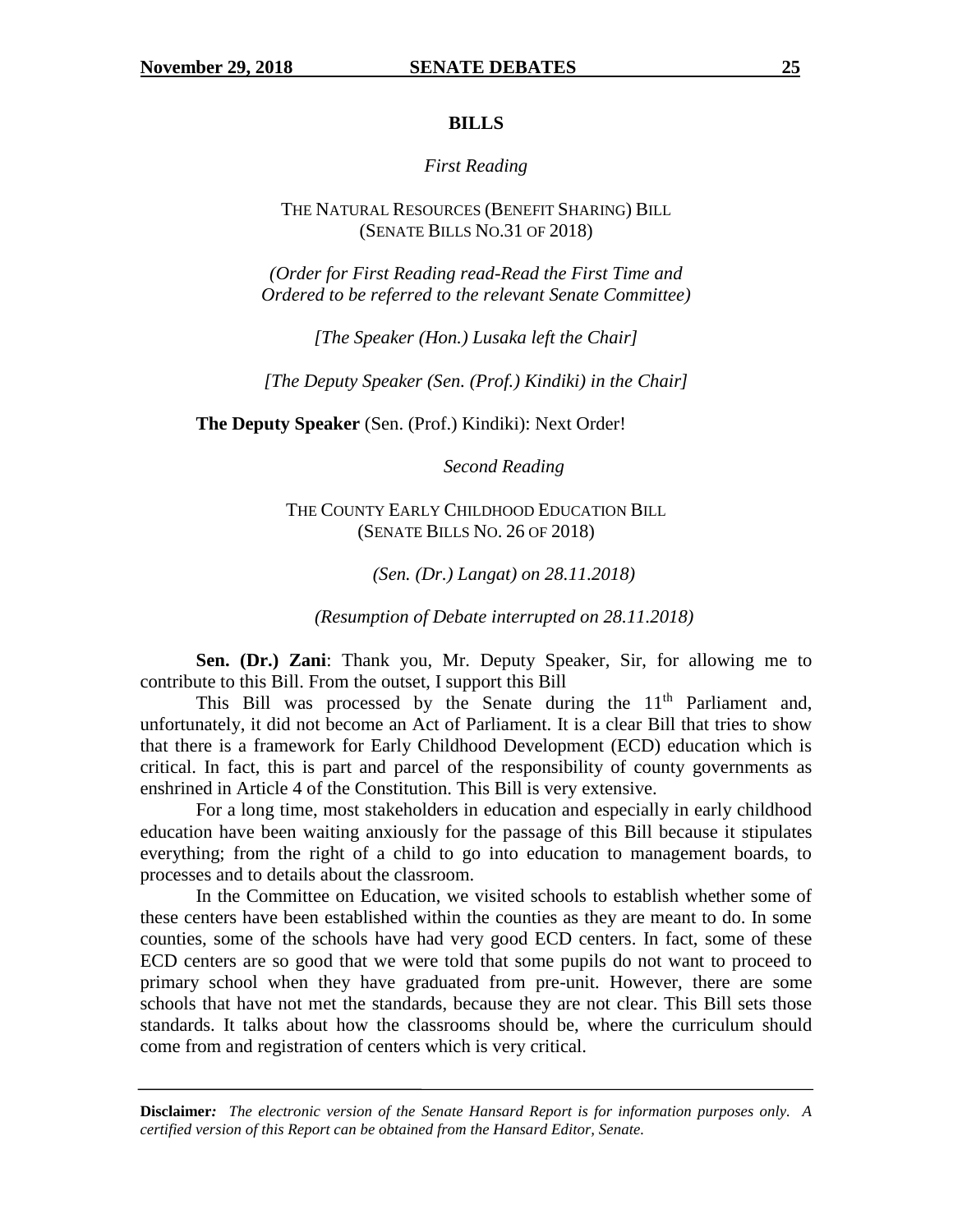## BILLS

*First Reading*

THE NATURAL RESOURCES (BENEFIT SHARING) BILL
(SENATE BILLS NO.31 OF 2018)

*(Order for First Reading read-Read the First Time and Ordered to be referred to the relevant Senate Committee)*

*[The Speaker (Hon.) Lusaka left the Chair]*

*[The Deputy Speaker (Sen. (Prof.) Kindiki) in the Chair]*

**The Deputy Speaker** (Sen. (Prof.) Kindiki): Next Order!

*Second Reading*

THE COUNTY EARLY CHILDHOOD EDUCATION BILL
(SENATE BILLS NO. 26 OF 2018)

*(Sen. (Dr.) Langat) on 28.11.2018)*

*(Resumption of Debate interrupted on 28.11.2018)*

**Sen. (Dr.) Zani**: Thank you, Mr. Deputy Speaker, Sir, for allowing me to contribute to this Bill. From the outset, I support this Bill

This Bill was processed by the Senate during the 11th Parliament and, unfortunately, it did not become an Act of Parliament. It is a clear Bill that tries to show that there is a framework for Early Childhood Development (ECD) education which is critical. In fact, this is part and parcel of the responsibility of county governments as enshrined in Article 4 of the Constitution. This Bill is very extensive.

For a long time, most stakeholders in education and especially in early childhood education have been waiting anxiously for the passage of this Bill because it stipulates everything; from the right of a child to go into education to management boards, to processes and to details about the classroom.

In the Committee on Education, we visited schools to establish whether some of these centers have been established within the counties as they are meant to do. In some counties, some of the schools have had very good ECD centers. In fact, some of these ECD centers are so good that we were told that some pupils do not want to proceed to primary school when they have graduated from pre-unit. However, there are some schools that have not met the standards, because they are not clear. This Bill sets those standards. It talks about how the classrooms should be, where the curriculum should come from and registration of centers which is very critical.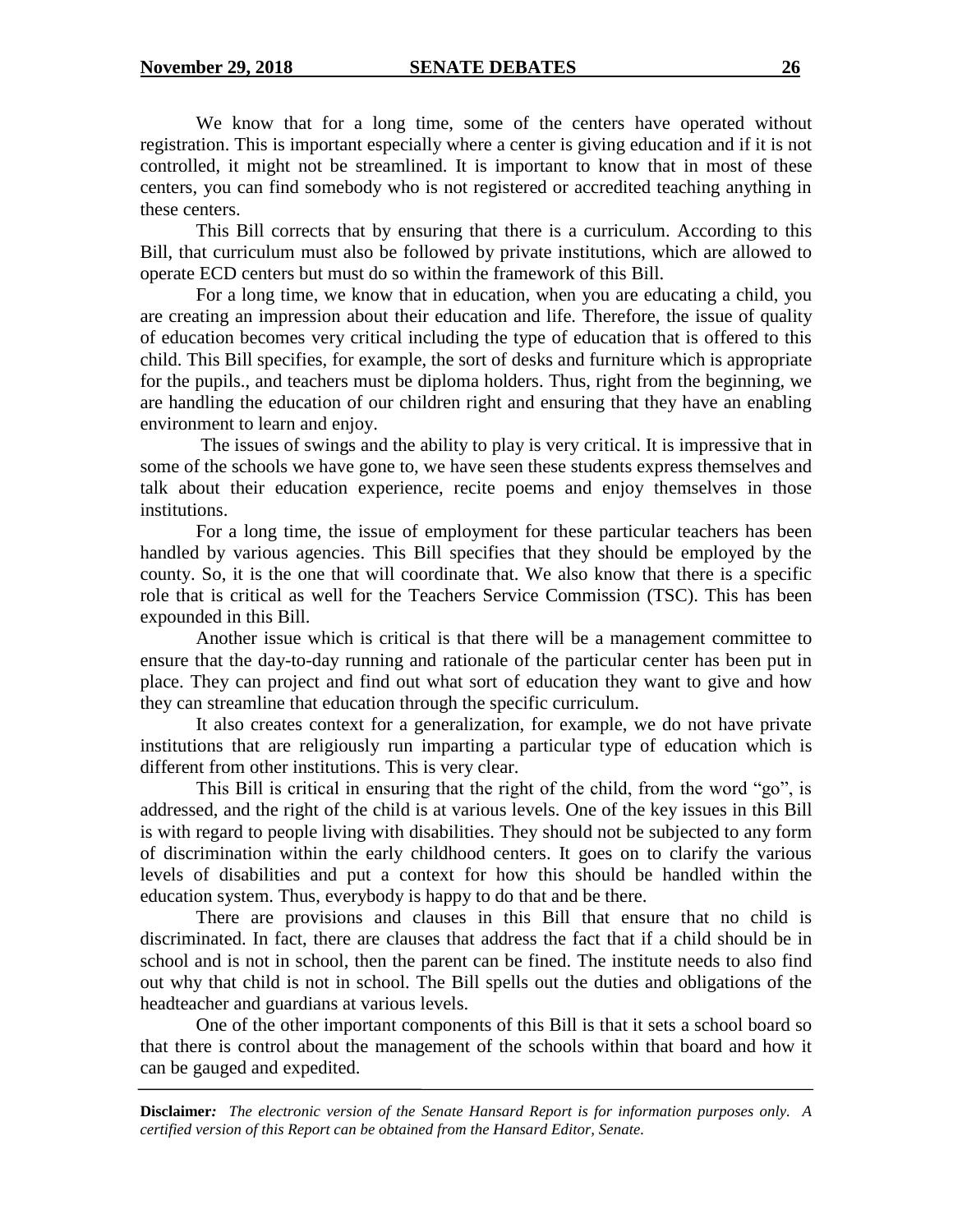We know that for a long time, some of the centers have operated without registration. This is important especially where a center is giving education and if it is not controlled, it might not be streamlined. It is important to know that in most of these centers, you can find somebody who is not registered or accredited teaching anything in these centers.

This Bill corrects that by ensuring that there is a curriculum. According to this Bill, that curriculum must also be followed by private institutions, which are allowed to operate ECD centers but must do so within the framework of this Bill.

For a long time, we know that in education, when you are educating a child, you are creating an impression about their education and life. Therefore, the issue of quality of education becomes very critical including the type of education that is offered to this child. This Bill specifies, for example, the sort of desks and furniture which is appropriate for the pupils., and teachers must be diploma holders. Thus, right from the beginning, we are handling the education of our children right and ensuring that they have an enabling environment to learn and enjoy.

The issues of swings and the ability to play is very critical. It is impressive that in some of the schools we have gone to, we have seen these students express themselves and talk about their education experience, recite poems and enjoy themselves in those institutions.

For a long time, the issue of employment for these particular teachers has been handled by various agencies. This Bill specifies that they should be employed by the county. So, it is the one that will coordinate that. We also know that there is a specific role that is critical as well for the Teachers Service Commission (TSC). This has been expounded in this Bill.

Another issue which is critical is that there will be a management committee to ensure that the day-to-day running and rationale of the particular center has been put in place. They can project and find out what sort of education they want to give and how they can streamline that education through the specific curriculum.

It also creates context for a generalization, for example, we do not have private institutions that are religiously run imparting a particular type of education which is different from other institutions. This is very clear.

This Bill is critical in ensuring that the right of the child, from the word "go", is addressed, and the right of the child is at various levels. One of the key issues in this Bill is with regard to people living with disabilities. They should not be subjected to any form of discrimination within the early childhood centers. It goes on to clarify the various levels of disabilities and put a context for how this should be handled within the education system. Thus, everybody is happy to do that and be there.

There are provisions and clauses in this Bill that ensure that no child is discriminated. In fact, there are clauses that address the fact that if a child should be in school and is not in school, then the parent can be fined. The institute needs to also find out why that child is not in school. The Bill spells out the duties and obligations of the headteacher and guardians at various levels.

One of the other important components of this Bill is that it sets a school board so that there is control about the management of the schools within that board and how it can be gauged and expedited.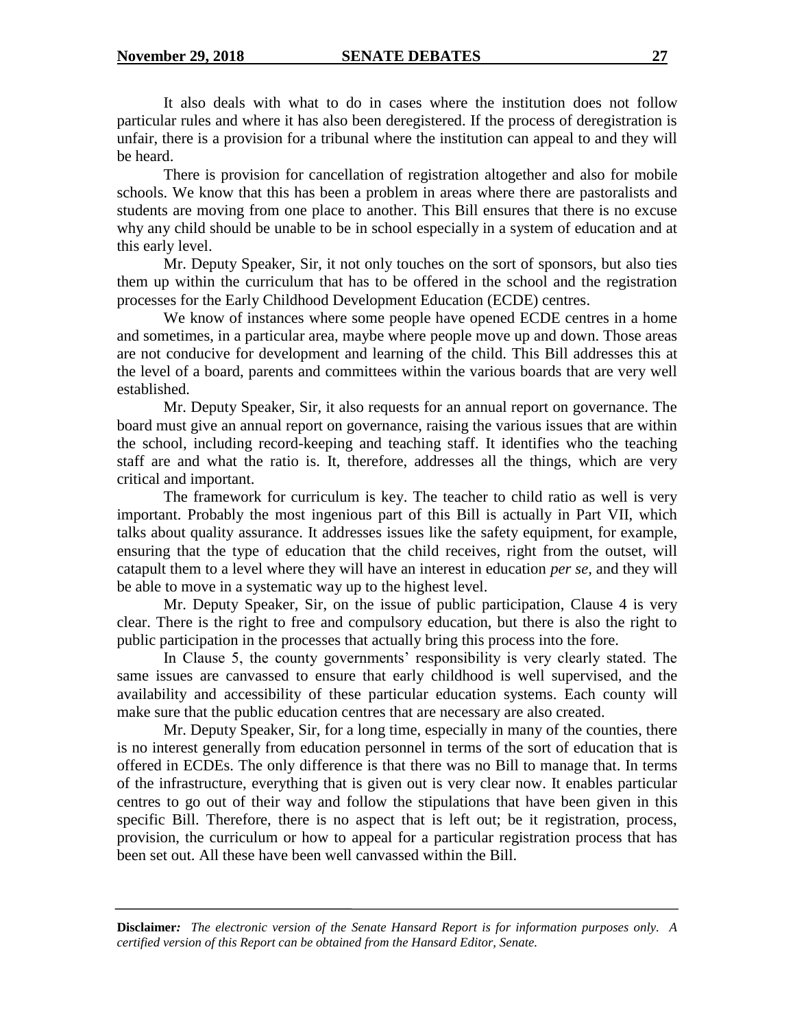It also deals with what to do in cases where the institution does not follow particular rules and where it has also been deregistered. If the process of deregistration is unfair, there is a provision for a tribunal where the institution can appeal to and they will be heard.

There is provision for cancellation of registration altogether and also for mobile schools. We know that this has been a problem in areas where there are pastoralists and students are moving from one place to another. This Bill ensures that there is no excuse why any child should be unable to be in school especially in a system of education and at this early level.

Mr. Deputy Speaker, Sir, it not only touches on the sort of sponsors, but also ties them up within the curriculum that has to be offered in the school and the registration processes for the Early Childhood Development Education (ECDE) centres.

We know of instances where some people have opened ECDE centres in a home and sometimes, in a particular area, maybe where people move up and down. Those areas are not conducive for development and learning of the child. This Bill addresses this at the level of a board, parents and committees within the various boards that are very well established.

Mr. Deputy Speaker, Sir, it also requests for an annual report on governance. The board must give an annual report on governance, raising the various issues that are within the school, including record-keeping and teaching staff. It identifies who the teaching staff are and what the ratio is. It, therefore, addresses all the things, which are very critical and important.

The framework for curriculum is key. The teacher to child ratio as well is very important. Probably the most ingenious part of this Bill is actually in Part VII, which talks about quality assurance. It addresses issues like the safety equipment, for example, ensuring that the type of education that the child receives, right from the outset, will catapult them to a level where they will have an interest in education *per se*, and they will be able to move in a systematic way up to the highest level.

Mr. Deputy Speaker, Sir, on the issue of public participation, Clause 4 is very clear. There is the right to free and compulsory education, but there is also the right to public participation in the processes that actually bring this process into the fore.

In Clause 5, the county governments' responsibility is very clearly stated. The same issues are canvassed to ensure that early childhood is well supervised, and the availability and accessibility of these particular education systems. Each county will make sure that the public education centres that are necessary are also created.

Mr. Deputy Speaker, Sir, for a long time, especially in many of the counties, there is no interest generally from education personnel in terms of the sort of education that is offered in ECDEs. The only difference is that there was no Bill to manage that. In terms of the infrastructure, everything that is given out is very clear now. It enables particular centres to go out of their way and follow the stipulations that have been given in this specific Bill. Therefore, there is no aspect that is left out; be it registration, process, provision, the curriculum or how to appeal for a particular registration process that has been set out. All these have been well canvassed within the Bill.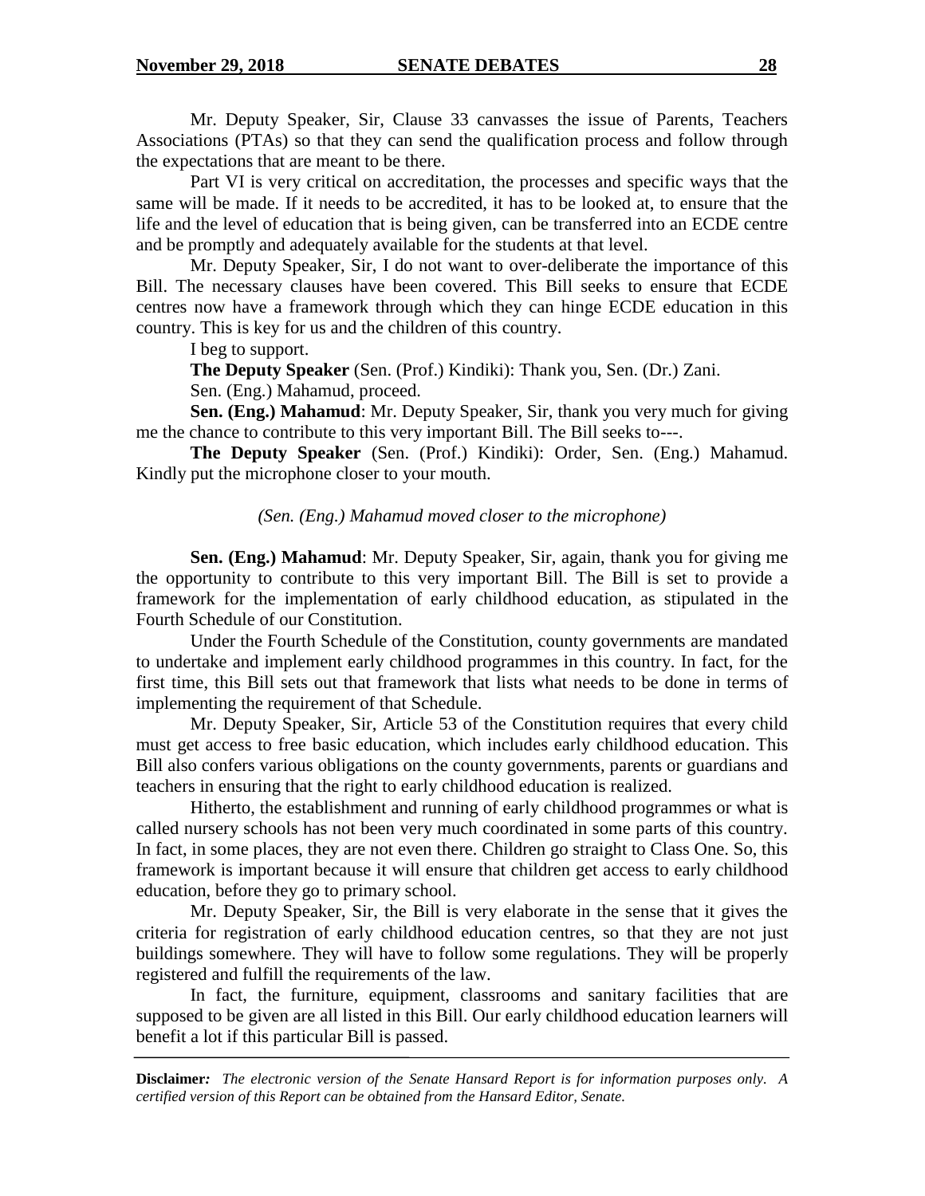Mr. Deputy Speaker, Sir, Clause 33 canvasses the issue of Parents, Teachers Associations (PTAs) so that they can send the qualification process and follow through the expectations that are meant to be there.

Part VI is very critical on accreditation, the processes and specific ways that the same will be made. If it needs to be accredited, it has to be looked at, to ensure that the life and the level of education that is being given, can be transferred into an ECDE centre and be promptly and adequately available for the students at that level.

Mr. Deputy Speaker, Sir, I do not want to over-deliberate the importance of this Bill. The necessary clauses have been covered. This Bill seeks to ensure that ECDE centres now have a framework through which they can hinge ECDE education in this country. This is key for us and the children of this country.

I beg to support.

**The Deputy Speaker** (Sen. (Prof.) Kindiki): Thank you, Sen. (Dr.) Zani.

Sen. (Eng.) Mahamud, proceed.

**Sen. (Eng.) Mahamud**: Mr. Deputy Speaker, Sir, thank you very much for giving me the chance to contribute to this very important Bill. The Bill seeks to---.

**The Deputy Speaker** (Sen. (Prof.) Kindiki): Order, Sen. (Eng.) Mahamud. Kindly put the microphone closer to your mouth.

*(Sen. (Eng.) Mahamud moved closer to the microphone)*

**Sen. (Eng.) Mahamud**: Mr. Deputy Speaker, Sir, again, thank you for giving me the opportunity to contribute to this very important Bill. The Bill is set to provide a framework for the implementation of early childhood education, as stipulated in the Fourth Schedule of our Constitution.

Under the Fourth Schedule of the Constitution, county governments are mandated to undertake and implement early childhood programmes in this country. In fact, for the first time, this Bill sets out that framework that lists what needs to be done in terms of implementing the requirement of that Schedule.

Mr. Deputy Speaker, Sir, Article 53 of the Constitution requires that every child must get access to free basic education, which includes early childhood education. This Bill also confers various obligations on the county governments, parents or guardians and teachers in ensuring that the right to early childhood education is realized.

Hitherto, the establishment and running of early childhood programmes or what is called nursery schools has not been very much coordinated in some parts of this country. In fact, in some places, they are not even there. Children go straight to Class One. So, this framework is important because it will ensure that children get access to early childhood education, before they go to primary school.

Mr. Deputy Speaker, Sir, the Bill is very elaborate in the sense that it gives the criteria for registration of early childhood education centres, so that they are not just buildings somewhere. They will have to follow some regulations. They will be properly registered and fulfill the requirements of the law.

In fact, the furniture, equipment, classrooms and sanitary facilities that are supposed to be given are all listed in this Bill. Our early childhood education learners will benefit a lot if this particular Bill is passed.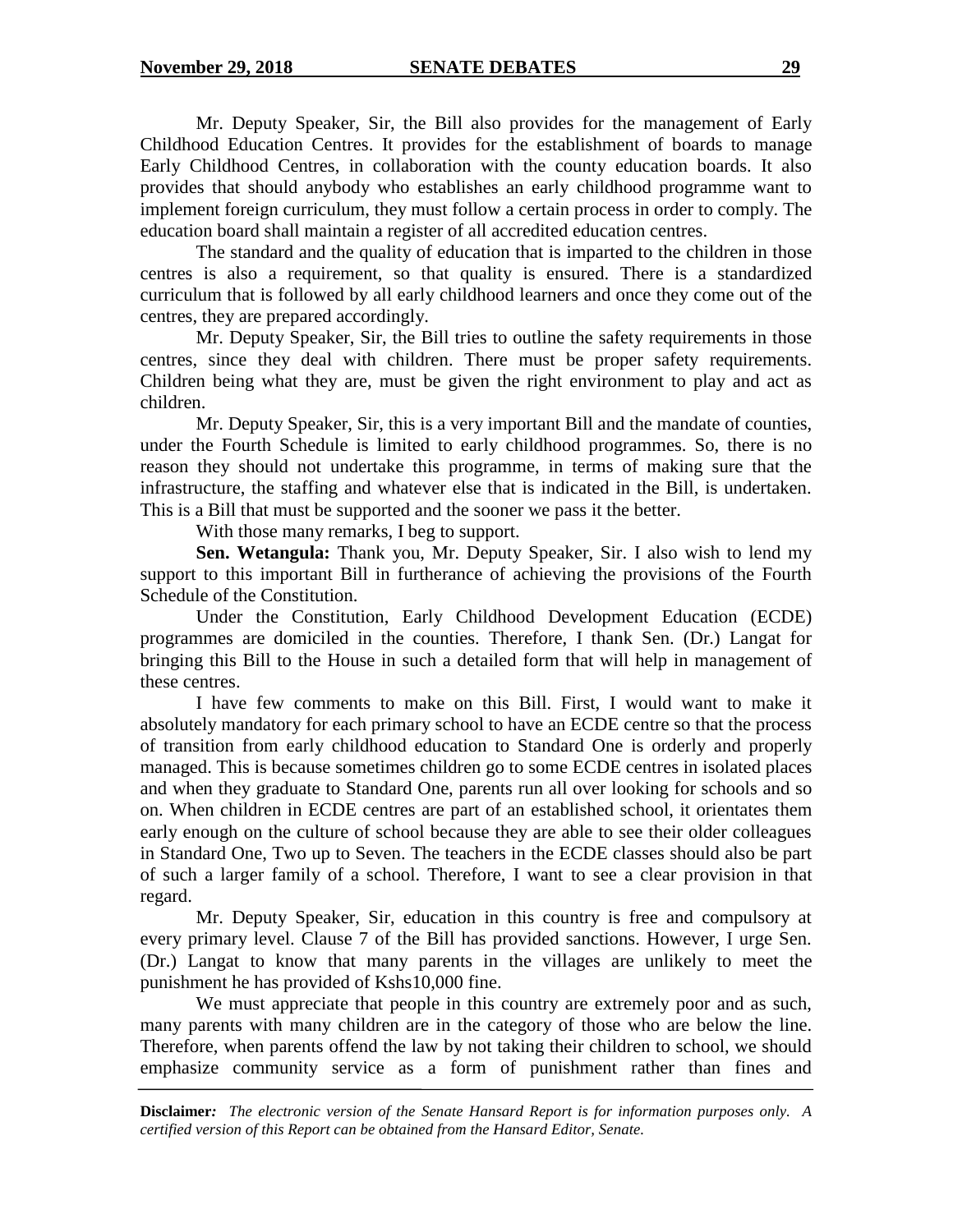Mr. Deputy Speaker, Sir, the Bill also provides for the management of Early Childhood Education Centres. It provides for the establishment of boards to manage Early Childhood Centres, in collaboration with the county education boards. It also provides that should anybody who establishes an early childhood programme want to implement foreign curriculum, they must follow a certain process in order to comply. The education board shall maintain a register of all accredited education centres.

The standard and the quality of education that is imparted to the children in those centres is also a requirement, so that quality is ensured. There is a standardized curriculum that is followed by all early childhood learners and once they come out of the centres, they are prepared accordingly.

Mr. Deputy Speaker, Sir, the Bill tries to outline the safety requirements in those centres, since they deal with children. There must be proper safety requirements. Children being what they are, must be given the right environment to play and act as children.

Mr. Deputy Speaker, Sir, this is a very important Bill and the mandate of counties, under the Fourth Schedule is limited to early childhood programmes. So, there is no reason they should not undertake this programme, in terms of making sure that the infrastructure, the staffing and whatever else that is indicated in the Bill, is undertaken. This is a Bill that must be supported and the sooner we pass it the better.

With those many remarks, I beg to support.

**Sen. Wetangula:** Thank you, Mr. Deputy Speaker, Sir. I also wish to lend my support to this important Bill in furtherance of achieving the provisions of the Fourth Schedule of the Constitution.

Under the Constitution, Early Childhood Development Education (ECDE) programmes are domiciled in the counties. Therefore, I thank Sen. (Dr.) Langat for bringing this Bill to the House in such a detailed form that will help in management of these centres.

I have few comments to make on this Bill. First, I would want to make it absolutely mandatory for each primary school to have an ECDE centre so that the process of transition from early childhood education to Standard One is orderly and properly managed. This is because sometimes children go to some ECDE centres in isolated places and when they graduate to Standard One, parents run all over looking for schools and so on. When children in ECDE centres are part of an established school, it orientates them early enough on the culture of school because they are able to see their older colleagues in Standard One, Two up to Seven. The teachers in the ECDE classes should also be part of such a larger family of a school. Therefore, I want to see a clear provision in that regard.

Mr. Deputy Speaker, Sir, education in this country is free and compulsory at every primary level. Clause 7 of the Bill has provided sanctions. However, I urge Sen. (Dr.) Langat to know that many parents in the villages are unlikely to meet the punishment he has provided of Kshs10,000 fine.

We must appreciate that people in this country are extremely poor and as such, many parents with many children are in the category of those who are below the line. Therefore, when parents offend the law by not taking their children to school, we should emphasize community service as a form of punishment rather than fines and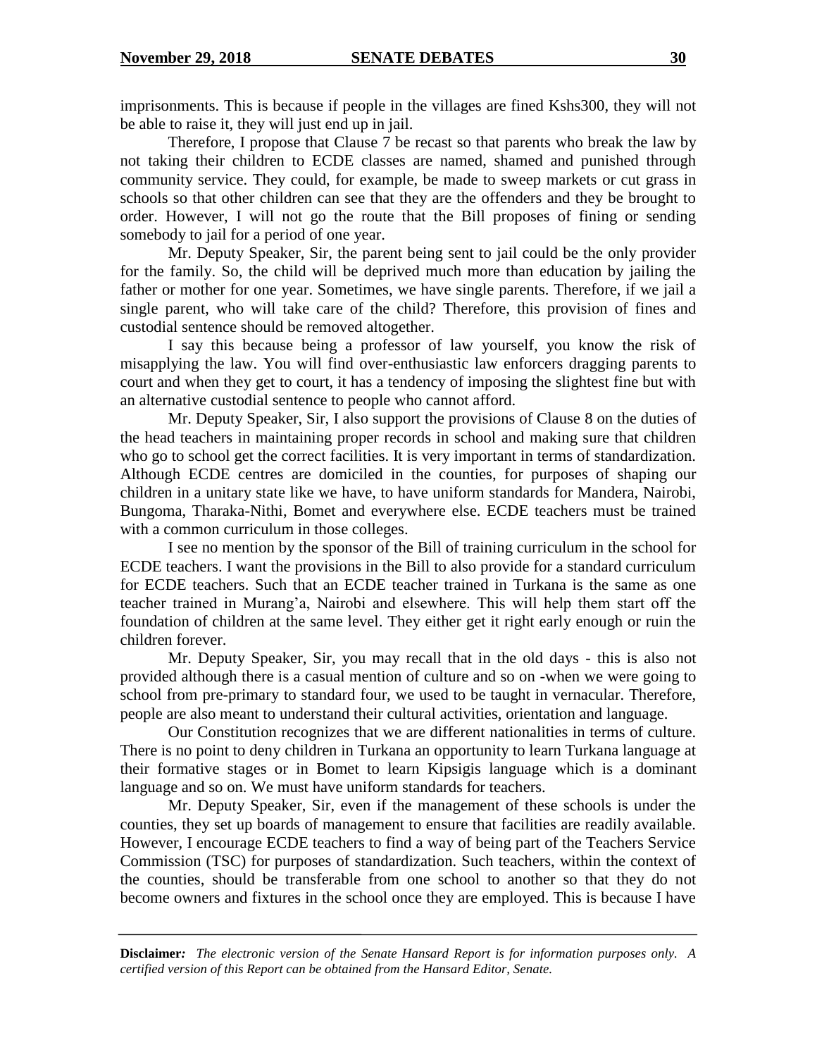imprisonments. This is because if people in the villages are fined Kshs300, they will not be able to raise it, they will just end up in jail.

Therefore, I propose that Clause 7 be recast so that parents who break the law by not taking their children to ECDE classes are named, shamed and punished through community service. They could, for example, be made to sweep markets or cut grass in schools so that other children can see that they are the offenders and they be brought to order. However, I will not go the route that the Bill proposes of fining or sending somebody to jail for a period of one year.

Mr. Deputy Speaker, Sir, the parent being sent to jail could be the only provider for the family. So, the child will be deprived much more than education by jailing the father or mother for one year. Sometimes, we have single parents. Therefore, if we jail a single parent, who will take care of the child? Therefore, this provision of fines and custodial sentence should be removed altogether.

I say this because being a professor of law yourself, you know the risk of misapplying the law. You will find over-enthusiastic law enforcers dragging parents to court and when they get to court, it has a tendency of imposing the slightest fine but with an alternative custodial sentence to people who cannot afford.

Mr. Deputy Speaker, Sir, I also support the provisions of Clause 8 on the duties of the head teachers in maintaining proper records in school and making sure that children who go to school get the correct facilities. It is very important in terms of standardization. Although ECDE centres are domiciled in the counties, for purposes of shaping our children in a unitary state like we have, to have uniform standards for Mandera, Nairobi, Bungoma, Tharaka-Nithi, Bomet and everywhere else. ECDE teachers must be trained with a common curriculum in those colleges.

I see no mention by the sponsor of the Bill of training curriculum in the school for ECDE teachers. I want the provisions in the Bill to also provide for a standard curriculum for ECDE teachers. Such that an ECDE teacher trained in Turkana is the same as one teacher trained in Murang'a, Nairobi and elsewhere. This will help them start off the foundation of children at the same level. They either get it right early enough or ruin the children forever.

Mr. Deputy Speaker, Sir, you may recall that in the old days - this is also not provided although there is a casual mention of culture and so on -when we were going to school from pre-primary to standard four, we used to be taught in vernacular. Therefore, people are also meant to understand their cultural activities, orientation and language.

Our Constitution recognizes that we are different nationalities in terms of culture. There is no point to deny children in Turkana an opportunity to learn Turkana language at their formative stages or in Bomet to learn Kipsigis language which is a dominant language and so on. We must have uniform standards for teachers.

Mr. Deputy Speaker, Sir, even if the management of these schools is under the counties, they set up boards of management to ensure that facilities are readily available. However, I encourage ECDE teachers to find a way of being part of the Teachers Service Commission (TSC) for purposes of standardization. Such teachers, within the context of the counties, should be transferable from one school to another so that they do not become owners and fixtures in the school once they are employed. This is because I have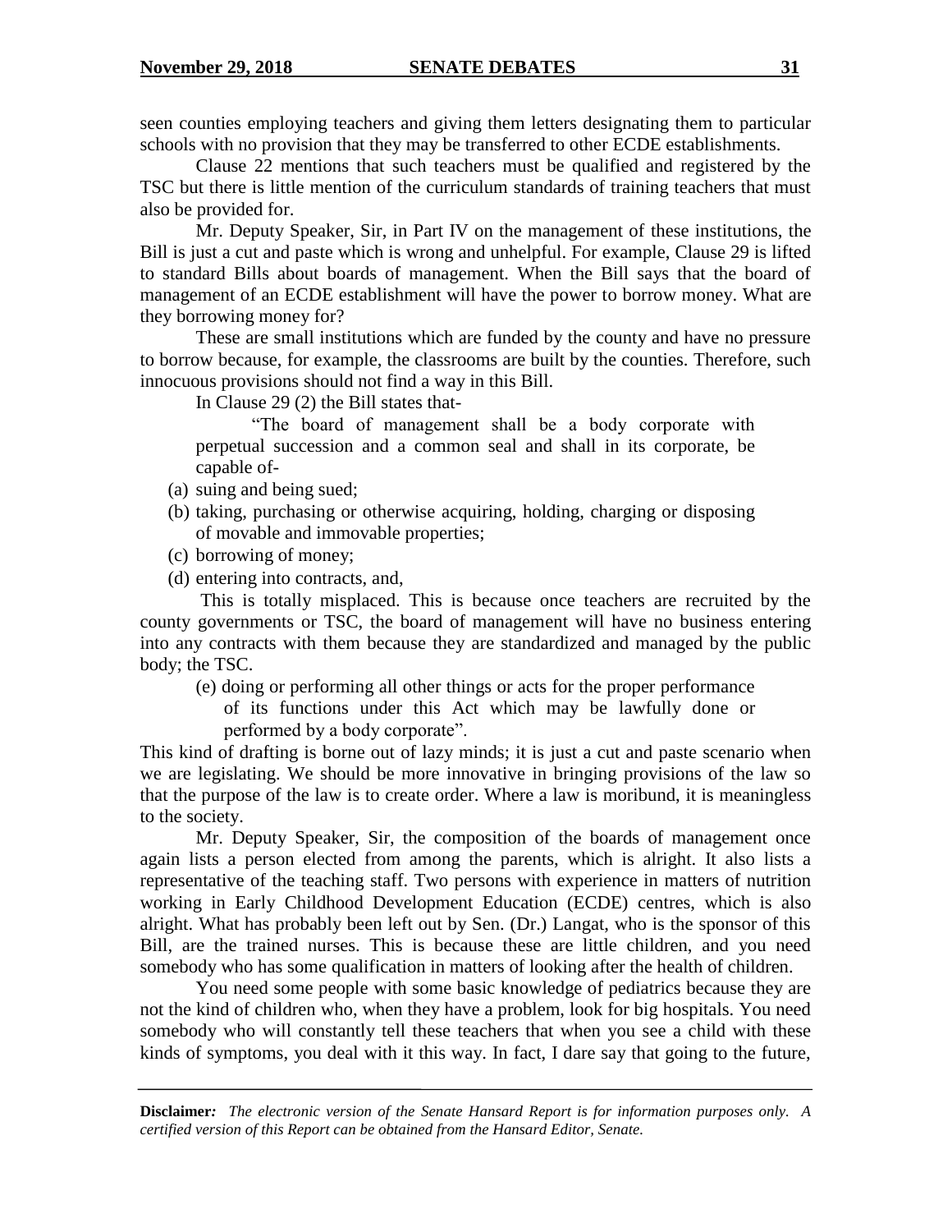seen counties employing teachers and giving them letters designating them to particular schools with no provision that they may be transferred to other ECDE establishments.

Clause 22 mentions that such teachers must be qualified and registered by the TSC but there is little mention of the curriculum standards of training teachers that must also be provided for.

Mr. Deputy Speaker, Sir, in Part IV on the management of these institutions, the Bill is just a cut and paste which is wrong and unhelpful. For example, Clause 29 is lifted to standard Bills about boards of management. When the Bill says that the board of management of an ECDE establishment will have the power to borrow money. What are they borrowing money for?

These are small institutions which are funded by the county and have no pressure to borrow because, for example, the classrooms are built by the counties. Therefore, such innocuous provisions should not find a way in this Bill.

In Clause 29 (2) the Bill states that-

> "The board of management shall be a body corporate with perpetual succession and a common seal and shall in its corporate, be capable of-
>
> (a) suing and being sued;
>
> (b) taking, purchasing or otherwise acquiring, holding, charging or disposing of movable and immovable properties;
>
> (c) borrowing of money;
>
> (d) entering into contracts, and,

This is totally misplaced. This is because once teachers are recruited by the county governments or TSC, the board of management will have no business entering into any contracts with them because they are standardized and managed by the public body; the TSC.

> (e) doing or performing all other things or acts for the proper performance of its functions under this Act which may be lawfully done or performed by a body corporate".

This kind of drafting is borne out of lazy minds; it is just a cut and paste scenario when we are legislating. We should be more innovative in bringing provisions of the law so that the purpose of the law is to create order. Where a law is moribund, it is meaningless to the society.

Mr. Deputy Speaker, Sir, the composition of the boards of management once again lists a person elected from among the parents, which is alright. It also lists a representative of the teaching staff. Two persons with experience in matters of nutrition working in Early Childhood Development Education (ECDE) centres, which is also alright. What has probably been left out by Sen. (Dr.) Langat, who is the sponsor of this Bill, are the trained nurses. This is because these are little children, and you need somebody who has some qualification in matters of looking after the health of children.

You need some people with some basic knowledge of pediatrics because they are not the kind of children who, when they have a problem, look for big hospitals. You need somebody who will constantly tell these teachers that when you see a child with these kinds of symptoms, you deal with it this way. In fact, I dare say that going to the future,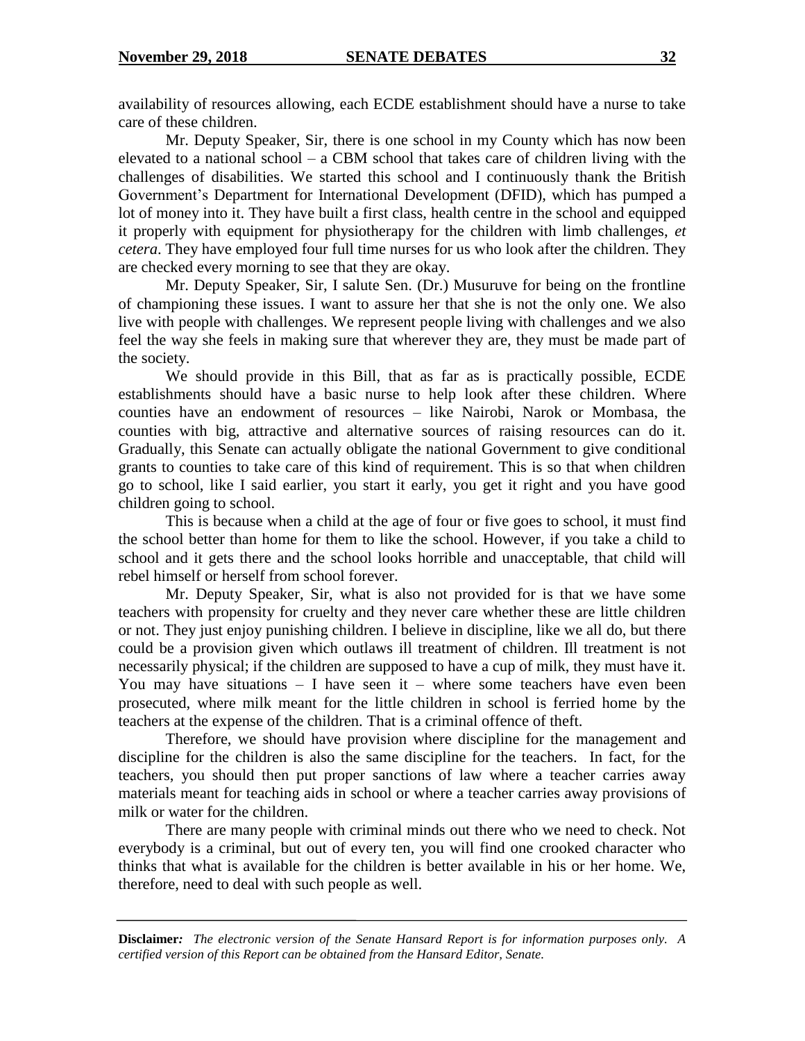availability of resources allowing, each ECDE establishment should have a nurse to take care of these children.

Mr. Deputy Speaker, Sir, there is one school in my County which has now been elevated to a national school – a CBM school that takes care of children living with the challenges of disabilities. We started this school and I continuously thank the British Government's Department for International Development (DFID), which has pumped a lot of money into it. They have built a first class, health centre in the school and equipped it properly with equipment for physiotherapy for the children with limb challenges, *et cetera*. They have employed four full time nurses for us who look after the children. They are checked every morning to see that they are okay.

Mr. Deputy Speaker, Sir, I salute Sen. (Dr.) Musuruve for being on the frontline of championing these issues. I want to assure her that she is not the only one. We also live with people with challenges. We represent people living with challenges and we also feel the way she feels in making sure that wherever they are, they must be made part of the society.

We should provide in this Bill, that as far as is practically possible, ECDE establishments should have a basic nurse to help look after these children. Where counties have an endowment of resources – like Nairobi, Narok or Mombasa, the counties with big, attractive and alternative sources of raising resources can do it. Gradually, this Senate can actually obligate the national Government to give conditional grants to counties to take care of this kind of requirement. This is so that when children go to school, like I said earlier, you start it early, you get it right and you have good children going to school.

This is because when a child at the age of four or five goes to school, it must find the school better than home for them to like the school. However, if you take a child to school and it gets there and the school looks horrible and unacceptable, that child will rebel himself or herself from school forever.

Mr. Deputy Speaker, Sir, what is also not provided for is that we have some teachers with propensity for cruelty and they never care whether these are little children or not. They just enjoy punishing children. I believe in discipline, like we all do, but there could be a provision given which outlaws ill treatment of children. Ill treatment is not necessarily physical; if the children are supposed to have a cup of milk, they must have it. You may have situations – I have seen it – where some teachers have even been prosecuted, where milk meant for the little children in school is ferried home by the teachers at the expense of the children. That is a criminal offence of theft.

Therefore, we should have provision where discipline for the management and discipline for the children is also the same discipline for the teachers. In fact, for the teachers, you should then put proper sanctions of law where a teacher carries away materials meant for teaching aids in school or where a teacher carries away provisions of milk or water for the children.

There are many people with criminal minds out there who we need to check. Not everybody is a criminal, but out of every ten, you will find one crooked character who thinks that what is available for the children is better available in his or her home. We, therefore, need to deal with such people as well.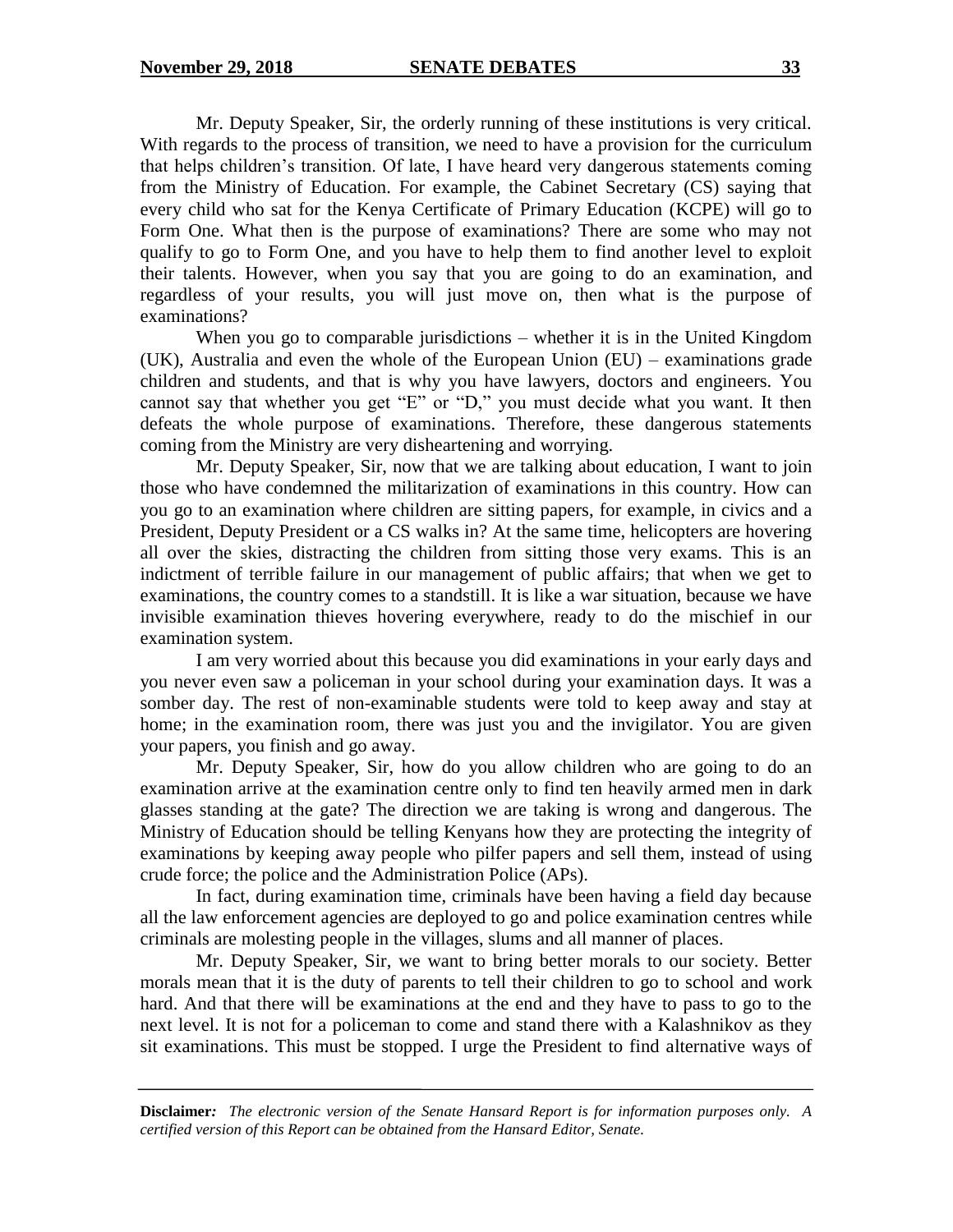Mr. Deputy Speaker, Sir, the orderly running of these institutions is very critical. With regards to the process of transition, we need to have a provision for the curriculum that helps children's transition. Of late, I have heard very dangerous statements coming from the Ministry of Education. For example, the Cabinet Secretary (CS) saying that every child who sat for the Kenya Certificate of Primary Education (KCPE) will go to Form One. What then is the purpose of examinations? There are some who may not qualify to go to Form One, and you have to help them to find another level to exploit their talents. However, when you say that you are going to do an examination, and regardless of your results, you will just move on, then what is the purpose of examinations?

When you go to comparable jurisdictions – whether it is in the United Kingdom (UK), Australia and even the whole of the European Union (EU) – examinations grade children and students, and that is why you have lawyers, doctors and engineers. You cannot say that whether you get "E" or "D," you must decide what you want. It then defeats the whole purpose of examinations. Therefore, these dangerous statements coming from the Ministry are very disheartening and worrying.

Mr. Deputy Speaker, Sir, now that we are talking about education, I want to join those who have condemned the militarization of examinations in this country. How can you go to an examination where children are sitting papers, for example, in civics and a President, Deputy President or a CS walks in? At the same time, helicopters are hovering all over the skies, distracting the children from sitting those very exams. This is an indictment of terrible failure in our management of public affairs; that when we get to examinations, the country comes to a standstill. It is like a war situation, because we have invisible examination thieves hovering everywhere, ready to do the mischief in our examination system.

I am very worried about this because you did examinations in your early days and you never even saw a policeman in your school during your examination days. It was a somber day. The rest of non-examinable students were told to keep away and stay at home; in the examination room, there was just you and the invigilator. You are given your papers, you finish and go away.

Mr. Deputy Speaker, Sir, how do you allow children who are going to do an examination arrive at the examination centre only to find ten heavily armed men in dark glasses standing at the gate? The direction we are taking is wrong and dangerous. The Ministry of Education should be telling Kenyans how they are protecting the integrity of examinations by keeping away people who pilfer papers and sell them, instead of using crude force; the police and the Administration Police (APs).

In fact, during examination time, criminals have been having a field day because all the law enforcement agencies are deployed to go and police examination centres while criminals are molesting people in the villages, slums and all manner of places.

Mr. Deputy Speaker, Sir, we want to bring better morals to our society. Better morals mean that it is the duty of parents to tell their children to go to school and work hard. And that there will be examinations at the end and they have to pass to go to the next level. It is not for a policeman to come and stand there with a Kalashnikov as they sit examinations. This must be stopped. I urge the President to find alternative ways of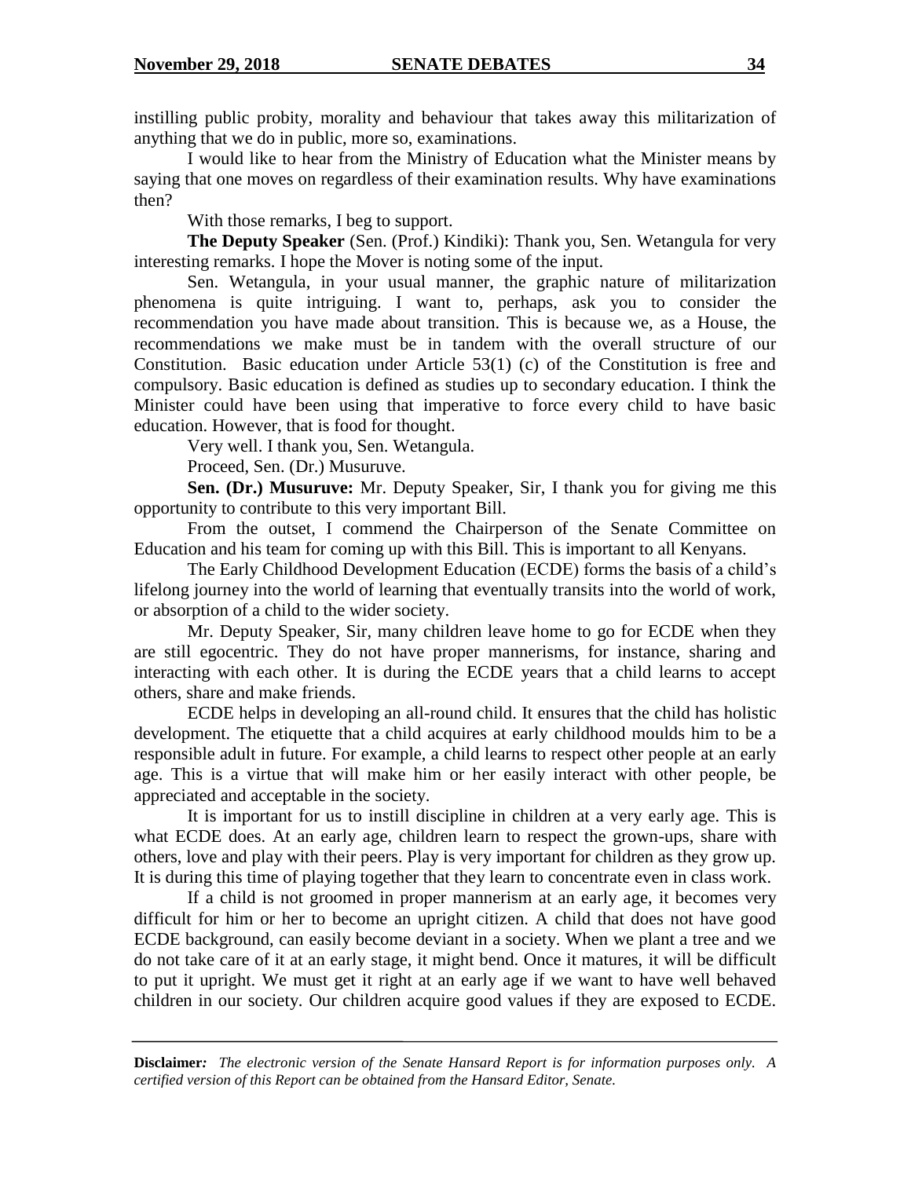instilling public probity, morality and behaviour that takes away this militarization of anything that we do in public, more so, examinations.

I would like to hear from the Ministry of Education what the Minister means by saying that one moves on regardless of their examination results. Why have examinations then?

With those remarks, I beg to support.

**The Deputy Speaker** (Sen. (Prof.) Kindiki): Thank you, Sen. Wetangula for very interesting remarks. I hope the Mover is noting some of the input.

Sen. Wetangula, in your usual manner, the graphic nature of militarization phenomena is quite intriguing. I want to, perhaps, ask you to consider the recommendation you have made about transition. This is because we, as a House, the recommendations we make must be in tandem with the overall structure of our Constitution. Basic education under Article 53(1) (c) of the Constitution is free and compulsory. Basic education is defined as studies up to secondary education. I think the Minister could have been using that imperative to force every child to have basic education. However, that is food for thought.

Very well. I thank you, Sen. Wetangula.

Proceed, Sen. (Dr.) Musuruve.

**Sen. (Dr.) Musuruve:** Mr. Deputy Speaker, Sir, I thank you for giving me this opportunity to contribute to this very important Bill.

From the outset, I commend the Chairperson of the Senate Committee on Education and his team for coming up with this Bill. This is important to all Kenyans.

The Early Childhood Development Education (ECDE) forms the basis of a child's lifelong journey into the world of learning that eventually transits into the world of work, or absorption of a child to the wider society.

Mr. Deputy Speaker, Sir, many children leave home to go for ECDE when they are still egocentric. They do not have proper mannerisms, for instance, sharing and interacting with each other. It is during the ECDE years that a child learns to accept others, share and make friends.

ECDE helps in developing an all-round child. It ensures that the child has holistic development. The etiquette that a child acquires at early childhood moulds him to be a responsible adult in future. For example, a child learns to respect other people at an early age. This is a virtue that will make him or her easily interact with other people, be appreciated and acceptable in the society.

It is important for us to instill discipline in children at a very early age. This is what ECDE does. At an early age, children learn to respect the grown-ups, share with others, love and play with their peers. Play is very important for children as they grow up. It is during this time of playing together that they learn to concentrate even in class work.

If a child is not groomed in proper mannerism at an early age, it becomes very difficult for him or her to become an upright citizen. A child that does not have good ECDE background, can easily become deviant in a society. When we plant a tree and we do not take care of it at an early stage, it might bend. Once it matures, it will be difficult to put it upright. We must get it right at an early age if we want to have well behaved children in our society. Our children acquire good values if they are exposed to ECDE.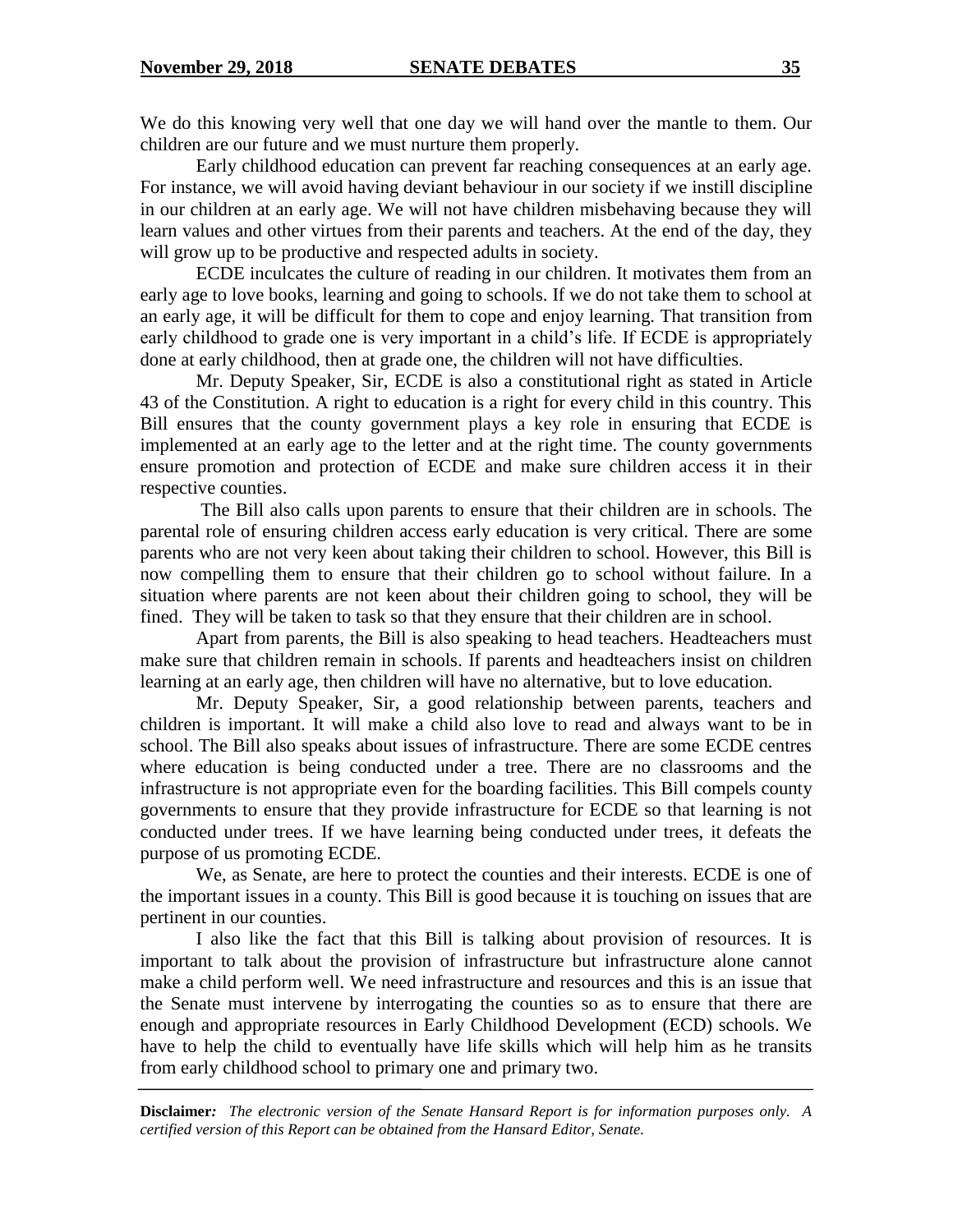We do this knowing very well that one day we will hand over the mantle to them. Our children are our future and we must nurture them properly.

Early childhood education can prevent far reaching consequences at an early age. For instance, we will avoid having deviant behaviour in our society if we instill discipline in our children at an early age. We will not have children misbehaving because they will learn values and other virtues from their parents and teachers. At the end of the day, they will grow up to be productive and respected adults in society.

ECDE inculcates the culture of reading in our children. It motivates them from an early age to love books, learning and going to schools. If we do not take them to school at an early age, it will be difficult for them to cope and enjoy learning. That transition from early childhood to grade one is very important in a child's life. If ECDE is appropriately done at early childhood, then at grade one, the children will not have difficulties.

Mr. Deputy Speaker, Sir, ECDE is also a constitutional right as stated in Article 43 of the Constitution. A right to education is a right for every child in this country. This Bill ensures that the county government plays a key role in ensuring that ECDE is implemented at an early age to the letter and at the right time. The county governments ensure promotion and protection of ECDE and make sure children access it in their respective counties.

The Bill also calls upon parents to ensure that their children are in schools. The parental role of ensuring children access early education is very critical. There are some parents who are not very keen about taking their children to school. However, this Bill is now compelling them to ensure that their children go to school without failure. In a situation where parents are not keen about their children going to school, they will be fined. They will be taken to task so that they ensure that their children are in school.

Apart from parents, the Bill is also speaking to head teachers. Headteachers must make sure that children remain in schools. If parents and headteachers insist on children learning at an early age, then children will have no alternative, but to love education.

Mr. Deputy Speaker, Sir, a good relationship between parents, teachers and children is important. It will make a child also love to read and always want to be in school. The Bill also speaks about issues of infrastructure. There are some ECDE centres where education is being conducted under a tree. There are no classrooms and the infrastructure is not appropriate even for the boarding facilities. This Bill compels county governments to ensure that they provide infrastructure for ECDE so that learning is not conducted under trees. If we have learning being conducted under trees, it defeats the purpose of us promoting ECDE.

We, as Senate, are here to protect the counties and their interests. ECDE is one of the important issues in a county. This Bill is good because it is touching on issues that are pertinent in our counties.

I also like the fact that this Bill is talking about provision of resources. It is important to talk about the provision of infrastructure but infrastructure alone cannot make a child perform well. We need infrastructure and resources and this is an issue that the Senate must intervene by interrogating the counties so as to ensure that there are enough and appropriate resources in Early Childhood Development (ECD) schools. We have to help the child to eventually have life skills which will help him as he transits from early childhood school to primary one and primary two.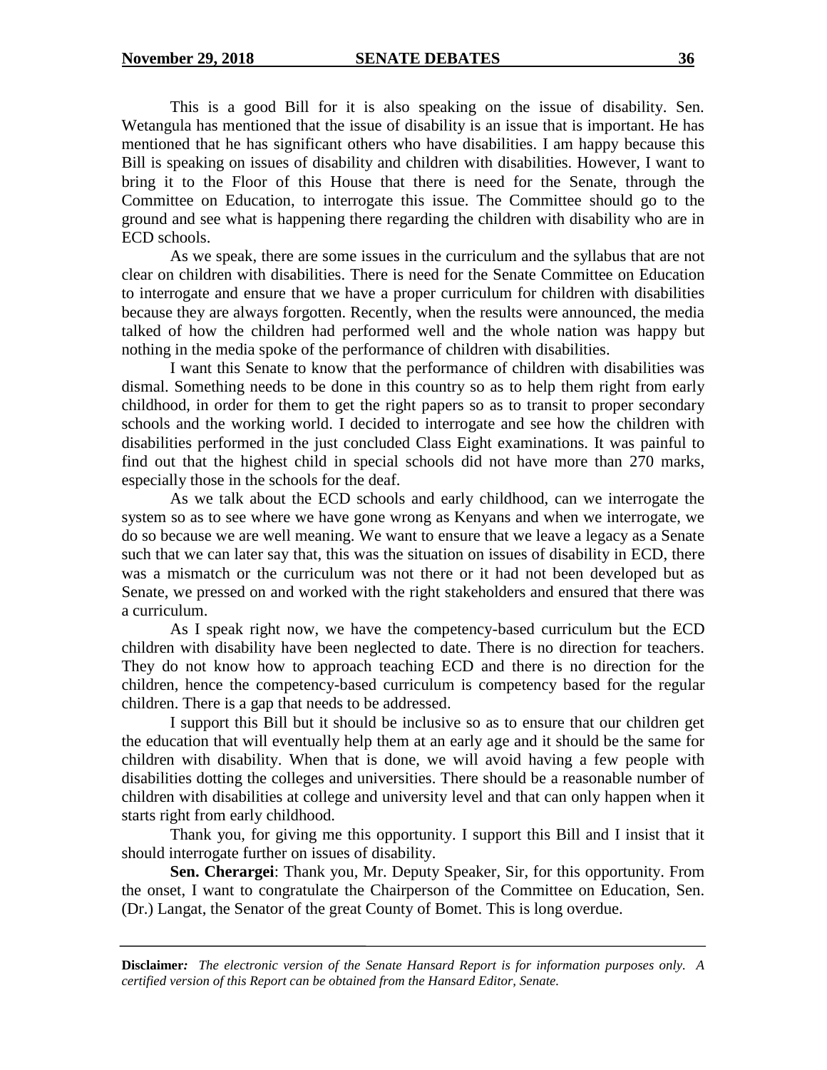This is a good Bill for it is also speaking on the issue of disability. Sen. Wetangula has mentioned that the issue of disability is an issue that is important. He has mentioned that he has significant others who have disabilities. I am happy because this Bill is speaking on issues of disability and children with disabilities. However, I want to bring it to the Floor of this House that there is need for the Senate, through the Committee on Education, to interrogate this issue. The Committee should go to the ground and see what is happening there regarding the children with disability who are in ECD schools.

As we speak, there are some issues in the curriculum and the syllabus that are not clear on children with disabilities. There is need for the Senate Committee on Education to interrogate and ensure that we have a proper curriculum for children with disabilities because they are always forgotten. Recently, when the results were announced, the media talked of how the children had performed well and the whole nation was happy but nothing in the media spoke of the performance of children with disabilities.

I want this Senate to know that the performance of children with disabilities was dismal. Something needs to be done in this country so as to help them right from early childhood, in order for them to get the right papers so as to transit to proper secondary schools and the working world. I decided to interrogate and see how the children with disabilities performed in the just concluded Class Eight examinations. It was painful to find out that the highest child in special schools did not have more than 270 marks, especially those in the schools for the deaf.

As we talk about the ECD schools and early childhood, can we interrogate the system so as to see where we have gone wrong as Kenyans and when we interrogate, we do so because we are well meaning. We want to ensure that we leave a legacy as a Senate such that we can later say that, this was the situation on issues of disability in ECD, there was a mismatch or the curriculum was not there or it had not been developed but as Senate, we pressed on and worked with the right stakeholders and ensured that there was a curriculum.

As I speak right now, we have the competency-based curriculum but the ECD children with disability have been neglected to date. There is no direction for teachers. They do not know how to approach teaching ECD and there is no direction for the children, hence the competency-based curriculum is competency based for the regular children. There is a gap that needs to be addressed.

I support this Bill but it should be inclusive so as to ensure that our children get the education that will eventually help them at an early age and it should be the same for children with disability. When that is done, we will avoid having a few people with disabilities dotting the colleges and universities. There should be a reasonable number of children with disabilities at college and university level and that can only happen when it starts right from early childhood.

Thank you, for giving me this opportunity. I support this Bill and I insist that it should interrogate further on issues of disability.

**Sen. Cherargei**: Thank you, Mr. Deputy Speaker, Sir, for this opportunity. From the onset, I want to congratulate the Chairperson of the Committee on Education, Sen. (Dr.) Langat, the Senator of the great County of Bomet. This is long overdue.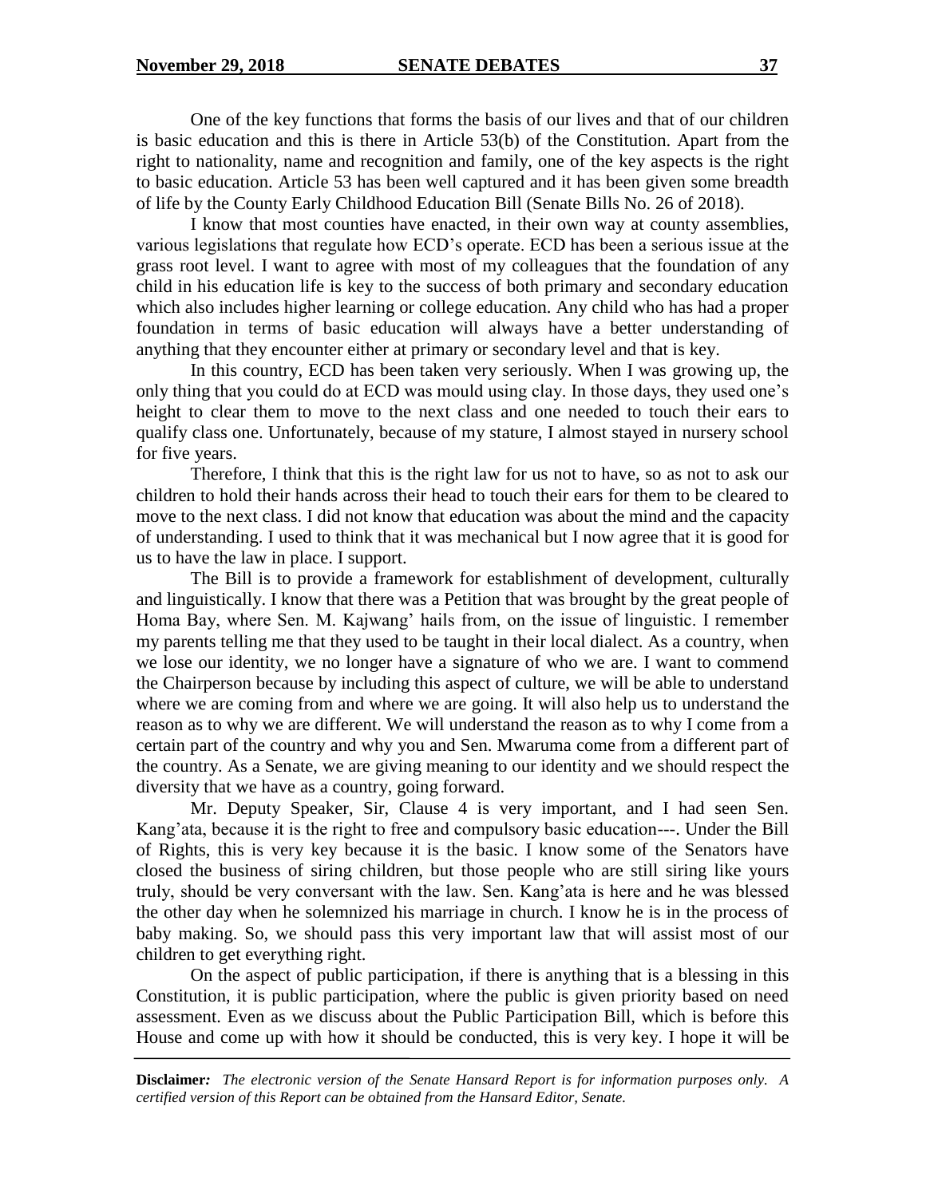One of the key functions that forms the basis of our lives and that of our children is basic education and this is there in Article 53(b) of the Constitution. Apart from the right to nationality, name and recognition and family, one of the key aspects is the right to basic education. Article 53 has been well captured and it has been given some breadth of life by the County Early Childhood Education Bill (Senate Bills No. 26 of 2018).

I know that most counties have enacted, in their own way at county assemblies, various legislations that regulate how ECD's operate. ECD has been a serious issue at the grass root level. I want to agree with most of my colleagues that the foundation of any child in his education life is key to the success of both primary and secondary education which also includes higher learning or college education. Any child who has had a proper foundation in terms of basic education will always have a better understanding of anything that they encounter either at primary or secondary level and that is key.

In this country, ECD has been taken very seriously. When I was growing up, the only thing that you could do at ECD was mould using clay. In those days, they used one's height to clear them to move to the next class and one needed to touch their ears to qualify class one. Unfortunately, because of my stature, I almost stayed in nursery school for five years.

Therefore, I think that this is the right law for us not to have, so as not to ask our children to hold their hands across their head to touch their ears for them to be cleared to move to the next class. I did not know that education was about the mind and the capacity of understanding. I used to think that it was mechanical but I now agree that it is good for us to have the law in place. I support.

The Bill is to provide a framework for establishment of development, culturally and linguistically. I know that there was a Petition that was brought by the great people of Homa Bay, where Sen. M. Kajwang' hails from, on the issue of linguistic. I remember my parents telling me that they used to be taught in their local dialect. As a country, when we lose our identity, we no longer have a signature of who we are. I want to commend the Chairperson because by including this aspect of culture, we will be able to understand where we are coming from and where we are going. It will also help us to understand the reason as to why we are different. We will understand the reason as to why I come from a certain part of the country and why you and Sen. Mwaruma come from a different part of the country. As a Senate, we are giving meaning to our identity and we should respect the diversity that we have as a country, going forward.

Mr. Deputy Speaker, Sir, Clause 4 is very important, and I had seen Sen. Kang'ata, because it is the right to free and compulsory basic education---. Under the Bill of Rights, this is very key because it is the basic. I know some of the Senators have closed the business of siring children, but those people who are still siring like yours truly, should be very conversant with the law. Sen. Kang'ata is here and he was blessed the other day when he solemnized his marriage in church. I know he is in the process of baby making. So, we should pass this very important law that will assist most of our children to get everything right.

On the aspect of public participation, if there is anything that is a blessing in this Constitution, it is public participation, where the public is given priority based on need assessment. Even as we discuss about the Public Participation Bill, which is before this House and come up with how it should be conducted, this is very key. I hope it will be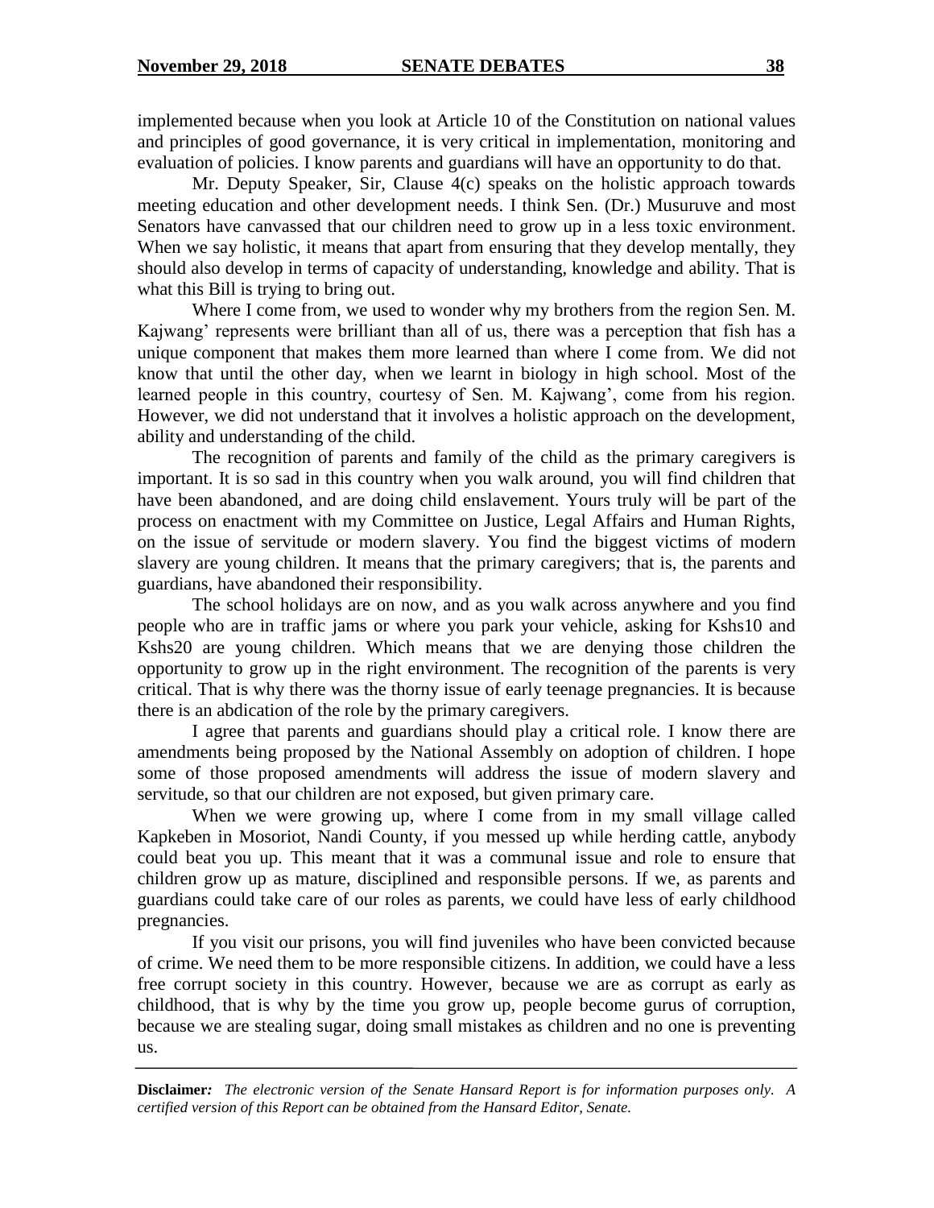implemented because when you look at Article 10 of the Constitution on national values and principles of good governance, it is very critical in implementation, monitoring and evaluation of policies. I know parents and guardians will have an opportunity to do that.

Mr. Deputy Speaker, Sir, Clause 4(c) speaks on the holistic approach towards meeting education and other development needs. I think Sen. (Dr.) Musuruve and most Senators have canvassed that our children need to grow up in a less toxic environment. When we say holistic, it means that apart from ensuring that they develop mentally, they should also develop in terms of capacity of understanding, knowledge and ability. That is what this Bill is trying to bring out.

Where I come from, we used to wonder why my brothers from the region Sen. M. Kajwang' represents were brilliant than all of us, there was a perception that fish has a unique component that makes them more learned than where I come from. We did not know that until the other day, when we learnt in biology in high school. Most of the learned people in this country, courtesy of Sen. M. Kajwang', come from his region. However, we did not understand that it involves a holistic approach on the development, ability and understanding of the child.

The recognition of parents and family of the child as the primary caregivers is important. It is so sad in this country when you walk around, you will find children that have been abandoned, and are doing child enslavement. Yours truly will be part of the process on enactment with my Committee on Justice, Legal Affairs and Human Rights, on the issue of servitude or modern slavery. You find the biggest victims of modern slavery are young children. It means that the primary caregivers; that is, the parents and guardians, have abandoned their responsibility.

The school holidays are on now, and as you walk across anywhere and you find people who are in traffic jams or where you park your vehicle, asking for Kshs10 and Kshs20 are young children. Which means that we are denying those children the opportunity to grow up in the right environment. The recognition of the parents is very critical. That is why there was the thorny issue of early teenage pregnancies. It is because there is an abdication of the role by the primary caregivers.

I agree that parents and guardians should play a critical role. I know there are amendments being proposed by the National Assembly on adoption of children. I hope some of those proposed amendments will address the issue of modern slavery and servitude, so that our children are not exposed, but given primary care.

When we were growing up, where I come from in my small village called Kapkeben in Mosoriot, Nandi County, if you messed up while herding cattle, anybody could beat you up. This meant that it was a communal issue and role to ensure that children grow up as mature, disciplined and responsible persons. If we, as parents and guardians could take care of our roles as parents, we could have less of early childhood pregnancies.

If you visit our prisons, you will find juveniles who have been convicted because of crime. We need them to be more responsible citizens. In addition, we could have a less free corrupt society in this country. However, because we are as corrupt as early as childhood, that is why by the time you grow up, people become gurus of corruption, because we are stealing sugar, doing small mistakes as children and no one is preventing us.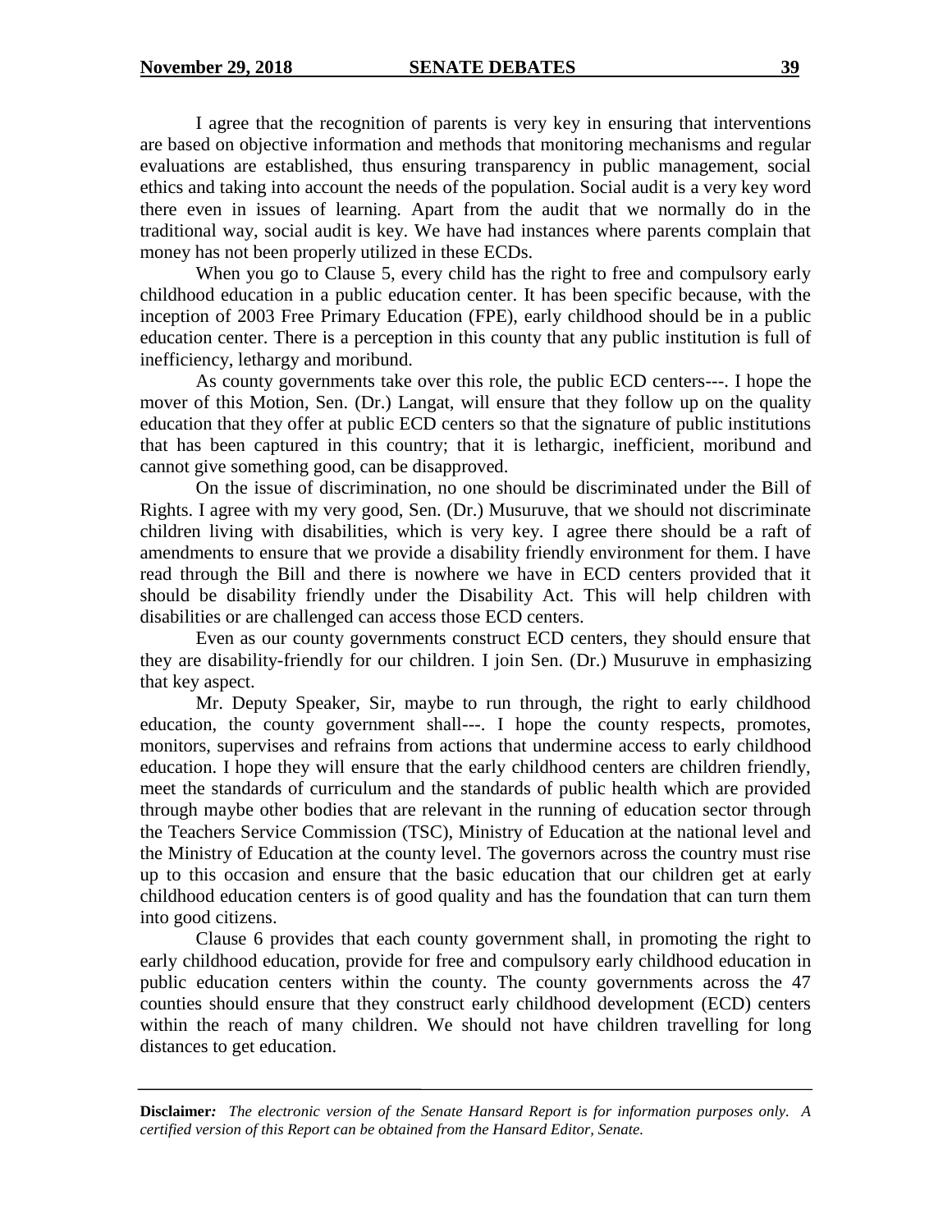I agree that the recognition of parents is very key in ensuring that interventions are based on objective information and methods that monitoring mechanisms and regular evaluations are established, thus ensuring transparency in public management, social ethics and taking into account the needs of the population. Social audit is a very key word there even in issues of learning. Apart from the audit that we normally do in the traditional way, social audit is key. We have had instances where parents complain that money has not been properly utilized in these ECDs.

When you go to Clause 5, every child has the right to free and compulsory early childhood education in a public education center. It has been specific because, with the inception of 2003 Free Primary Education (FPE), early childhood should be in a public education center. There is a perception in this county that any public institution is full of inefficiency, lethargy and moribund.

As county governments take over this role, the public ECD centers---. I hope the mover of this Motion, Sen. (Dr.) Langat, will ensure that they follow up on the quality education that they offer at public ECD centers so that the signature of public institutions that has been captured in this country; that it is lethargic, inefficient, moribund and cannot give something good, can be disapproved.

On the issue of discrimination, no one should be discriminated under the Bill of Rights. I agree with my very good, Sen. (Dr.) Musuruve, that we should not discriminate children living with disabilities, which is very key. I agree there should be a raft of amendments to ensure that we provide a disability friendly environment for them. I have read through the Bill and there is nowhere we have in ECD centers provided that it should be disability friendly under the Disability Act. This will help children with disabilities or are challenged can access those ECD centers.

Even as our county governments construct ECD centers, they should ensure that they are disability-friendly for our children. I join Sen. (Dr.) Musuruve in emphasizing that key aspect.

Mr. Deputy Speaker, Sir, maybe to run through, the right to early childhood education, the county government shall---. I hope the county respects, promotes, monitors, supervises and refrains from actions that undermine access to early childhood education. I hope they will ensure that the early childhood centers are children friendly, meet the standards of curriculum and the standards of public health which are provided through maybe other bodies that are relevant in the running of education sector through the Teachers Service Commission (TSC), Ministry of Education at the national level and the Ministry of Education at the county level. The governors across the country must rise up to this occasion and ensure that the basic education that our children get at early childhood education centers is of good quality and has the foundation that can turn them into good citizens.

Clause 6 provides that each county government shall, in promoting the right to early childhood education, provide for free and compulsory early childhood education in public education centers within the county. The county governments across the 47 counties should ensure that they construct early childhood development (ECD) centers within the reach of many children. We should not have children travelling for long distances to get education.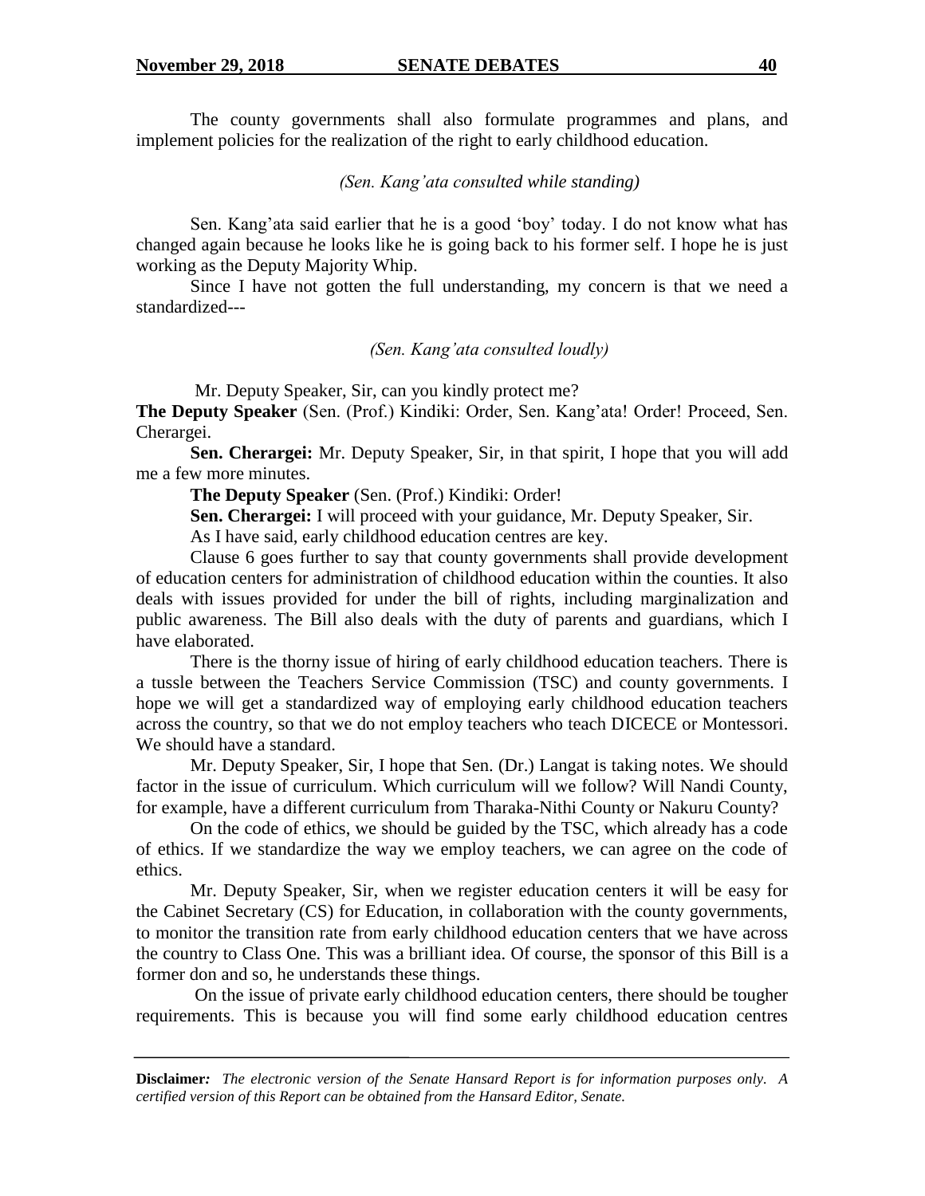The county governments shall also formulate programmes and plans, and implement policies for the realization of the right to early childhood education.

*(Sen. Kang'ata consulted while standing)*

Sen. Kang'ata said earlier that he is a good 'boy' today. I do not know what has changed again because he looks like he is going back to his former self. I hope he is just working as the Deputy Majority Whip.

Since I have not gotten the full understanding, my concern is that we need a standardized---

*(Sen. Kang'ata consulted loudly)*

Mr. Deputy Speaker, Sir, can you kindly protect me?

**The Deputy Speaker** (Sen. (Prof.) Kindiki: Order, Sen. Kang'ata! Order! Proceed, Sen. Cherargei.

**Sen. Cherargei:** Mr. Deputy Speaker, Sir, in that spirit, I hope that you will add me a few more minutes.

**The Deputy Speaker** (Sen. (Prof.) Kindiki: Order!

**Sen. Cherargei:** I will proceed with your guidance, Mr. Deputy Speaker, Sir.

As I have said, early childhood education centres are key.

Clause 6 goes further to say that county governments shall provide development of education centers for administration of childhood education within the counties. It also deals with issues provided for under the bill of rights, including marginalization and public awareness. The Bill also deals with the duty of parents and guardians, which I have elaborated.

There is the thorny issue of hiring of early childhood education teachers. There is a tussle between the Teachers Service Commission (TSC) and county governments. I hope we will get a standardized way of employing early childhood education teachers across the country, so that we do not employ teachers who teach DICECE or Montessori. We should have a standard.

Mr. Deputy Speaker, Sir, I hope that Sen. (Dr.) Langat is taking notes. We should factor in the issue of curriculum. Which curriculum will we follow? Will Nandi County, for example, have a different curriculum from Tharaka-Nithi County or Nakuru County?

On the code of ethics, we should be guided by the TSC, which already has a code of ethics. If we standardize the way we employ teachers, we can agree on the code of ethics.

Mr. Deputy Speaker, Sir, when we register education centers it will be easy for the Cabinet Secretary (CS) for Education, in collaboration with the county governments, to monitor the transition rate from early childhood education centers that we have across the country to Class One. This was a brilliant idea. Of course, the sponsor of this Bill is a former don and so, he understands these things.

On the issue of private early childhood education centers, there should be tougher requirements. This is because you will find some early childhood education centres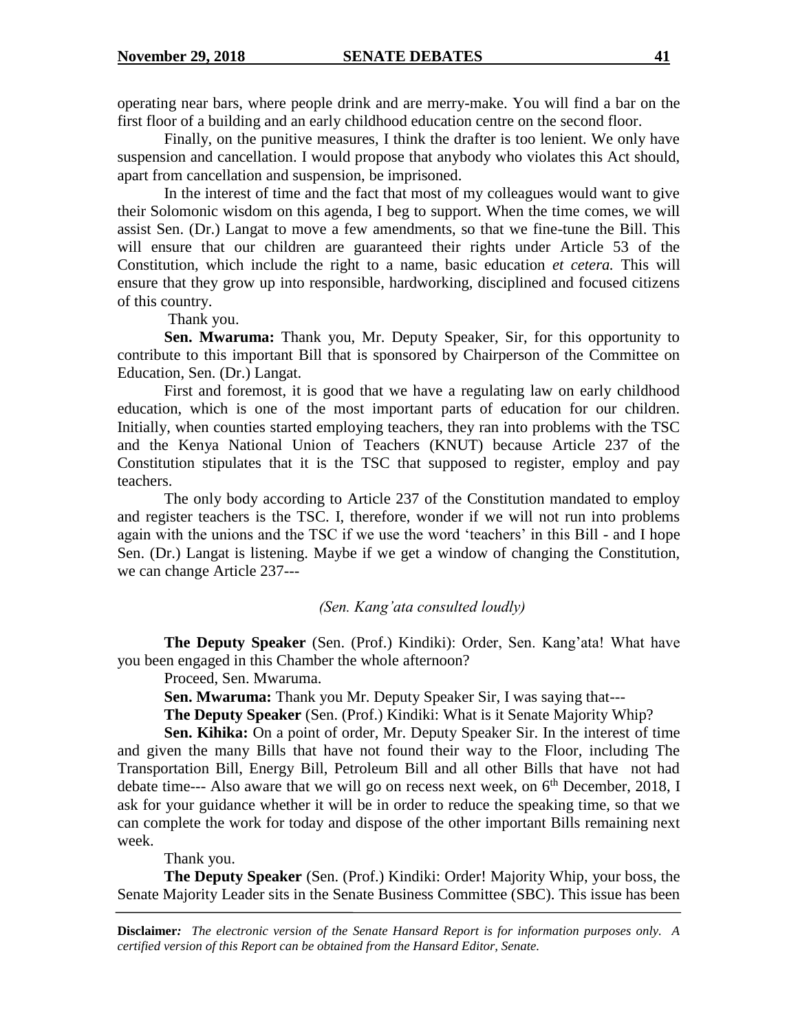operating near bars, where people drink and are merry-make. You will find a bar on the first floor of a building and an early childhood education centre on the second floor.

Finally, on the punitive measures, I think the drafter is too lenient. We only have suspension and cancellation. I would propose that anybody who violates this Act should, apart from cancellation and suspension, be imprisoned.

In the interest of time and the fact that most of my colleagues would want to give their Solomonic wisdom on this agenda, I beg to support. When the time comes, we will assist Sen. (Dr.) Langat to move a few amendments, so that we fine-tune the Bill. This will ensure that our children are guaranteed their rights under Article 53 of the Constitution, which include the right to a name, basic education *et cetera.* This will ensure that they grow up into responsible, hardworking, disciplined and focused citizens of this country.

Thank you.

**Sen. Mwaruma:** Thank you, Mr. Deputy Speaker, Sir, for this opportunity to contribute to this important Bill that is sponsored by Chairperson of the Committee on Education, Sen. (Dr.) Langat.

First and foremost, it is good that we have a regulating law on early childhood education, which is one of the most important parts of education for our children. Initially, when counties started employing teachers, they ran into problems with the TSC and the Kenya National Union of Teachers (KNUT) because Article 237 of the Constitution stipulates that it is the TSC that supposed to register, employ and pay teachers.

The only body according to Article 237 of the Constitution mandated to employ and register teachers is the TSC. I, therefore, wonder if we will not run into problems again with the unions and the TSC if we use the word 'teachers' in this Bill - and I hope Sen. (Dr.) Langat is listening. Maybe if we get a window of changing the Constitution, we can change Article 237---

*(Sen. Kang'ata consulted loudly)*

**The Deputy Speaker** (Sen. (Prof.) Kindiki): Order, Sen. Kang'ata! What have you been engaged in this Chamber the whole afternoon?

Proceed, Sen. Mwaruma.

**Sen. Mwaruma:** Thank you Mr. Deputy Speaker Sir, I was saying that---

**The Deputy Speaker** (Sen. (Prof.) Kindiki: What is it Senate Majority Whip?

**Sen. Kihika:** On a point of order, Mr. Deputy Speaker Sir. In the interest of time and given the many Bills that have not found their way to the Floor, including The Transportation Bill, Energy Bill, Petroleum Bill and all other Bills that have not had debate time--- Also aware that we will go on recess next week, on 6th December, 2018, I ask for your guidance whether it will be in order to reduce the speaking time, so that we can complete the work for today and dispose of the other important Bills remaining next week.

Thank you.

**The Deputy Speaker** (Sen. (Prof.) Kindiki: Order! Majority Whip, your boss, the Senate Majority Leader sits in the Senate Business Committee (SBC). This issue has been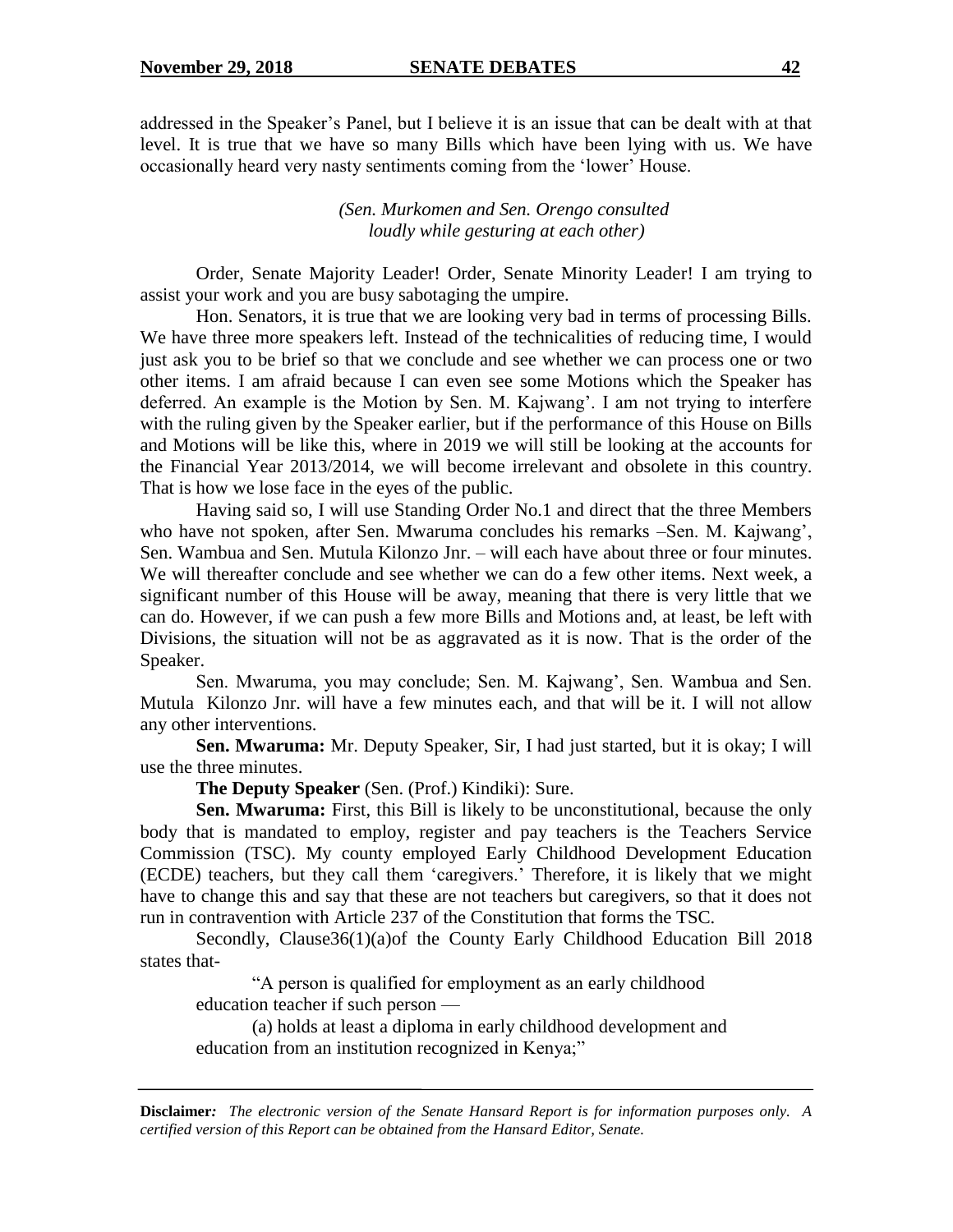addressed in the Speaker's Panel, but I believe it is an issue that can be dealt with at that level. It is true that we have so many Bills which have been lying with us. We have occasionally heard very nasty sentiments coming from the 'lower' House.

*(Sen. Murkomen and Sen. Orengo consulted loudly while gesturing at each other)*

Order, Senate Majority Leader! Order, Senate Minority Leader! I am trying to assist your work and you are busy sabotaging the umpire.

Hon. Senators, it is true that we are looking very bad in terms of processing Bills. We have three more speakers left. Instead of the technicalities of reducing time, I would just ask you to be brief so that we conclude and see whether we can process one or two other items. I am afraid because I can even see some Motions which the Speaker has deferred. An example is the Motion by Sen. M. Kajwang'. I am not trying to interfere with the ruling given by the Speaker earlier, but if the performance of this House on Bills and Motions will be like this, where in 2019 we will still be looking at the accounts for the Financial Year 2013/2014, we will become irrelevant and obsolete in this country. That is how we lose face in the eyes of the public.

Having said so, I will use Standing Order No.1 and direct that the three Members who have not spoken, after Sen. Mwaruma concludes his remarks –Sen. M. Kajwang', Sen. Wambua and Sen. Mutula Kilonzo Jnr. – will each have about three or four minutes. We will thereafter conclude and see whether we can do a few other items. Next week, a significant number of this House will be away, meaning that there is very little that we can do. However, if we can push a few more Bills and Motions and, at least, be left with Divisions, the situation will not be as aggravated as it is now. That is the order of the Speaker.

Sen. Mwaruma, you may conclude; Sen. M. Kajwang', Sen. Wambua and Sen. Mutula Kilonzo Jnr. will have a few minutes each, and that will be it. I will not allow any other interventions.

**Sen. Mwaruma:** Mr. Deputy Speaker, Sir, I had just started, but it is okay; I will use the three minutes.

**The Deputy Speaker** (Sen. (Prof.) Kindiki): Sure.

**Sen. Mwaruma:** First, this Bill is likely to be unconstitutional, because the only body that is mandated to employ, register and pay teachers is the Teachers Service Commission (TSC). My county employed Early Childhood Development Education (ECDE) teachers, but they call them 'caregivers.' Therefore, it is likely that we might have to change this and say that these are not teachers but caregivers, so that it does not run in contravention with Article 237 of the Constitution that forms the TSC.

Secondly, Clause36(1)(a)of the County Early Childhood Education Bill 2018 states that-

> "A person is qualified for employment as an early childhood education teacher if such person —
>
> (a) holds at least a diploma in early childhood development and education from an institution recognized in Kenya;"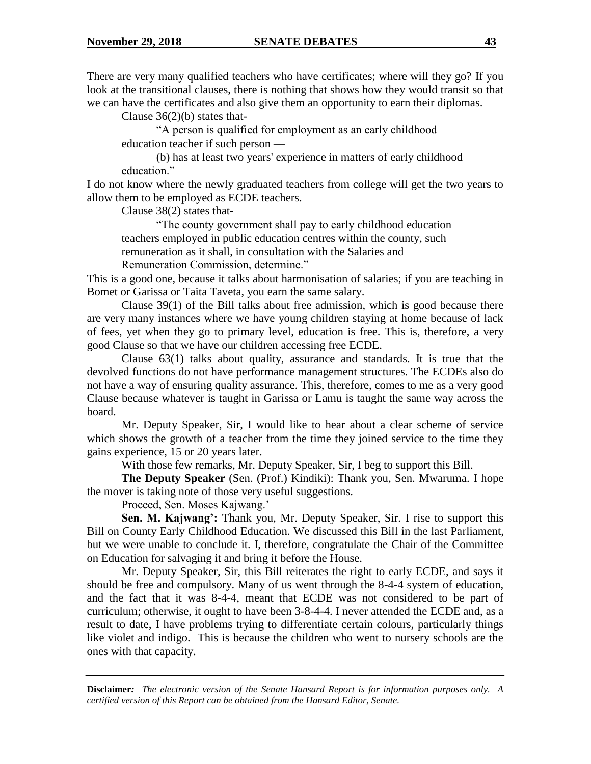There are very many qualified teachers who have certificates; where will they go? If you look at the transitional clauses, there is nothing that shows how they would transit so that we can have the certificates and also give them an opportunity to earn their diplomas.

Clause 36(2)(b) states that-

> "A person is qualified for employment as an early childhood education teacher if such person —
>
> (b) has at least two years' experience in matters of early childhood education."

I do not know where the newly graduated teachers from college will get the two years to allow them to be employed as ECDE teachers.

Clause 38(2) states that-

> "The county government shall pay to early childhood education teachers employed in public education centres within the county, such remuneration as it shall, in consultation with the Salaries and Remuneration Commission, determine."

This is a good one, because it talks about harmonisation of salaries; if you are teaching in Bomet or Garissa or Taita Taveta, you earn the same salary.

Clause 39(1) of the Bill talks about free admission, which is good because there are very many instances where we have young children staying at home because of lack of fees, yet when they go to primary level, education is free. This is, therefore, a very good Clause so that we have our children accessing free ECDE.

Clause 63(1) talks about quality, assurance and standards. It is true that the devolved functions do not have performance management structures. The ECDEs also do not have a way of ensuring quality assurance. This, therefore, comes to me as a very good Clause because whatever is taught in Garissa or Lamu is taught the same way across the board.

Mr. Deputy Speaker, Sir, I would like to hear about a clear scheme of service which shows the growth of a teacher from the time they joined service to the time they gains experience, 15 or 20 years later.

With those few remarks, Mr. Deputy Speaker, Sir, I beg to support this Bill.

**The Deputy Speaker** (Sen. (Prof.) Kindiki): Thank you, Sen. Mwaruma. I hope the mover is taking note of those very useful suggestions.

Proceed, Sen. Moses Kajwang.'

**Sen. M. Kajwang':** Thank you, Mr. Deputy Speaker, Sir. I rise to support this Bill on County Early Childhood Education. We discussed this Bill in the last Parliament, but we were unable to conclude it. I, therefore, congratulate the Chair of the Committee on Education for salvaging it and bring it before the House.

Mr. Deputy Speaker, Sir, this Bill reiterates the right to early ECDE, and says it should be free and compulsory. Many of us went through the 8-4-4 system of education, and the fact that it was 8-4-4, meant that ECDE was not considered to be part of curriculum; otherwise, it ought to have been 3-8-4-4. I never attended the ECDE and, as a result to date, I have problems trying to differentiate certain colours, particularly things like violet and indigo. This is because the children who went to nursery schools are the ones with that capacity.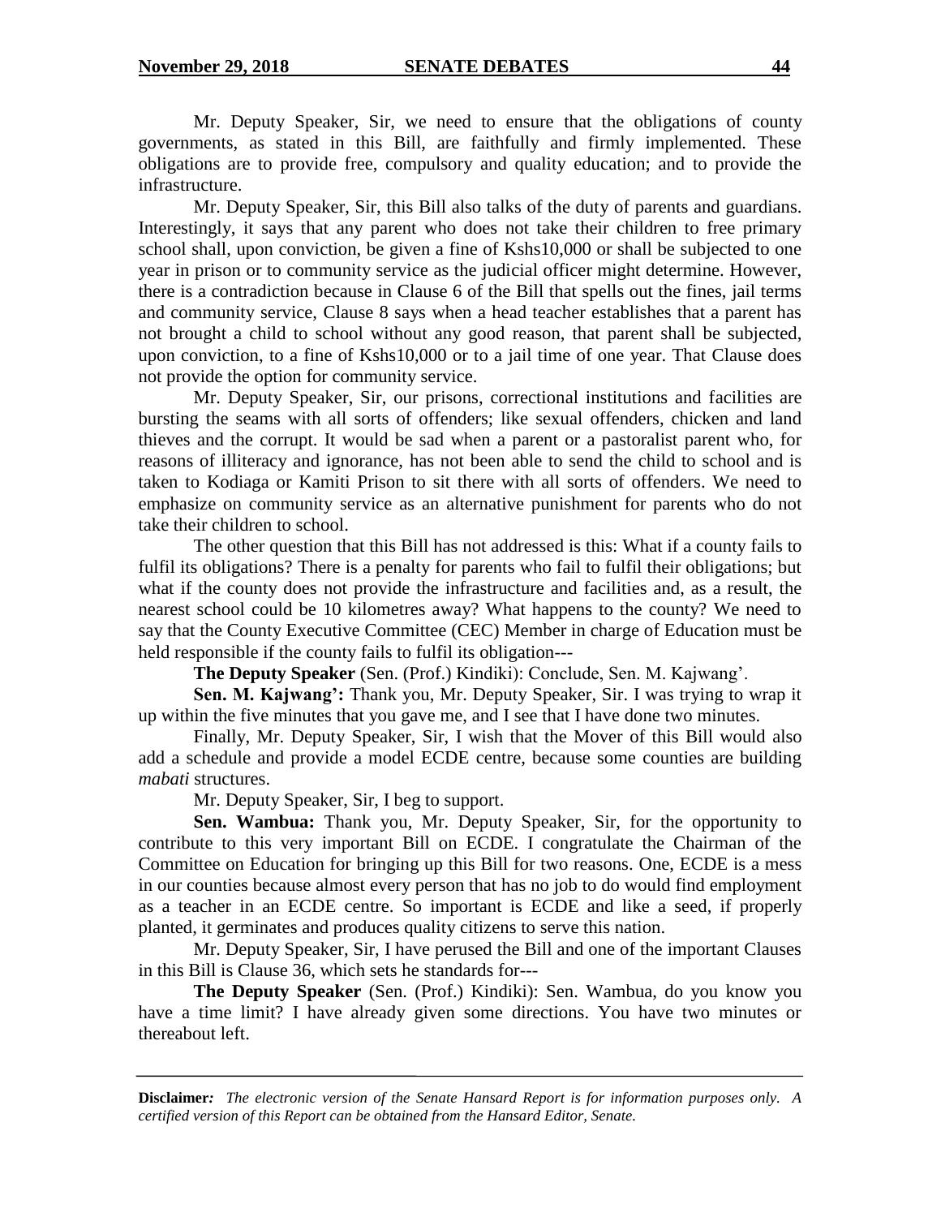Mr. Deputy Speaker, Sir, we need to ensure that the obligations of county governments, as stated in this Bill, are faithfully and firmly implemented. These obligations are to provide free, compulsory and quality education; and to provide the infrastructure.

Mr. Deputy Speaker, Sir, this Bill also talks of the duty of parents and guardians. Interestingly, it says that any parent who does not take their children to free primary school shall, upon conviction, be given a fine of Kshs10,000 or shall be subjected to one year in prison or to community service as the judicial officer might determine. However, there is a contradiction because in Clause 6 of the Bill that spells out the fines, jail terms and community service, Clause 8 says when a head teacher establishes that a parent has not brought a child to school without any good reason, that parent shall be subjected, upon conviction, to a fine of Kshs10,000 or to a jail time of one year. That Clause does not provide the option for community service.

Mr. Deputy Speaker, Sir, our prisons, correctional institutions and facilities are bursting the seams with all sorts of offenders; like sexual offenders, chicken and land thieves and the corrupt. It would be sad when a parent or a pastoralist parent who, for reasons of illiteracy and ignorance, has not been able to send the child to school and is taken to Kodiaga or Kamiti Prison to sit there with all sorts of offenders. We need to emphasize on community service as an alternative punishment for parents who do not take their children to school.

The other question that this Bill has not addressed is this: What if a county fails to fulfil its obligations? There is a penalty for parents who fail to fulfil their obligations; but what if the county does not provide the infrastructure and facilities and, as a result, the nearest school could be 10 kilometres away? What happens to the county? We need to say that the County Executive Committee (CEC) Member in charge of Education must be held responsible if the county fails to fulfil its obligation---

**The Deputy Speaker** (Sen. (Prof.) Kindiki): Conclude, Sen. M. Kajwang'.

**Sen. M. Kajwang':** Thank you, Mr. Deputy Speaker, Sir. I was trying to wrap it up within the five minutes that you gave me, and I see that I have done two minutes.

Finally, Mr. Deputy Speaker, Sir, I wish that the Mover of this Bill would also add a schedule and provide a model ECDE centre, because some counties are building *mabati* structures.

Mr. Deputy Speaker, Sir, I beg to support.

**Sen. Wambua:** Thank you, Mr. Deputy Speaker, Sir, for the opportunity to contribute to this very important Bill on ECDE. I congratulate the Chairman of the Committee on Education for bringing up this Bill for two reasons. One, ECDE is a mess in our counties because almost every person that has no job to do would find employment as a teacher in an ECDE centre. So important is ECDE and like a seed, if properly planted, it germinates and produces quality citizens to serve this nation.

Mr. Deputy Speaker, Sir, I have perused the Bill and one of the important Clauses in this Bill is Clause 36, which sets he standards for---

**The Deputy Speaker** (Sen. (Prof.) Kindiki): Sen. Wambua, do you know you have a time limit? I have already given some directions. You have two minutes or thereabout left.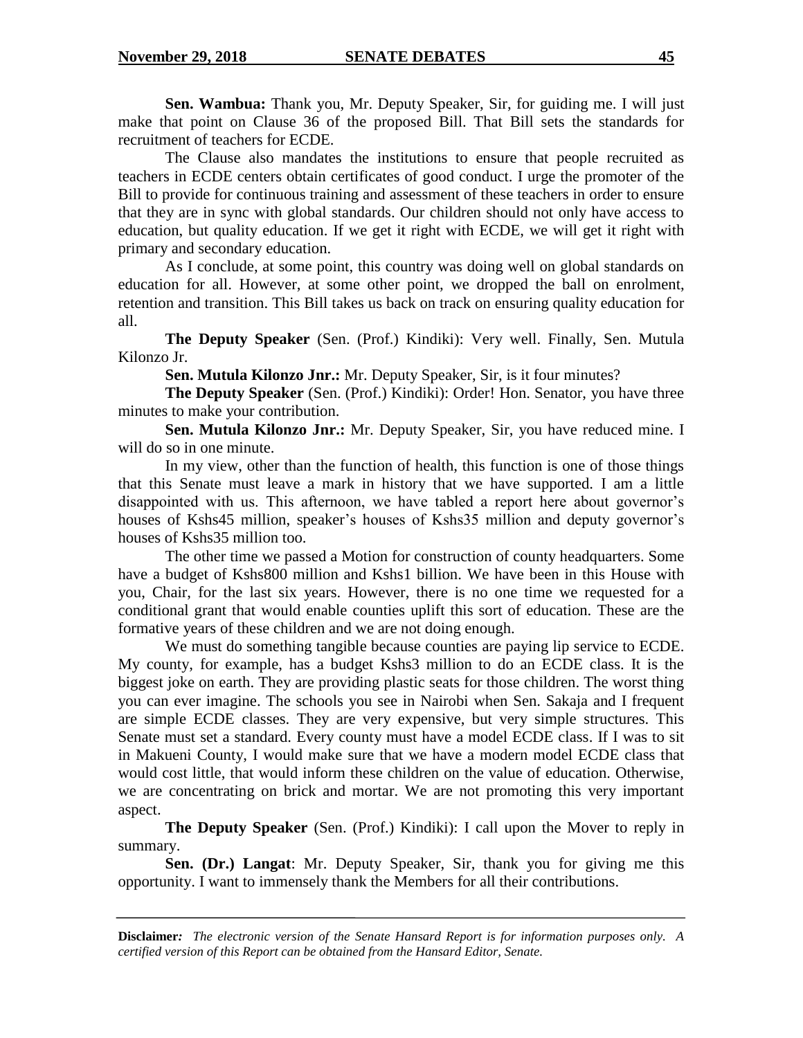**Sen. Wambua:** Thank you, Mr. Deputy Speaker, Sir, for guiding me. I will just make that point on Clause 36 of the proposed Bill. That Bill sets the standards for recruitment of teachers for ECDE.

The Clause also mandates the institutions to ensure that people recruited as teachers in ECDE centers obtain certificates of good conduct. I urge the promoter of the Bill to provide for continuous training and assessment of these teachers in order to ensure that they are in sync with global standards. Our children should not only have access to education, but quality education. If we get it right with ECDE, we will get it right with primary and secondary education.

As I conclude, at some point, this country was doing well on global standards on education for all. However, at some other point, we dropped the ball on enrolment, retention and transition. This Bill takes us back on track on ensuring quality education for all.

**The Deputy Speaker** (Sen. (Prof.) Kindiki): Very well. Finally, Sen. Mutula Kilonzo Jr.

**Sen. Mutula Kilonzo Jnr.:** Mr. Deputy Speaker, Sir, is it four minutes?

**The Deputy Speaker** (Sen. (Prof.) Kindiki): Order! Hon. Senator, you have three minutes to make your contribution.

**Sen. Mutula Kilonzo Jnr.:** Mr. Deputy Speaker, Sir, you have reduced mine. I will do so in one minute.

In my view, other than the function of health, this function is one of those things that this Senate must leave a mark in history that we have supported. I am a little disappointed with us. This afternoon, we have tabled a report here about governor's houses of Kshs45 million, speaker's houses of Kshs35 million and deputy governor's houses of Kshs35 million too.

The other time we passed a Motion for construction of county headquarters. Some have a budget of Kshs800 million and Kshs1 billion. We have been in this House with you, Chair, for the last six years. However, there is no one time we requested for a conditional grant that would enable counties uplift this sort of education. These are the formative years of these children and we are not doing enough.

We must do something tangible because counties are paying lip service to ECDE. My county, for example, has a budget Kshs3 million to do an ECDE class. It is the biggest joke on earth. They are providing plastic seats for those children. The worst thing you can ever imagine. The schools you see in Nairobi when Sen. Sakaja and I frequent are simple ECDE classes. They are very expensive, but very simple structures. This Senate must set a standard. Every county must have a model ECDE class. If I was to sit in Makueni County, I would make sure that we have a modern model ECDE class that would cost little, that would inform these children on the value of education. Otherwise, we are concentrating on brick and mortar. We are not promoting this very important aspect.

**The Deputy Speaker** (Sen. (Prof.) Kindiki): I call upon the Mover to reply in summary.

**Sen. (Dr.) Langat**: Mr. Deputy Speaker, Sir, thank you for giving me this opportunity. I want to immensely thank the Members for all their contributions.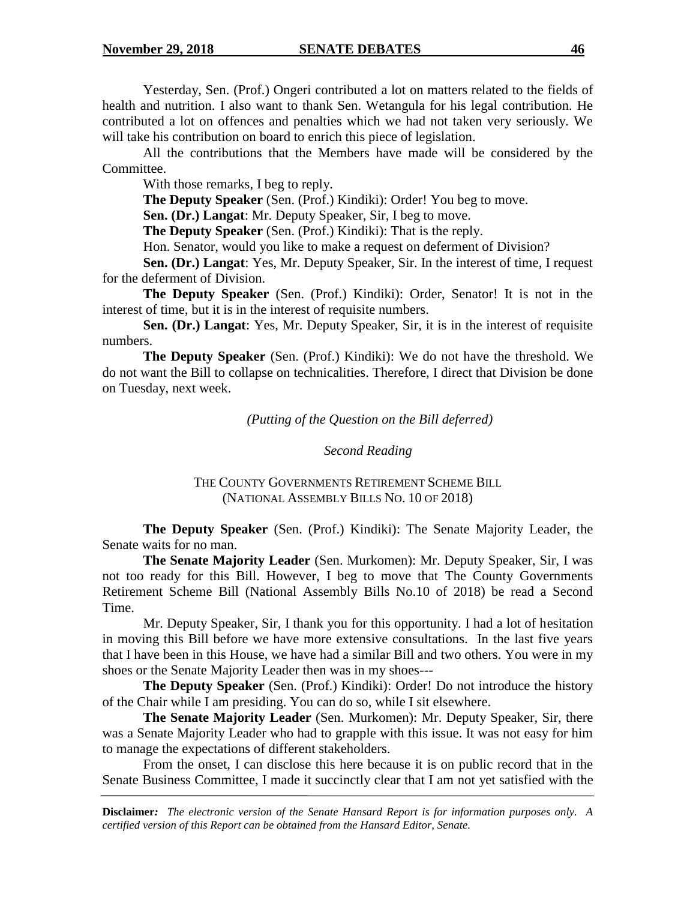Yesterday, Sen. (Prof.) Ongeri contributed a lot on matters related to the fields of health and nutrition. I also want to thank Sen. Wetangula for his legal contribution. He contributed a lot on offences and penalties which we had not taken very seriously. We will take his contribution on board to enrich this piece of legislation.

All the contributions that the Members have made will be considered by the Committee.

With those remarks, I beg to reply.

**The Deputy Speaker** (Sen. (Prof.) Kindiki): Order! You beg to move.

**Sen. (Dr.) Langat**: Mr. Deputy Speaker, Sir, I beg to move.

**The Deputy Speaker** (Sen. (Prof.) Kindiki): That is the reply.

Hon. Senator, would you like to make a request on deferment of Division?

**Sen. (Dr.) Langat**: Yes, Mr. Deputy Speaker, Sir. In the interest of time, I request for the deferment of Division.

**The Deputy Speaker** (Sen. (Prof.) Kindiki): Order, Senator! It is not in the interest of time, but it is in the interest of requisite numbers.

**Sen. (Dr.) Langat**: Yes, Mr. Deputy Speaker, Sir, it is in the interest of requisite numbers.

**The Deputy Speaker** (Sen. (Prof.) Kindiki): We do not have the threshold. We do not want the Bill to collapse on technicalities. Therefore, I direct that Division be done on Tuesday, next week.

*(Putting of the Question on the Bill deferred)*

*Second Reading*

THE COUNTY GOVERNMENTS RETIREMENT SCHEME BILL
(NATIONAL ASSEMBLY BILLS NO. 10 OF 2018)

**The Deputy Speaker** (Sen. (Prof.) Kindiki): The Senate Majority Leader, the Senate waits for no man.

**The Senate Majority Leader** (Sen. Murkomen): Mr. Deputy Speaker, Sir, I was not too ready for this Bill. However, I beg to move that The County Governments Retirement Scheme Bill (National Assembly Bills No.10 of 2018) be read a Second Time.

Mr. Deputy Speaker, Sir, I thank you for this opportunity. I had a lot of hesitation in moving this Bill before we have more extensive consultations. In the last five years that I have been in this House, we have had a similar Bill and two others. You were in my shoes or the Senate Majority Leader then was in my shoes---

**The Deputy Speaker** (Sen. (Prof.) Kindiki): Order! Do not introduce the history of the Chair while I am presiding. You can do so, while I sit elsewhere.

**The Senate Majority Leader** (Sen. Murkomen): Mr. Deputy Speaker, Sir, there was a Senate Majority Leader who had to grapple with this issue. It was not easy for him to manage the expectations of different stakeholders.

From the onset, I can disclose this here because it is on public record that in the Senate Business Committee, I made it succinctly clear that I am not yet satisfied with the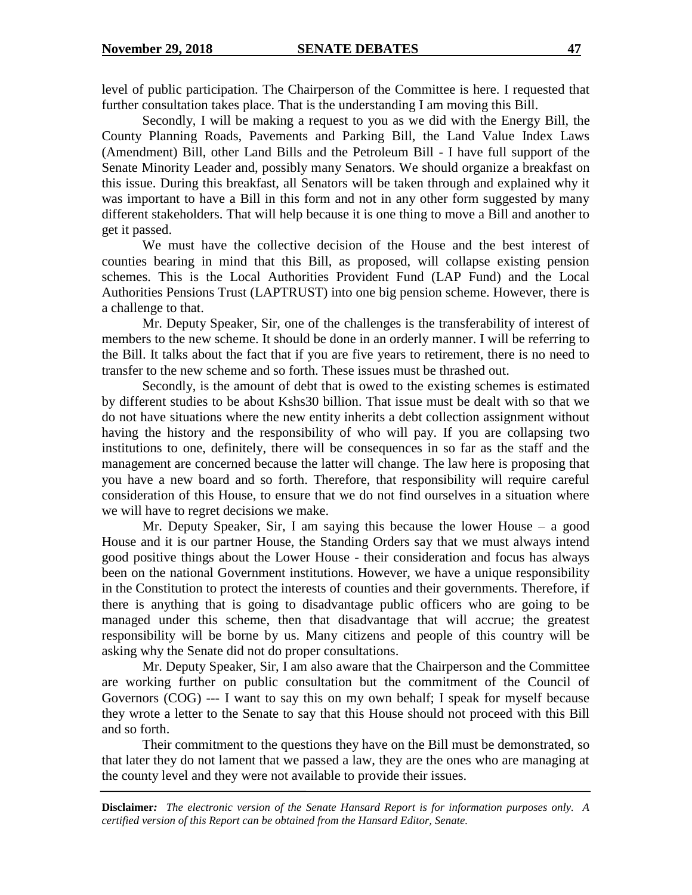level of public participation. The Chairperson of the Committee is here. I requested that further consultation takes place. That is the understanding I am moving this Bill.

Secondly, I will be making a request to you as we did with the Energy Bill, the County Planning Roads, Pavements and Parking Bill, the Land Value Index Laws (Amendment) Bill, other Land Bills and the Petroleum Bill - I have full support of the Senate Minority Leader and, possibly many Senators. We should organize a breakfast on this issue. During this breakfast, all Senators will be taken through and explained why it was important to have a Bill in this form and not in any other form suggested by many different stakeholders. That will help because it is one thing to move a Bill and another to get it passed.

We must have the collective decision of the House and the best interest of counties bearing in mind that this Bill, as proposed, will collapse existing pension schemes. This is the Local Authorities Provident Fund (LAP Fund) and the Local Authorities Pensions Trust (LAPTRUST) into one big pension scheme. However, there is a challenge to that.

Mr. Deputy Speaker, Sir, one of the challenges is the transferability of interest of members to the new scheme. It should be done in an orderly manner. I will be referring to the Bill. It talks about the fact that if you are five years to retirement, there is no need to transfer to the new scheme and so forth. These issues must be thrashed out.

Secondly, is the amount of debt that is owed to the existing schemes is estimated by different studies to be about Kshs30 billion. That issue must be dealt with so that we do not have situations where the new entity inherits a debt collection assignment without having the history and the responsibility of who will pay. If you are collapsing two institutions to one, definitely, there will be consequences in so far as the staff and the management are concerned because the latter will change. The law here is proposing that you have a new board and so forth. Therefore, that responsibility will require careful consideration of this House, to ensure that we do not find ourselves in a situation where we will have to regret decisions we make.

Mr. Deputy Speaker, Sir, I am saying this because the lower House – a good House and it is our partner House, the Standing Orders say that we must always intend good positive things about the Lower House - their consideration and focus has always been on the national Government institutions. However, we have a unique responsibility in the Constitution to protect the interests of counties and their governments. Therefore, if there is anything that is going to disadvantage public officers who are going to be managed under this scheme, then that disadvantage that will accrue; the greatest responsibility will be borne by us. Many citizens and people of this country will be asking why the Senate did not do proper consultations.

Mr. Deputy Speaker, Sir, I am also aware that the Chairperson and the Committee are working further on public consultation but the commitment of the Council of Governors (COG) --- I want to say this on my own behalf; I speak for myself because they wrote a letter to the Senate to say that this House should not proceed with this Bill and so forth.

Their commitment to the questions they have on the Bill must be demonstrated, so that later they do not lament that we passed a law, they are the ones who are managing at the county level and they were not available to provide their issues.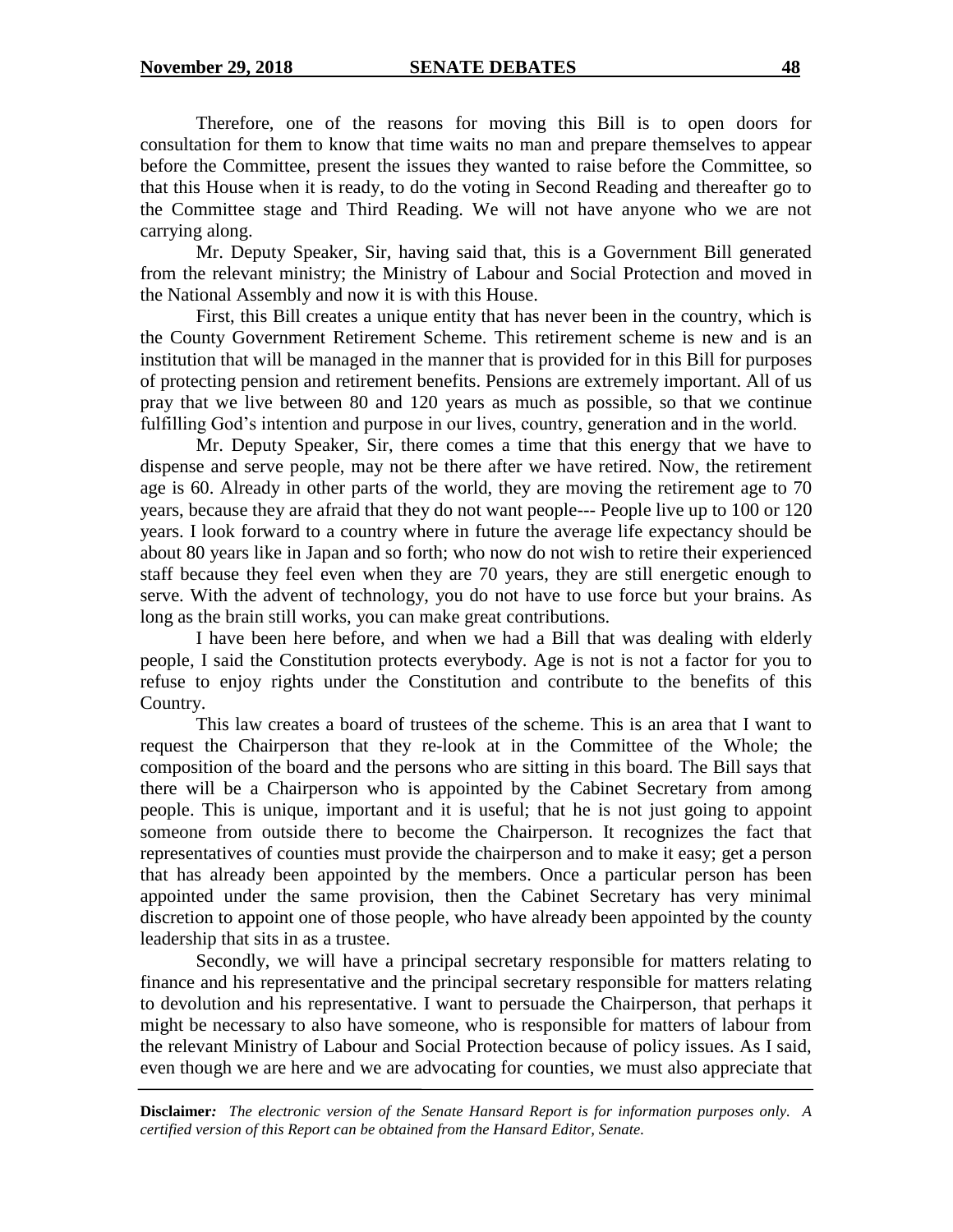Therefore, one of the reasons for moving this Bill is to open doors for consultation for them to know that time waits no man and prepare themselves to appear before the Committee, present the issues they wanted to raise before the Committee, so that this House when it is ready, to do the voting in Second Reading and thereafter go to the Committee stage and Third Reading. We will not have anyone who we are not carrying along.

Mr. Deputy Speaker, Sir, having said that, this is a Government Bill generated from the relevant ministry; the Ministry of Labour and Social Protection and moved in the National Assembly and now it is with this House.

First, this Bill creates a unique entity that has never been in the country, which is the County Government Retirement Scheme. This retirement scheme is new and is an institution that will be managed in the manner that is provided for in this Bill for purposes of protecting pension and retirement benefits. Pensions are extremely important. All of us pray that we live between 80 and 120 years as much as possible, so that we continue fulfilling God's intention and purpose in our lives, country, generation and in the world.

Mr. Deputy Speaker, Sir, there comes a time that this energy that we have to dispense and serve people, may not be there after we have retired. Now, the retirement age is 60. Already in other parts of the world, they are moving the retirement age to 70 years, because they are afraid that they do not want people--- People live up to 100 or 120 years. I look forward to a country where in future the average life expectancy should be about 80 years like in Japan and so forth; who now do not wish to retire their experienced staff because they feel even when they are 70 years, they are still energetic enough to serve. With the advent of technology, you do not have to use force but your brains. As long as the brain still works, you can make great contributions.

I have been here before, and when we had a Bill that was dealing with elderly people, I said the Constitution protects everybody. Age is not is not a factor for you to refuse to enjoy rights under the Constitution and contribute to the benefits of this Country.

This law creates a board of trustees of the scheme. This is an area that I want to request the Chairperson that they re-look at in the Committee of the Whole; the composition of the board and the persons who are sitting in this board. The Bill says that there will be a Chairperson who is appointed by the Cabinet Secretary from among people. This is unique, important and it is useful; that he is not just going to appoint someone from outside there to become the Chairperson. It recognizes the fact that representatives of counties must provide the chairperson and to make it easy; get a person that has already been appointed by the members. Once a particular person has been appointed under the same provision, then the Cabinet Secretary has very minimal discretion to appoint one of those people, who have already been appointed by the county leadership that sits in as a trustee.

Secondly, we will have a principal secretary responsible for matters relating to finance and his representative and the principal secretary responsible for matters relating to devolution and his representative. I want to persuade the Chairperson, that perhaps it might be necessary to also have someone, who is responsible for matters of labour from the relevant Ministry of Labour and Social Protection because of policy issues. As I said, even though we are here and we are advocating for counties, we must also appreciate that

**Disclaimer***:* *The electronic version of the Senate Hansard Report is for information purposes only. A certified version of this Report can be obtained from the Hansard Editor, Senate.*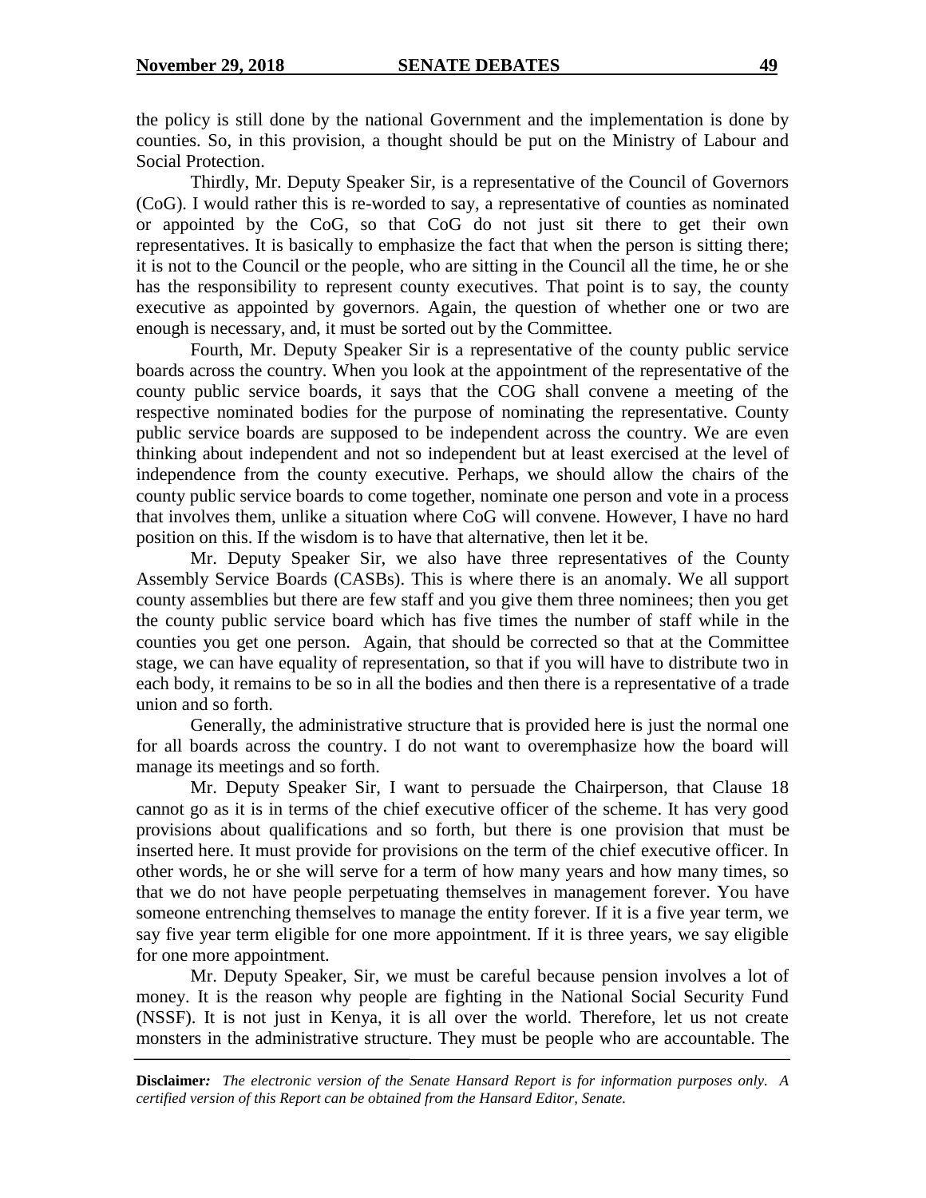the policy is still done by the national Government and the implementation is done by counties. So, in this provision, a thought should be put on the Ministry of Labour and Social Protection.

Thirdly, Mr. Deputy Speaker Sir, is a representative of the Council of Governors (CoG). I would rather this is re-worded to say, a representative of counties as nominated or appointed by the CoG, so that CoG do not just sit there to get their own representatives. It is basically to emphasize the fact that when the person is sitting there; it is not to the Council or the people, who are sitting in the Council all the time, he or she has the responsibility to represent county executives. That point is to say, the county executive as appointed by governors. Again, the question of whether one or two are enough is necessary, and, it must be sorted out by the Committee.

Fourth, Mr. Deputy Speaker Sir is a representative of the county public service boards across the country. When you look at the appointment of the representative of the county public service boards, it says that the COG shall convene a meeting of the respective nominated bodies for the purpose of nominating the representative. County public service boards are supposed to be independent across the country. We are even thinking about independent and not so independent but at least exercised at the level of independence from the county executive. Perhaps, we should allow the chairs of the county public service boards to come together, nominate one person and vote in a process that involves them, unlike a situation where CoG will convene. However, I have no hard position on this. If the wisdom is to have that alternative, then let it be.

Mr. Deputy Speaker Sir, we also have three representatives of the County Assembly Service Boards (CASBs). This is where there is an anomaly. We all support county assemblies but there are few staff and you give them three nominees; then you get the county public service board which has five times the number of staff while in the counties you get one person. Again, that should be corrected so that at the Committee stage, we can have equality of representation, so that if you will have to distribute two in each body, it remains to be so in all the bodies and then there is a representative of a trade union and so forth.

Generally, the administrative structure that is provided here is just the normal one for all boards across the country. I do not want to overemphasize how the board will manage its meetings and so forth.

Mr. Deputy Speaker Sir, I want to persuade the Chairperson, that Clause 18 cannot go as it is in terms of the chief executive officer of the scheme. It has very good provisions about qualifications and so forth, but there is one provision that must be inserted here. It must provide for provisions on the term of the chief executive officer. In other words, he or she will serve for a term of how many years and how many times, so that we do not have people perpetuating themselves in management forever. You have someone entrenching themselves to manage the entity forever. If it is a five year term, we say five year term eligible for one more appointment. If it is three years, we say eligible for one more appointment.

Mr. Deputy Speaker, Sir, we must be careful because pension involves a lot of money. It is the reason why people are fighting in the National Social Security Fund (NSSF). It is not just in Kenya, it is all over the world. Therefore, let us not create monsters in the administrative structure. They must be people who are accountable. The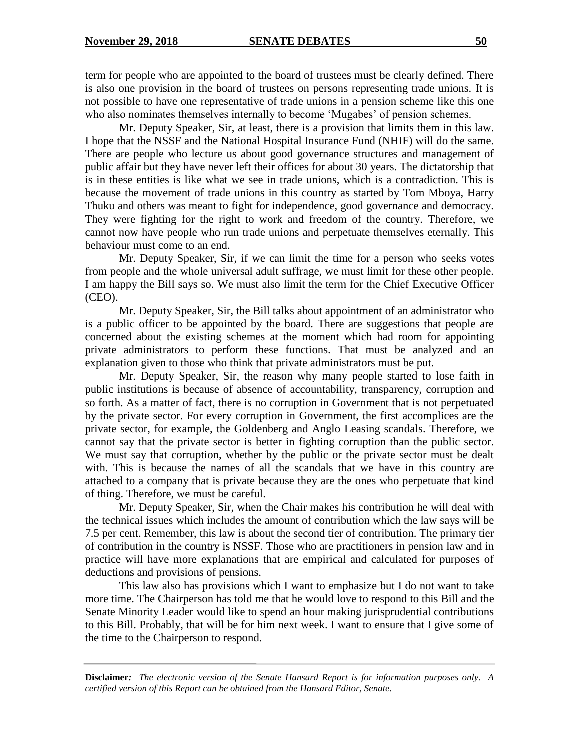term for people who are appointed to the board of trustees must be clearly defined. There is also one provision in the board of trustees on persons representing trade unions. It is not possible to have one representative of trade unions in a pension scheme like this one who also nominates themselves internally to become 'Mugabes' of pension schemes.

Mr. Deputy Speaker, Sir, at least, there is a provision that limits them in this law. I hope that the NSSF and the National Hospital Insurance Fund (NHIF) will do the same. There are people who lecture us about good governance structures and management of public affair but they have never left their offices for about 30 years. The dictatorship that is in these entities is like what we see in trade unions, which is a contradiction. This is because the movement of trade unions in this country as started by Tom Mboya, Harry Thuku and others was meant to fight for independence, good governance and democracy. They were fighting for the right to work and freedom of the country. Therefore, we cannot now have people who run trade unions and perpetuate themselves eternally. This behaviour must come to an end.

Mr. Deputy Speaker, Sir, if we can limit the time for a person who seeks votes from people and the whole universal adult suffrage, we must limit for these other people. I am happy the Bill says so. We must also limit the term for the Chief Executive Officer (CEO).

Mr. Deputy Speaker, Sir, the Bill talks about appointment of an administrator who is a public officer to be appointed by the board. There are suggestions that people are concerned about the existing schemes at the moment which had room for appointing private administrators to perform these functions. That must be analyzed and an explanation given to those who think that private administrators must be put.

Mr. Deputy Speaker, Sir, the reason why many people started to lose faith in public institutions is because of absence of accountability, transparency, corruption and so forth. As a matter of fact, there is no corruption in Government that is not perpetuated by the private sector. For every corruption in Government, the first accomplices are the private sector, for example, the Goldenberg and Anglo Leasing scandals. Therefore, we cannot say that the private sector is better in fighting corruption than the public sector. We must say that corruption, whether by the public or the private sector must be dealt with. This is because the names of all the scandals that we have in this country are attached to a company that is private because they are the ones who perpetuate that kind of thing. Therefore, we must be careful.

Mr. Deputy Speaker, Sir, when the Chair makes his contribution he will deal with the technical issues which includes the amount of contribution which the law says will be 7.5 per cent. Remember, this law is about the second tier of contribution. The primary tier of contribution in the country is NSSF. Those who are practitioners in pension law and in practice will have more explanations that are empirical and calculated for purposes of deductions and provisions of pensions.

This law also has provisions which I want to emphasize but I do not want to take more time. The Chairperson has told me that he would love to respond to this Bill and the Senate Minority Leader would like to spend an hour making jurisprudential contributions to this Bill. Probably, that will be for him next week. I want to ensure that I give some of the time to the Chairperson to respond.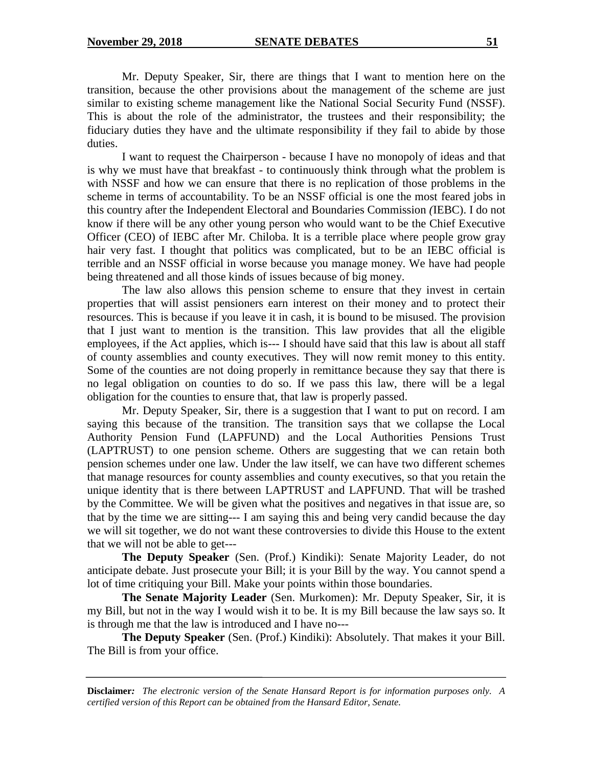Mr. Deputy Speaker, Sir, there are things that I want to mention here on the transition, because the other provisions about the management of the scheme are just similar to existing scheme management like the National Social Security Fund (NSSF). This is about the role of the administrator, the trustees and their responsibility; the fiduciary duties they have and the ultimate responsibility if they fail to abide by those duties.

I want to request the Chairperson - because I have no monopoly of ideas and that is why we must have that breakfast - to continuously think through what the problem is with NSSF and how we can ensure that there is no replication of those problems in the scheme in terms of accountability. To be an NSSF official is one the most feared jobs in this country after the Independent Electoral and Boundaries Commission (IEBC). I do not know if there will be any other young person who would want to be the Chief Executive Officer (CEO) of IEBC after Mr. Chiloba. It is a terrible place where people grow gray hair very fast. I thought that politics was complicated, but to be an IEBC official is terrible and an NSSF official in worse because you manage money. We have had people being threatened and all those kinds of issues because of big money.

The law also allows this pension scheme to ensure that they invest in certain properties that will assist pensioners earn interest on their money and to protect their resources. This is because if you leave it in cash, it is bound to be misused. The provision that I just want to mention is the transition. This law provides that all the eligible employees, if the Act applies, which is--- I should have said that this law is about all staff of county assemblies and county executives. They will now remit money to this entity. Some of the counties are not doing properly in remittance because they say that there is no legal obligation on counties to do so. If we pass this law, there will be a legal obligation for the counties to ensure that, that law is properly passed.

Mr. Deputy Speaker, Sir, there is a suggestion that I want to put on record. I am saying this because of the transition. The transition says that we collapse the Local Authority Pension Fund (LAPFUND) and the Local Authorities Pensions Trust (LAPTRUST) to one pension scheme. Others are suggesting that we can retain both pension schemes under one law. Under the law itself, we can have two different schemes that manage resources for county assemblies and county executives, so that you retain the unique identity that is there between LAPTRUST and LAPFUND. That will be trashed by the Committee. We will be given what the positives and negatives in that issue are, so that by the time we are sitting--- I am saying this and being very candid because the day we will sit together, we do not want these controversies to divide this House to the extent that we will not be able to get---

**The Deputy Speaker** (Sen. (Prof.) Kindiki): Senate Majority Leader, do not anticipate debate. Just prosecute your Bill; it is your Bill by the way. You cannot spend a lot of time critiquing your Bill. Make your points within those boundaries.

**The Senate Majority Leader** (Sen. Murkomen): Mr. Deputy Speaker, Sir, it is my Bill, but not in the way I would wish it to be. It is my Bill because the law says so. It is through me that the law is introduced and I have no---

**The Deputy Speaker** (Sen. (Prof.) Kindiki): Absolutely. That makes it your Bill. The Bill is from your office.

**Disclaimer:** *The electronic version of the Senate Hansard Report is for information purposes only. A certified version of this Report can be obtained from the Hansard Editor, Senate.*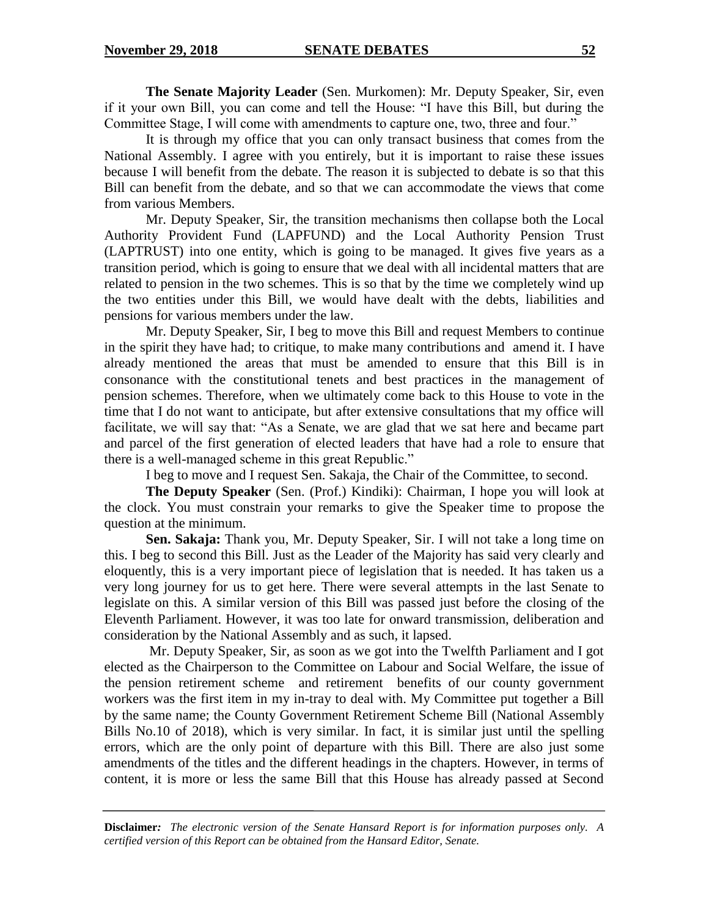**The Senate Majority Leader** (Sen. Murkomen): Mr. Deputy Speaker, Sir, even if it your own Bill, you can come and tell the House: "I have this Bill, but during the Committee Stage, I will come with amendments to capture one, two, three and four."

It is through my office that you can only transact business that comes from the National Assembly. I agree with you entirely, but it is important to raise these issues because I will benefit from the debate. The reason it is subjected to debate is so that this Bill can benefit from the debate, and so that we can accommodate the views that come from various Members.

Mr. Deputy Speaker, Sir, the transition mechanisms then collapse both the Local Authority Provident Fund (LAPFUND) and the Local Authority Pension Trust (LAPTRUST) into one entity, which is going to be managed. It gives five years as a transition period, which is going to ensure that we deal with all incidental matters that are related to pension in the two schemes. This is so that by the time we completely wind up the two entities under this Bill, we would have dealt with the debts, liabilities and pensions for various members under the law.

Mr. Deputy Speaker, Sir, I beg to move this Bill and request Members to continue in the spirit they have had; to critique, to make many contributions and amend it. I have already mentioned the areas that must be amended to ensure that this Bill is in consonance with the constitutional tenets and best practices in the management of pension schemes. Therefore, when we ultimately come back to this House to vote in the time that I do not want to anticipate, but after extensive consultations that my office will facilitate, we will say that: "As a Senate, we are glad that we sat here and became part and parcel of the first generation of elected leaders that have had a role to ensure that there is a well-managed scheme in this great Republic."

I beg to move and I request Sen. Sakaja, the Chair of the Committee, to second.

**The Deputy Speaker** (Sen. (Prof.) Kindiki): Chairman, I hope you will look at the clock. You must constrain your remarks to give the Speaker time to propose the question at the minimum.

**Sen. Sakaja:** Thank you, Mr. Deputy Speaker, Sir. I will not take a long time on this. I beg to second this Bill. Just as the Leader of the Majority has said very clearly and eloquently, this is a very important piece of legislation that is needed. It has taken us a very long journey for us to get here. There were several attempts in the last Senate to legislate on this. A similar version of this Bill was passed just before the closing of the Eleventh Parliament. However, it was too late for onward transmission, deliberation and consideration by the National Assembly and as such, it lapsed.

Mr. Deputy Speaker, Sir, as soon as we got into the Twelfth Parliament and I got elected as the Chairperson to the Committee on Labour and Social Welfare, the issue of the pension retirement scheme and retirement benefits of our county government workers was the first item in my in-tray to deal with. My Committee put together a Bill by the same name; the County Government Retirement Scheme Bill (National Assembly Bills No.10 of 2018), which is very similar. In fact, it is similar just until the spelling errors, which are the only point of departure with this Bill. There are also just some amendments of the titles and the different headings in the chapters. However, in terms of content, it is more or less the same Bill that this House has already passed at Second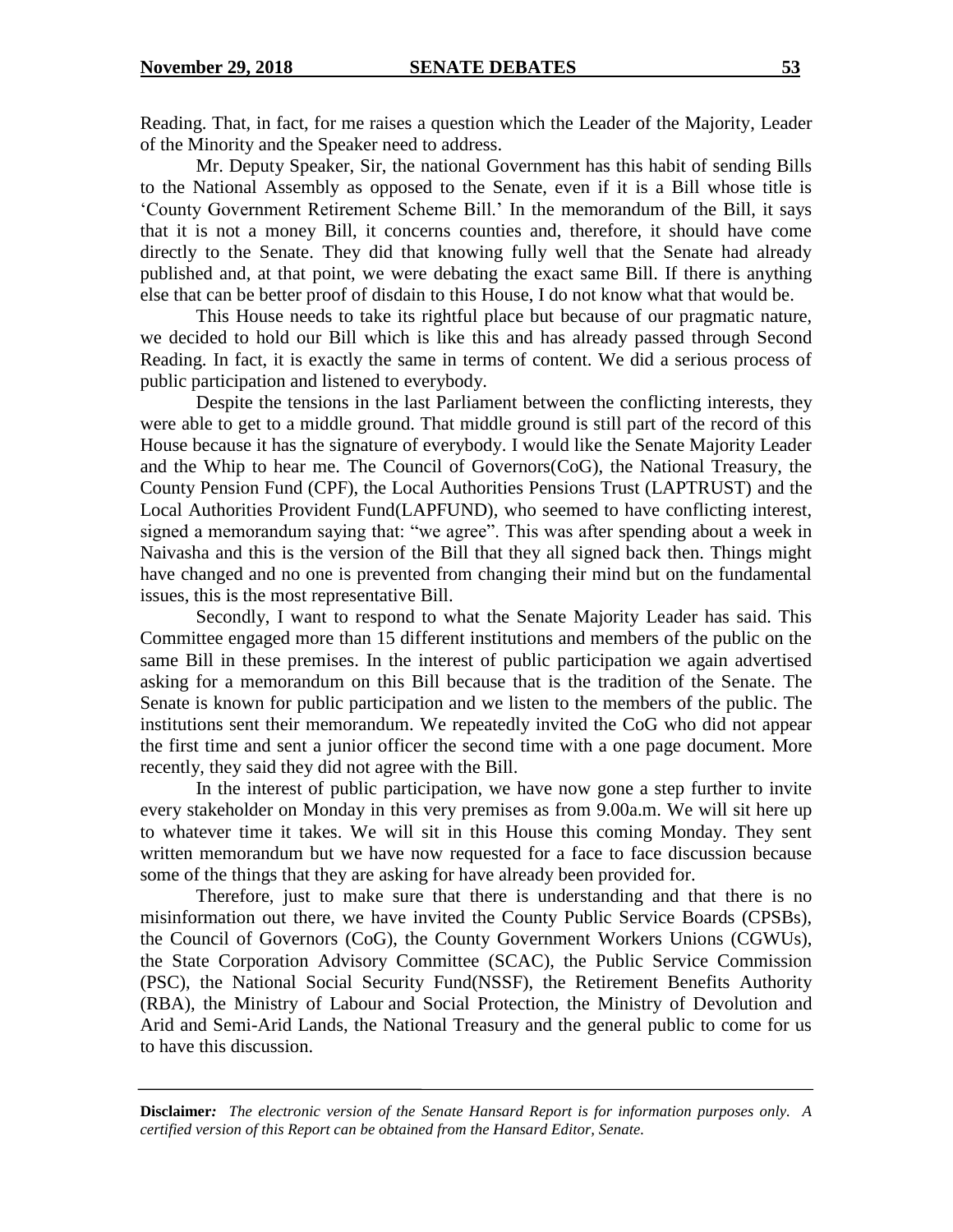Reading. That, in fact, for me raises a question which the Leader of the Majority, Leader of the Minority and the Speaker need to address.

Mr. Deputy Speaker, Sir, the national Government has this habit of sending Bills to the National Assembly as opposed to the Senate, even if it is a Bill whose title is 'County Government Retirement Scheme Bill.' In the memorandum of the Bill, it says that it is not a money Bill, it concerns counties and, therefore, it should have come directly to the Senate. They did that knowing fully well that the Senate had already published and, at that point, we were debating the exact same Bill. If there is anything else that can be better proof of disdain to this House, I do not know what that would be.

This House needs to take its rightful place but because of our pragmatic nature, we decided to hold our Bill which is like this and has already passed through Second Reading. In fact, it is exactly the same in terms of content. We did a serious process of public participation and listened to everybody.

Despite the tensions in the last Parliament between the conflicting interests, they were able to get to a middle ground. That middle ground is still part of the record of this House because it has the signature of everybody. I would like the Senate Majority Leader and the Whip to hear me. The Council of Governors(CoG), the National Treasury, the County Pension Fund (CPF), the Local Authorities Pensions Trust (LAPTRUST) and the Local Authorities Provident Fund(LAPFUND), who seemed to have conflicting interest, signed a memorandum saying that: "we agree". This was after spending about a week in Naivasha and this is the version of the Bill that they all signed back then. Things might have changed and no one is prevented from changing their mind but on the fundamental issues, this is the most representative Bill.

Secondly, I want to respond to what the Senate Majority Leader has said. This Committee engaged more than 15 different institutions and members of the public on the same Bill in these premises. In the interest of public participation we again advertised asking for a memorandum on this Bill because that is the tradition of the Senate. The Senate is known for public participation and we listen to the members of the public. The institutions sent their memorandum. We repeatedly invited the CoG who did not appear the first time and sent a junior officer the second time with a one page document. More recently, they said they did not agree with the Bill.

In the interest of public participation, we have now gone a step further to invite every stakeholder on Monday in this very premises as from 9.00a.m. We will sit here up to whatever time it takes. We will sit in this House this coming Monday. They sent written memorandum but we have now requested for a face to face discussion because some of the things that they are asking for have already been provided for.

Therefore, just to make sure that there is understanding and that there is no misinformation out there, we have invited the County Public Service Boards (CPSBs), the Council of Governors (CoG), the County Government Workers Unions (CGWUs), the State Corporation Advisory Committee (SCAC), the Public Service Commission (PSC), the National Social Security Fund(NSSF), the Retirement Benefits Authority (RBA), the Ministry of Labour and Social Protection, the Ministry of Devolution and Arid and Semi-Arid Lands, the National Treasury and the general public to come for us to have this discussion.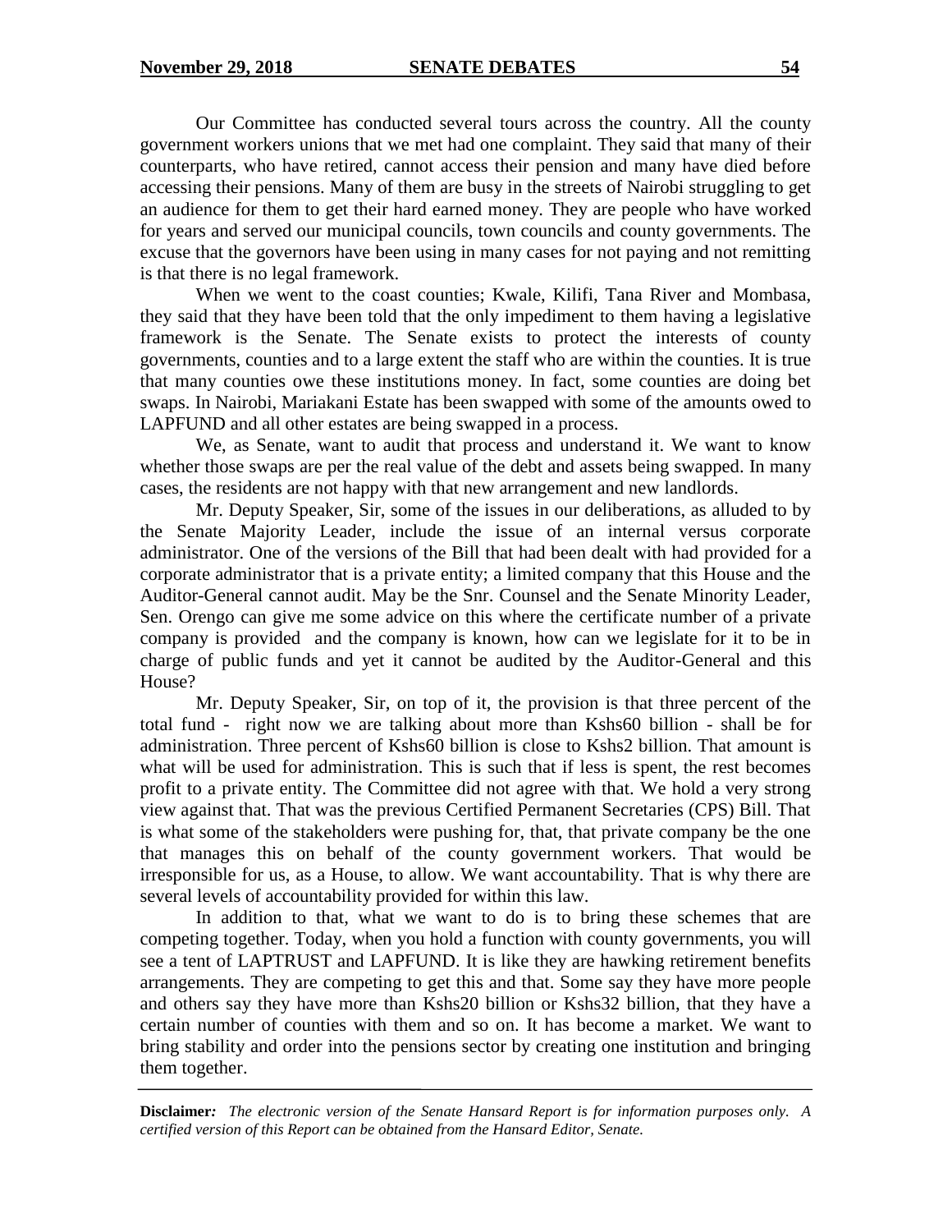Our Committee has conducted several tours across the country. All the county government workers unions that we met had one complaint. They said that many of their counterparts, who have retired, cannot access their pension and many have died before accessing their pensions. Many of them are busy in the streets of Nairobi struggling to get an audience for them to get their hard earned money. They are people who have worked for years and served our municipal councils, town councils and county governments. The excuse that the governors have been using in many cases for not paying and not remitting is that there is no legal framework.

When we went to the coast counties; Kwale, Kilifi, Tana River and Mombasa, they said that they have been told that the only impediment to them having a legislative framework is the Senate. The Senate exists to protect the interests of county governments, counties and to a large extent the staff who are within the counties. It is true that many counties owe these institutions money. In fact, some counties are doing bet swaps. In Nairobi, Mariakani Estate has been swapped with some of the amounts owed to LAPFUND and all other estates are being swapped in a process.

We, as Senate, want to audit that process and understand it. We want to know whether those swaps are per the real value of the debt and assets being swapped. In many cases, the residents are not happy with that new arrangement and new landlords.

Mr. Deputy Speaker, Sir, some of the issues in our deliberations, as alluded to by the Senate Majority Leader, include the issue of an internal versus corporate administrator. One of the versions of the Bill that had been dealt with had provided for a corporate administrator that is a private entity; a limited company that this House and the Auditor-General cannot audit. May be the Snr. Counsel and the Senate Minority Leader, Sen. Orengo can give me some advice on this where the certificate number of a private company is provided and the company is known, how can we legislate for it to be in charge of public funds and yet it cannot be audited by the Auditor-General and this House?

Mr. Deputy Speaker, Sir, on top of it, the provision is that three percent of the total fund - right now we are talking about more than Kshs60 billion - shall be for administration. Three percent of Kshs60 billion is close to Kshs2 billion. That amount is what will be used for administration. This is such that if less is spent, the rest becomes profit to a private entity. The Committee did not agree with that. We hold a very strong view against that. That was the previous Certified Permanent Secretaries (CPS) Bill. That is what some of the stakeholders were pushing for, that, that private company be the one that manages this on behalf of the county government workers. That would be irresponsible for us, as a House, to allow. We want accountability. That is why there are several levels of accountability provided for within this law.

In addition to that, what we want to do is to bring these schemes that are competing together. Today, when you hold a function with county governments, you will see a tent of LAPTRUST and LAPFUND. It is like they are hawking retirement benefits arrangements. They are competing to get this and that. Some say they have more people and others say they have more than Kshs20 billion or Kshs32 billion, that they have a certain number of counties with them and so on. It has become a market. We want to bring stability and order into the pensions sector by creating one institution and bringing them together.

**Disclaimer***:* *The electronic version of the Senate Hansard Report is for information purposes only. A certified version of this Report can be obtained from the Hansard Editor, Senate.*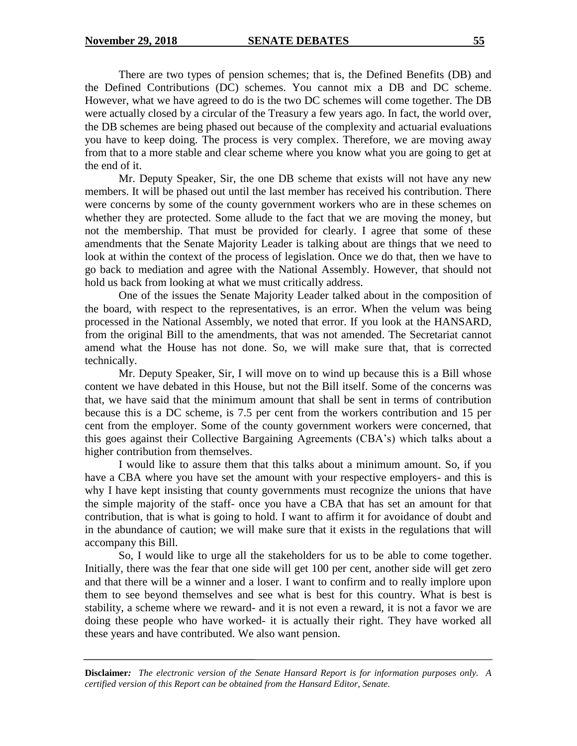There are two types of pension schemes; that is, the Defined Benefits (DB) and the Defined Contributions (DC) schemes. You cannot mix a DB and DC scheme. However, what we have agreed to do is the two DC schemes will come together. The DB were actually closed by a circular of the Treasury a few years ago. In fact, the world over, the DB schemes are being phased out because of the complexity and actuarial evaluations you have to keep doing. The process is very complex. Therefore, we are moving away from that to a more stable and clear scheme where you know what you are going to get at the end of it.

Mr. Deputy Speaker, Sir, the one DB scheme that exists will not have any new members. It will be phased out until the last member has received his contribution. There were concerns by some of the county government workers who are in these schemes on whether they are protected. Some allude to the fact that we are moving the money, but not the membership. That must be provided for clearly. I agree that some of these amendments that the Senate Majority Leader is talking about are things that we need to look at within the context of the process of legislation. Once we do that, then we have to go back to mediation and agree with the National Assembly. However, that should not hold us back from looking at what we must critically address.

One of the issues the Senate Majority Leader talked about in the composition of the board, with respect to the representatives, is an error. When the velum was being processed in the National Assembly, we noted that error. If you look at the HANSARD, from the original Bill to the amendments, that was not amended. The Secretariat cannot amend what the House has not done. So, we will make sure that, that is corrected technically.

Mr. Deputy Speaker, Sir, I will move on to wind up because this is a Bill whose content we have debated in this House, but not the Bill itself. Some of the concerns was that, we have said that the minimum amount that shall be sent in terms of contribution because this is a DC scheme, is 7.5 per cent from the workers contribution and 15 per cent from the employer. Some of the county government workers were concerned, that this goes against their Collective Bargaining Agreements (CBA's) which talks about a higher contribution from themselves.

I would like to assure them that this talks about a minimum amount. So, if you have a CBA where you have set the amount with your respective employers- and this is why I have kept insisting that county governments must recognize the unions that have the simple majority of the staff- once you have a CBA that has set an amount for that contribution, that is what is going to hold. I want to affirm it for avoidance of doubt and in the abundance of caution; we will make sure that it exists in the regulations that will accompany this Bill.

So, I would like to urge all the stakeholders for us to be able to come together. Initially, there was the fear that one side will get 100 per cent, another side will get zero and that there will be a winner and a loser. I want to confirm and to really implore upon them to see beyond themselves and see what is best for this country. What is best is stability, a scheme where we reward- and it is not even a reward, it is not a favor we are doing these people who have worked- it is actually their right. They have worked all these years and have contributed. We also want pension.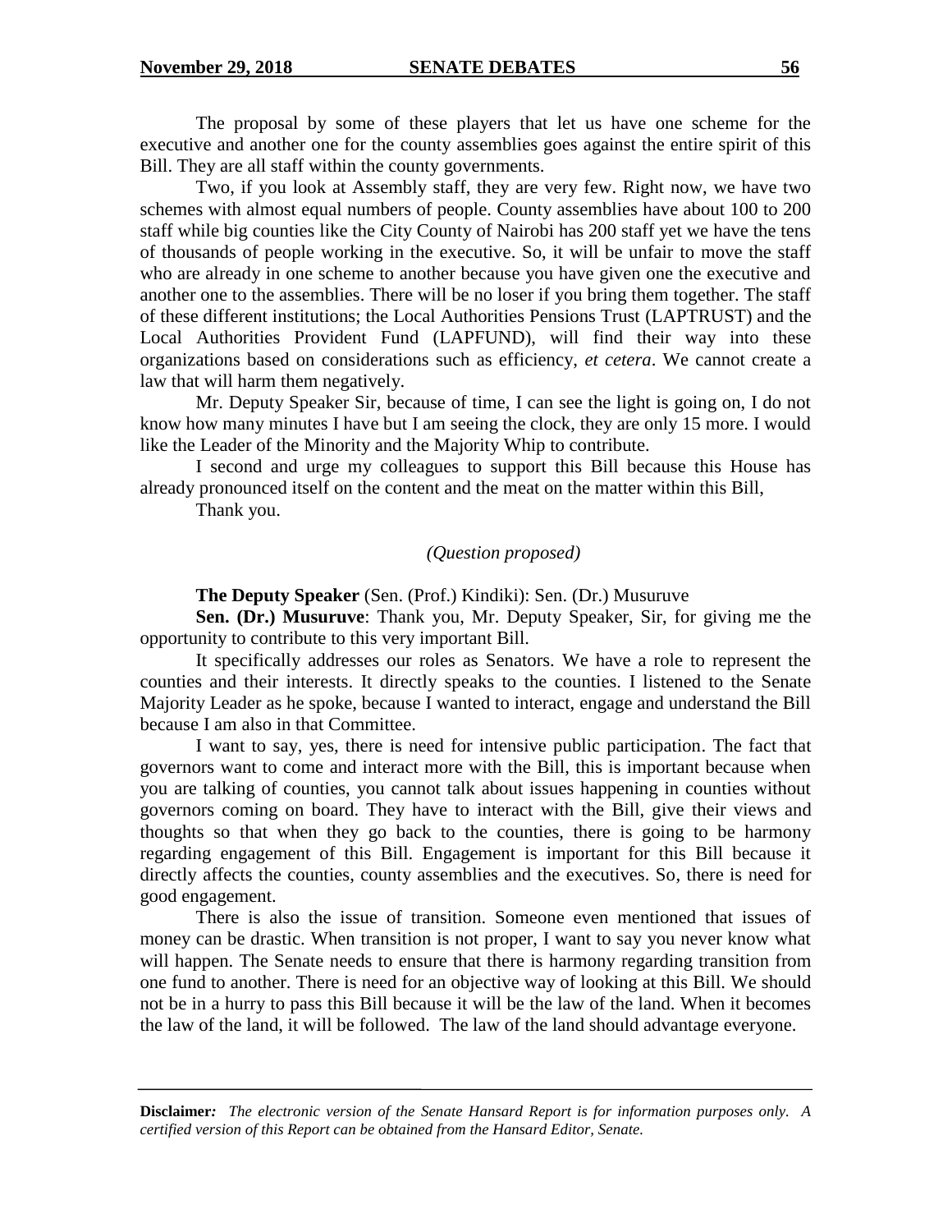The proposal by some of these players that let us have one scheme for the executive and another one for the county assemblies goes against the entire spirit of this Bill. They are all staff within the county governments.

Two, if you look at Assembly staff, they are very few. Right now, we have two schemes with almost equal numbers of people. County assemblies have about 100 to 200 staff while big counties like the City County of Nairobi has 200 staff yet we have the tens of thousands of people working in the executive. So, it will be unfair to move the staff who are already in one scheme to another because you have given one the executive and another one to the assemblies. There will be no loser if you bring them together. The staff of these different institutions; the Local Authorities Pensions Trust (LAPTRUST) and the Local Authorities Provident Fund (LAPFUND), will find their way into these organizations based on considerations such as efficiency, *et cetera*. We cannot create a law that will harm them negatively.

Mr. Deputy Speaker Sir, because of time, I can see the light is going on, I do not know how many minutes I have but I am seeing the clock, they are only 15 more. I would like the Leader of the Minority and the Majority Whip to contribute.

I second and urge my colleagues to support this Bill because this House has already pronounced itself on the content and the meat on the matter within this Bill,

Thank you.

*(Question proposed)*

**The Deputy Speaker** (Sen. (Prof.) Kindiki): Sen. (Dr.) Musuruve

**Sen. (Dr.) Musuruve**: Thank you, Mr. Deputy Speaker, Sir, for giving me the opportunity to contribute to this very important Bill.

It specifically addresses our roles as Senators. We have a role to represent the counties and their interests. It directly speaks to the counties. I listened to the Senate Majority Leader as he spoke, because I wanted to interact, engage and understand the Bill because I am also in that Committee.

I want to say, yes, there is need for intensive public participation. The fact that governors want to come and interact more with the Bill, this is important because when you are talking of counties, you cannot talk about issues happening in counties without governors coming on board. They have to interact with the Bill, give their views and thoughts so that when they go back to the counties, there is going to be harmony regarding engagement of this Bill. Engagement is important for this Bill because it directly affects the counties, county assemblies and the executives. So, there is need for good engagement.

There is also the issue of transition. Someone even mentioned that issues of money can be drastic. When transition is not proper, I want to say you never know what will happen. The Senate needs to ensure that there is harmony regarding transition from one fund to another. There is need for an objective way of looking at this Bill. We should not be in a hurry to pass this Bill because it will be the law of the land. When it becomes the law of the land, it will be followed. The law of the land should advantage everyone.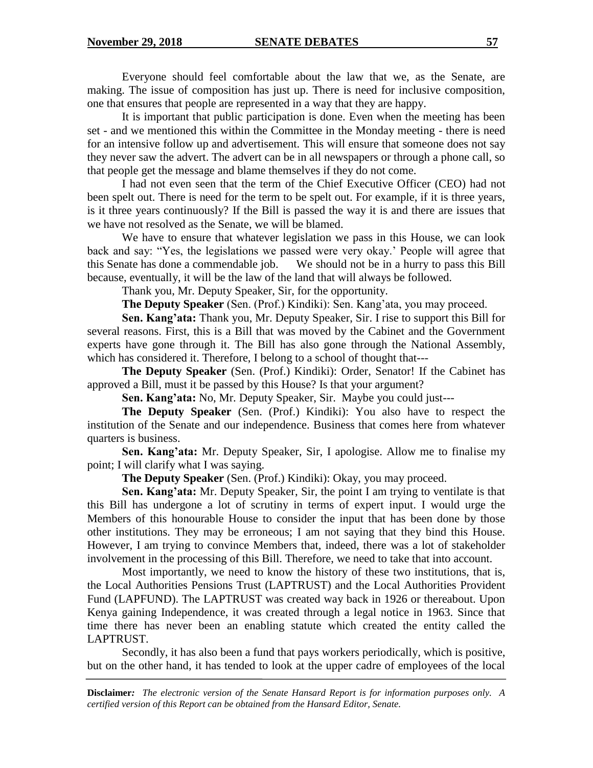Everyone should feel comfortable about the law that we, as the Senate, are making. The issue of composition has just up. There is need for inclusive composition, one that ensures that people are represented in a way that they are happy.

It is important that public participation is done. Even when the meeting has been set - and we mentioned this within the Committee in the Monday meeting - there is need for an intensive follow up and advertisement. This will ensure that someone does not say they never saw the advert. The advert can be in all newspapers or through a phone call, so that people get the message and blame themselves if they do not come.

I had not even seen that the term of the Chief Executive Officer (CEO) had not been spelt out. There is need for the term to be spelt out. For example, if it is three years, is it three years continuously? If the Bill is passed the way it is and there are issues that we have not resolved as the Senate, we will be blamed.

We have to ensure that whatever legislation we pass in this House, we can look back and say: "Yes, the legislations we passed were very okay.' People will agree that this Senate has done a commendable job. We should not be in a hurry to pass this Bill because, eventually, it will be the law of the land that will always be followed.

Thank you, Mr. Deputy Speaker, Sir, for the opportunity.

**The Deputy Speaker** (Sen. (Prof.) Kindiki): Sen. Kang'ata, you may proceed.

**Sen. Kang'ata:** Thank you, Mr. Deputy Speaker, Sir. I rise to support this Bill for several reasons. First, this is a Bill that was moved by the Cabinet and the Government experts have gone through it. The Bill has also gone through the National Assembly, which has considered it. Therefore, I belong to a school of thought that---

**The Deputy Speaker** (Sen. (Prof.) Kindiki): Order, Senator! If the Cabinet has approved a Bill, must it be passed by this House? Is that your argument?

**Sen. Kang'ata:** No, Mr. Deputy Speaker, Sir. Maybe you could just---

**The Deputy Speaker** (Sen. (Prof.) Kindiki): You also have to respect the institution of the Senate and our independence. Business that comes here from whatever quarters is business.

**Sen. Kang'ata:** Mr. Deputy Speaker, Sir, I apologise. Allow me to finalise my point; I will clarify what I was saying.

**The Deputy Speaker** (Sen. (Prof.) Kindiki): Okay, you may proceed.

**Sen. Kang'ata:** Mr. Deputy Speaker, Sir, the point I am trying to ventilate is that this Bill has undergone a lot of scrutiny in terms of expert input. I would urge the Members of this honourable House to consider the input that has been done by those other institutions. They may be erroneous; I am not saying that they bind this House. However, I am trying to convince Members that, indeed, there was a lot of stakeholder involvement in the processing of this Bill. Therefore, we need to take that into account.

Most importantly, we need to know the history of these two institutions, that is, the Local Authorities Pensions Trust (LAPTRUST) and the Local Authorities Provident Fund (LAPFUND). The LAPTRUST was created way back in 1926 or thereabout. Upon Kenya gaining Independence, it was created through a legal notice in 1963. Since that time there has never been an enabling statute which created the entity called the LAPTRUST.

Secondly, it has also been a fund that pays workers periodically, which is positive, but on the other hand, it has tended to look at the upper cadre of employees of the local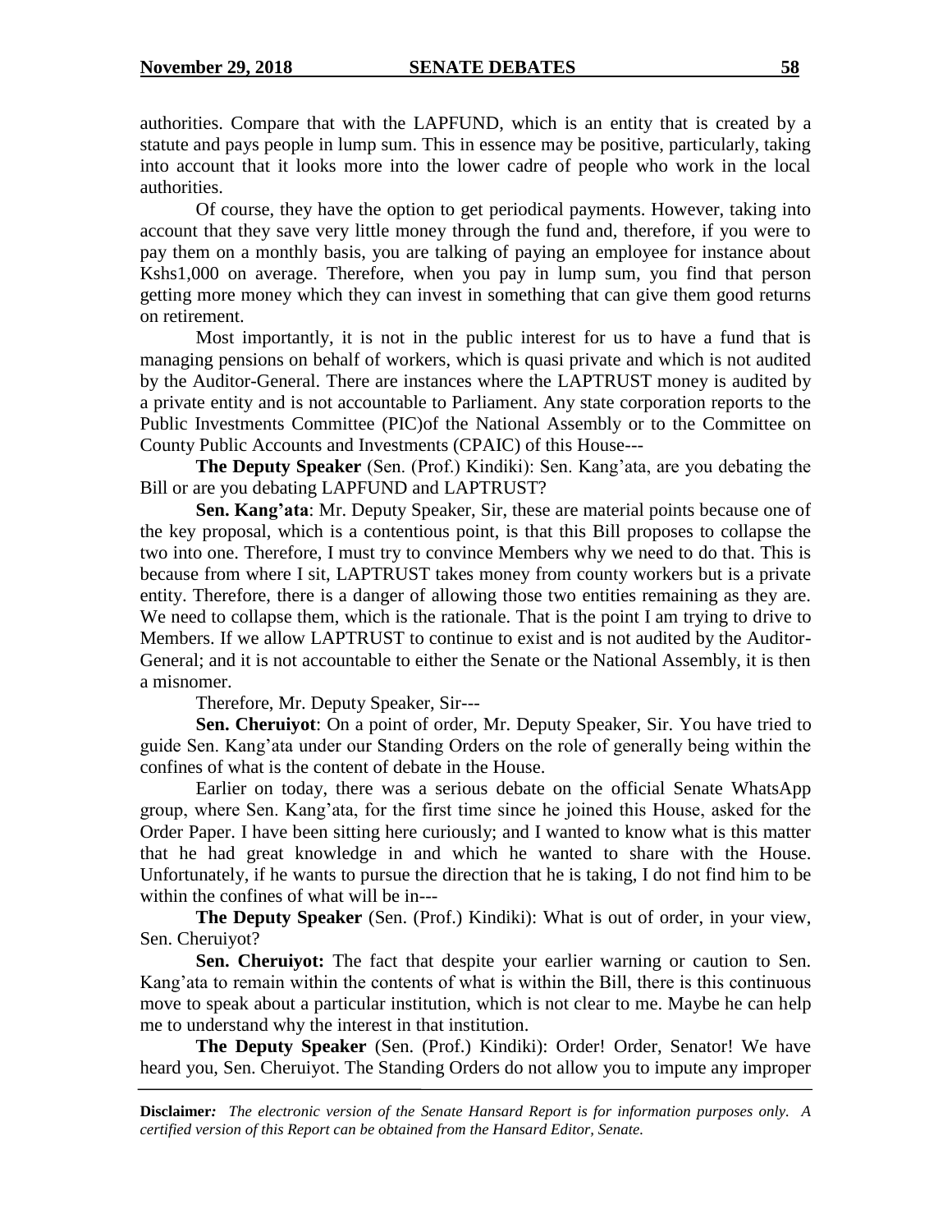authorities. Compare that with the LAPFUND, which is an entity that is created by a statute and pays people in lump sum. This in essence may be positive, particularly, taking into account that it looks more into the lower cadre of people who work in the local authorities.

Of course, they have the option to get periodical payments. However, taking into account that they save very little money through the fund and, therefore, if you were to pay them on a monthly basis, you are talking of paying an employee for instance about Kshs1,000 on average. Therefore, when you pay in lump sum, you find that person getting more money which they can invest in something that can give them good returns on retirement.

Most importantly, it is not in the public interest for us to have a fund that is managing pensions on behalf of workers, which is quasi private and which is not audited by the Auditor-General. There are instances where the LAPTRUST money is audited by a private entity and is not accountable to Parliament. Any state corporation reports to the Public Investments Committee (PIC)of the National Assembly or to the Committee on County Public Accounts and Investments (CPAIC) of this House---

**The Deputy Speaker** (Sen. (Prof.) Kindiki): Sen. Kang'ata, are you debating the Bill or are you debating LAPFUND and LAPTRUST?

**Sen. Kang'ata**: Mr. Deputy Speaker, Sir, these are material points because one of the key proposal, which is a contentious point, is that this Bill proposes to collapse the two into one. Therefore, I must try to convince Members why we need to do that. This is because from where I sit, LAPTRUST takes money from county workers but is a private entity. Therefore, there is a danger of allowing those two entities remaining as they are. We need to collapse them, which is the rationale. That is the point I am trying to drive to Members. If we allow LAPTRUST to continue to exist and is not audited by the Auditor-General; and it is not accountable to either the Senate or the National Assembly, it is then a misnomer.

Therefore, Mr. Deputy Speaker, Sir---

**Sen. Cheruiyot**: On a point of order, Mr. Deputy Speaker, Sir. You have tried to guide Sen. Kang'ata under our Standing Orders on the role of generally being within the confines of what is the content of debate in the House.

Earlier on today, there was a serious debate on the official Senate WhatsApp group, where Sen. Kang'ata, for the first time since he joined this House, asked for the Order Paper. I have been sitting here curiously; and I wanted to know what is this matter that he had great knowledge in and which he wanted to share with the House. Unfortunately, if he wants to pursue the direction that he is taking, I do not find him to be within the confines of what will be in---

**The Deputy Speaker** (Sen. (Prof.) Kindiki): What is out of order, in your view, Sen. Cheruiyot?

**Sen. Cheruiyot:** The fact that despite your earlier warning or caution to Sen. Kang'ata to remain within the contents of what is within the Bill, there is this continuous move to speak about a particular institution, which is not clear to me. Maybe he can help me to understand why the interest in that institution.

**The Deputy Speaker** (Sen. (Prof.) Kindiki): Order! Order, Senator! We have heard you, Sen. Cheruiyot. The Standing Orders do not allow you to impute any improper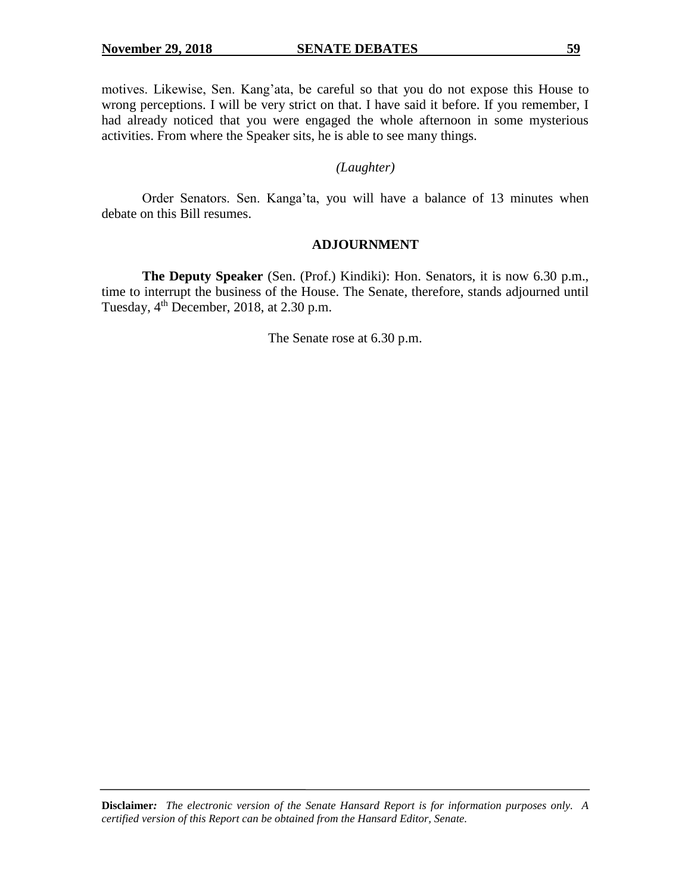motives. Likewise, Sen. Kang'ata, be careful so that you do not expose this House to wrong perceptions. I will be very strict on that. I have said it before. If you remember, I had already noticed that you were engaged the whole afternoon in some mysterious activities. From where the Speaker sits, he is able to see many things.

*(Laughter)*

Order Senators. Sen. Kanga'ta, you will have a balance of 13 minutes when debate on this Bill resumes.

## ADJOURNMENT

**The Deputy Speaker** (Sen. (Prof.) Kindiki): Hon. Senators, it is now 6.30 p.m., time to interrupt the business of the House. The Senate, therefore, stands adjourned until Tuesday, 4th December, 2018, at 2.30 p.m.

The Senate rose at 6.30 p.m.

**Disclaimer:** *The electronic version of the Senate Hansard Report is for information purposes only. A certified version of this Report can be obtained from the Hansard Editor, Senate.*